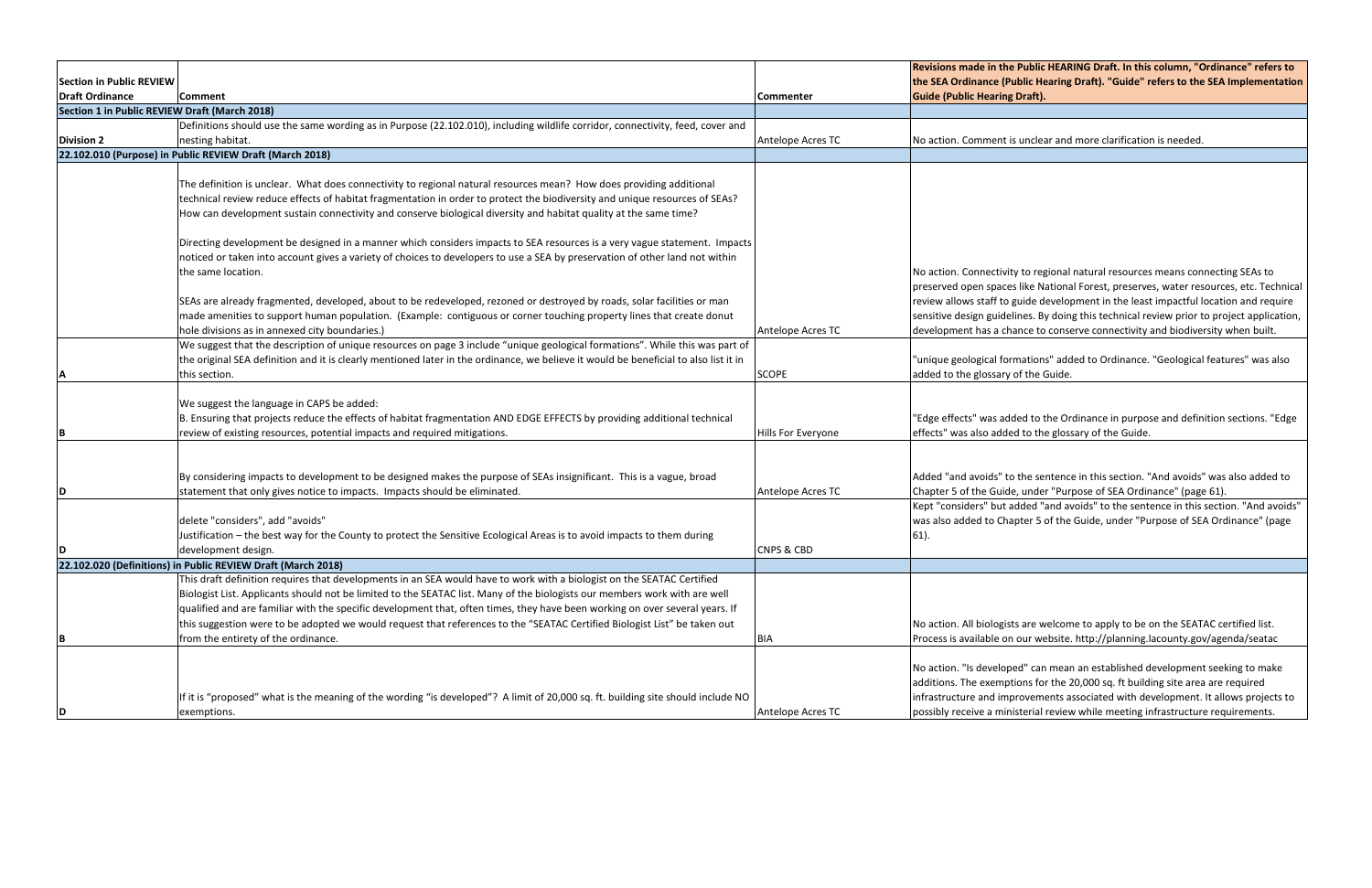| Section in Public REVIEW Draft Ordinance | Comment | Commenter | Revisions made in the Public HEARING Draft. In this column, "Ordinance" refers to the SEA Ordinance (Public Hearing Draft). "Guide" refers to the SEA Implementation Guide (Public Hearing Draft). |
|---|---|---|---|
| **Section 1 in Public REVIEW Draft (March 2018)** | | | |
| **Division 2** | Definitions should use the same wording as in Purpose (22.102.010), including wildlife corridor, connectivity, feed, cover and nesting habitat. | Antelope Acres TC | No action. Comment is unclear and more clarification is needed. |
| **22.102.010 (Purpose) in Public REVIEW Draft (March 2018)** | | | |
| | The definition is unclear. What does connectivity to regional natural resources mean? How does providing additional technical review reduce effects of habitat fragmentation in order to protect the biodiversity and unique resources of SEAs? How can development sustain connectivity and conserve biological diversity and habitat quality at the same time?<br><br>Directing development be designed in a manner which considers impacts to SEA resources is a very vague statement. Impacts noticed or taken into account gives a variety of choices to developers to use a SEA by preservation of other land not within the same location.<br><br>SEAs are already fragmented, developed, about to be redeveloped, rezoned or destroyed by roads, solar facilities or man made amenities to support human population. (Example: contiguous or corner touching property lines that create donut hole divisions as in annexed city boundaries.) | Antelope Acres TC | No action. Connectivity to regional natural resources means connecting SEAs to preserved open spaces like National Forest, preserves, water resources, etc. Technical review allows staff to guide development in the least impactful location and require sensitive design guidelines. By doing this technical review prior to project application, development has a chance to conserve connectivity and biodiversity when built. |
| A | We suggest that the description of unique resources on page 3 include "unique geological formations". While this was part of the original SEA definition and it is clearly mentioned later in the ordinance, we believe it would be beneficial to also list it in this section. | SCOPE | "unique geological formations" added to Ordinance. "Geological features" was also added to the glossary of the Guide. |
| B | We suggest the language in CAPS be added:<br>B. Ensuring that projects reduce the effects of habitat fragmentation AND EDGE EFFECTS by providing additional technical review of existing resources, potential impacts and required mitigations. | Hills For Everyone | "Edge effects" was added to the Ordinance in purpose and definition sections. "Edge effects" was also added to the glossary of the Guide. |
| D | By considering impacts to development to be designed makes the purpose of SEAs insignificant. This is a vague, broad statement that only gives notice to impacts. Impacts should be eliminated. | Antelope Acres TC | Added "and avoids" to the sentence in this section. "And avoids" was also added to Chapter 5 of the Guide, under "Purpose of SEA Ordinance" (page 61). |
| D | delete "considers", add "avoids"<br>Justification – the best way for the County to protect the Sensitive Ecological Areas is to avoid impacts to them during development design. | CNPS & CBD | Kept "considers" but added "and avoids" to the sentence in this section. "And avoids" was also added to Chapter 5 of the Guide, under "Purpose of SEA Ordinance" (page 61). |
| **22.102.020 (Definitions) in Public REVIEW Draft (March 2018)** | | | |
| B | This draft definition requires that developments in an SEA would have to work with a biologist on the SEATAC Certified Biologist List. Applicants should not be limited to the SEATAC list. Many of the biologists our members work with are well qualified and are familiar with the specific development that, often times, they have been working on over several years. If this suggestion were to be adopted we would request that references to the "SEATAC Certified Biologist List" be taken out from the entirety of the ordinance. | BIA | No action. All biologists are welcome to apply to be on the SEATAC certified list. Process is available on our website. http://planning.lacounty.gov/agenda/seatac |
| D | If it is "proposed" what is the meaning of the wording "is developed"? A limit of 20,000 sq. ft. building site should include NO exemptions. | Antelope Acres TC | No action. "Is developed" can mean an established development seeking to make additions. The exemptions for the 20,000 sq. ft building site area are required infrastructure and improvements associated with development. It allows projects to possibly receive a ministerial review while meeting infrastructure requirements. |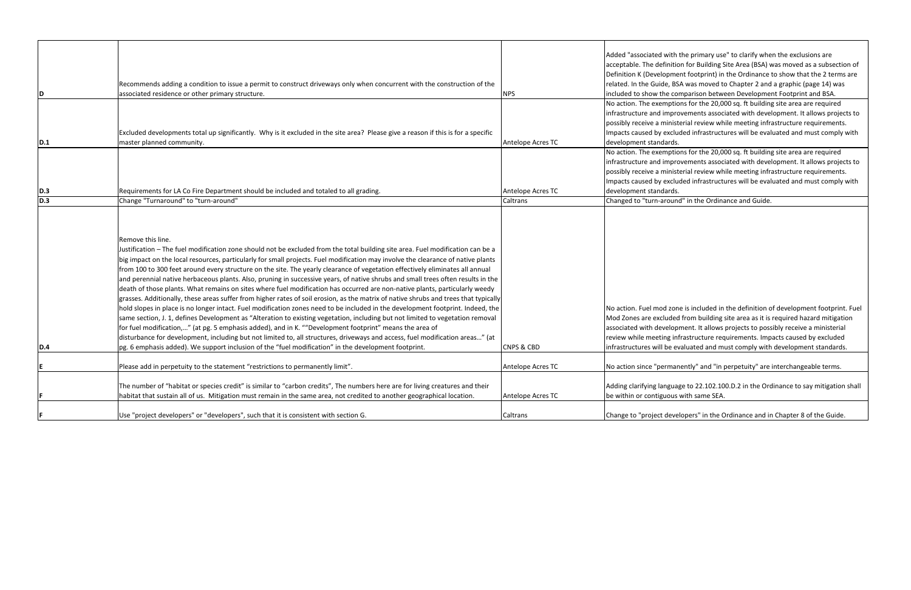| | | | |
|---|---|---|---|
| D | Recommends adding a condition to issue a permit to construct driveways only when concurrent with the construction of the associated residence or other primary structure. | NPS | Added "associated with the primary use" to clarify when the exclusions are acceptable. The definition for Building Site Area (BSA) was moved as a subsection of Definition K (Development footprint) in the Ordinance to show that the 2 terms are related. In the Guide, BSA was moved to Chapter 2 and a graphic (page 14) was included to show the comparison between Development Footprint and BSA. |
| D.1 | Excluded developments total up significantly. Why is it excluded in the site area? Please give a reason if this is for a specific master planned community. | Antelope Acres TC | No action. The exemptions for the 20,000 sq. ft building site area are required infrastructure and improvements associated with development. It allows projects to possibly receive a ministerial review while meeting infrastructure requirements. Impacts caused by excluded infrastructures will be evaluated and must comply with development standards. |
| D.3 | Requirements for LA Co Fire Department should be included and totaled to all grading. | Antelope Acres TC | No action. The exemptions for the 20,000 sq. ft building site area are required infrastructure and improvements associated with development. It allows projects to possibly receive a ministerial review while meeting infrastructure requirements. Impacts caused by excluded infrastructures will be evaluated and must comply with development standards. |
| D.3 | Change "Turnaround" to "turn-around" | Caltrans | Changed to "turn-around" in the Ordinance and Guide. |
| D.4 | Remove this line.<br>Justification – The fuel modification zone should not be excluded from the total building site area. Fuel modification can be a big impact on the local resources, particularly for small projects. Fuel modification may involve the clearance of native plants from 100 to 300 feet around every structure on the site. The yearly clearance of vegetation effectively eliminates all annual and perennial native herbaceous plants. Also, pruning in successive years, of native shrubs and small trees often results in the death of those plants. What remains on sites where fuel modification has occurred are non-native plants, particularly weedy grasses. Additionally, these areas suffer from higher rates of soil erosion, as the matrix of native shrubs and trees that typically hold slopes in place is no longer intact. Fuel modification zones need to be included in the development footprint. Indeed, the same section, J. 1, defines Development as "Alteration to existing vegetation, including but not limited to vegetation removal for fuel modification,…" (at pg. 5 emphasis added), and in K. ""Development footprint" means the area of disturbance for development, including but not limited to, all structures, driveways and access, fuel modification areas…" (at pg. 6 emphasis added). We support inclusion of the "fuel modification" in the development footprint. | CNPS & CBD | No action. Fuel mod zone is included in the definition of development footprint. Fuel Mod Zones are excluded from building site area as it is required hazard mitigation associated with development. It allows projects to possibly receive a ministerial review while meeting infrastructure requirements. Impacts caused by excluded infrastructures will be evaluated and must comply with development standards. |
| E | Please add in perpetuity to the statement "restrictions to permanently limit". | Antelope Acres TC | No action since "permanently" and "in perpetuity" are interchangeable terms. |
| F | The number of "habitat or species credit" is similar to "carbon credits", The numbers here are for living creatures and their habitat that sustain all of us. Mitigation must remain in the same area, not credited to another geographical location. | Antelope Acres TC | Adding clarifying language to 22.102.100.D.2 in the Ordinance to say mitigation shall be within or contiguous with same SEA. |
| F | Use "project developers" or "developers", such that it is consistent with section G. | Caltrans | Change to "project developers" in the Ordinance and in Chapter 8 of the Guide. |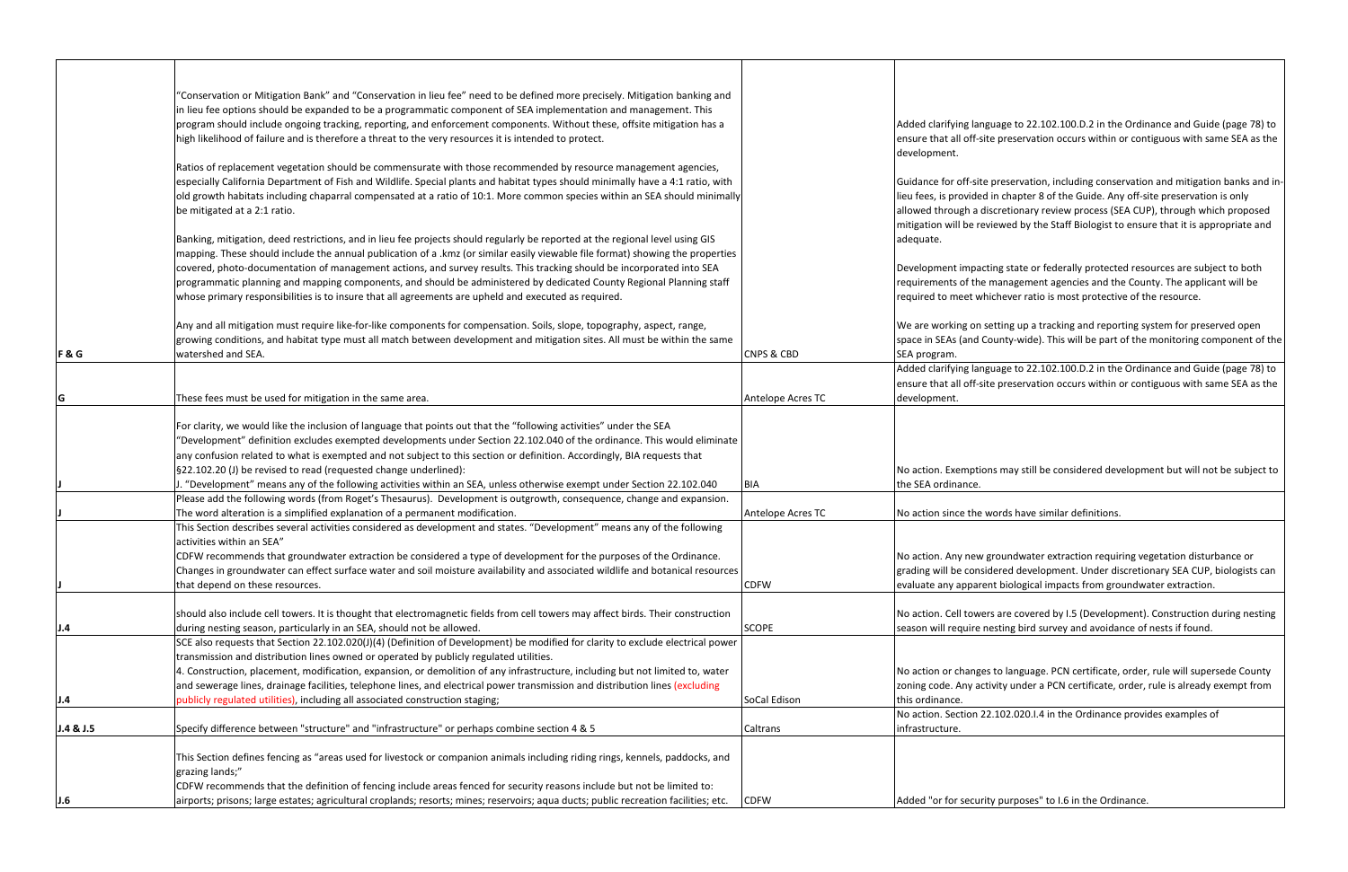| | | | |
|---|---|---|---|
| F & G | "Conservation or Mitigation Bank" and "Conservation in lieu fee" need to be defined more precisely. Mitigation banking and in lieu fee options should be expanded to be a programmatic component of SEA implementation and management. This program should include ongoing tracking, reporting, and enforcement components. Without these, offsite mitigation has a high likelihood of failure and is therefore a threat to the very resources it is intended to protect.<br><br>Ratios of replacement vegetation should be commensurate with those recommended by resource management agencies, especially California Department of Fish and Wildlife. Special plants and habitat types should minimally have a 4:1 ratio, with old growth habitats including chaparral compensated at a ratio of 10:1. More common species within an SEA should minimally be mitigated at a 2:1 ratio.<br><br>Banking, mitigation, deed restrictions, and in lieu fee projects should regularly be reported at the regional level using GIS mapping. These should include the annual publication of a .kmz (or similar easily viewable file format) showing the properties covered, photo-documentation of management actions, and survey results. This tracking should be incorporated into SEA programmatic planning and mapping components, and should be administered by dedicated County Regional Planning staff whose primary responsibilities is to insure that all agreements are upheld and executed as required.<br><br>Any and all mitigation must require like-for-like components for compensation. Soils, slope, topography, aspect, range, growing conditions, and habitat type must all match between development and mitigation sites. All must be within the same watershed and SEA. | CNPS & CBD | Added clarifying language to 22.102.100.D.2 in the Ordinance and Guide (page 78) to ensure that all off-site preservation occurs within or contiguous with same SEA as the development.<br><br>Guidance for off-site preservation, including conservation and mitigation banks and in-lieu fees, is provided in chapter 8 of the Guide. Any off-site preservation is only allowed through a discretionary review process (SEA CUP), through which proposed mitigation will be reviewed by the Staff Biologist to ensure that it is appropriate and adequate.<br><br>Development impacting state or federally protected resources are subject to both requirements of the management agencies and the County. The applicant will be required to meet whichever ratio is most protective of the resource.<br><br>We are working on setting up a tracking and reporting system for preserved open space in SEAs (and County-wide). This will be part of the monitoring component of the SEA program. |
| G | These fees must be used for mitigation in the same area. | Antelope Acres TC | Added clarifying language to 22.102.100.D.2 in the Ordinance and Guide (page 78) to ensure that all off-site preservation occurs within or contiguous with same SEA as the development. |
| J | For clarity, we would like the inclusion of language that points out that the "following activities" under the SEA "Development" definition excludes exempted developments under Section 22.102.040 of the ordinance. This would eliminate any confusion related to what is exempted and not subject to this section or definition. Accordingly, BIA requests that §22.102.20 (J) be revised to read (requested change underlined):<br>J. "Development" means any of the following activities within an SEA, unless otherwise exempt under Section 22.102.040 | BIA | No action. Exemptions may still be considered development but will not be subject to the SEA ordinance. |
| J | Please add the following words (from Roget's Thesaurus). Development is outgrowth, consequence, change and expansion. The word alteration is a simplified explanation of a permanent modification. | Antelope Acres TC | No action since the words have similar definitions. |
| J | This Section describes several activities considered as development and states. "Development" means any of the following activities within an SEA"<br>CDFW recommends that groundwater extraction be considered a type of development for the purposes of the Ordinance. Changes in groundwater can effect surface water and soil moisture availability and associated wildlife and botanical resources that depend on these resources. | CDFW | No action. Any new groundwater extraction requiring vegetation disturbance or grading will be considered development. Under discretionary SEA CUP, biologists can evaluate any apparent biological impacts from groundwater extraction. |
| J.4 | should also include cell towers. It is thought that electromagnetic fields from cell towers may affect birds. Their construction during nesting season, particularly in an SEA, should not be allowed. | SCOPE | No action. Cell towers are covered by I.5 (Development). Construction during nesting season will require nesting bird survey and avoidance of nests if found. |
| J.4 | SCE also requests that Section 22.102.020(J)(4) (Definition of Development) be modified for clarity to exclude electrical power transmission and distribution lines owned or operated by publicly regulated utilities.<br>4. Construction, placement, modification, expansion, or demolition of any infrastructure, including but not limited to, water and sewerage lines, drainage facilities, telephone lines, and electrical power transmission and distribution lines (excluding publicly regulated utilities), including all associated construction staging; | SoCal Edison | No action or changes to language. PCN certificate, order, rule will supersede County zoning code. Any activity under a PCN certificate, order, rule is already exempt from this ordinance. |
| J.4 & J.5 | Specify difference between "structure" and "infrastructure" or perhaps combine section 4 & 5 | Caltrans | No action. Section 22.102.020.I.4 in the Ordinance provides examples of infrastructure. |
| J.6 | This Section defines fencing as "areas used for livestock or companion animals including riding rings, kennels, paddocks, and grazing lands;"<br>CDFW recommends that the definition of fencing include areas fenced for security reasons include but not be limited to: airports; prisons; large estates; agricultural croplands; resorts; mines; reservoirs; aqua ducts; public recreation facilities; etc. | CDFW | Added "or for security purposes" to I.6 in the Ordinance. |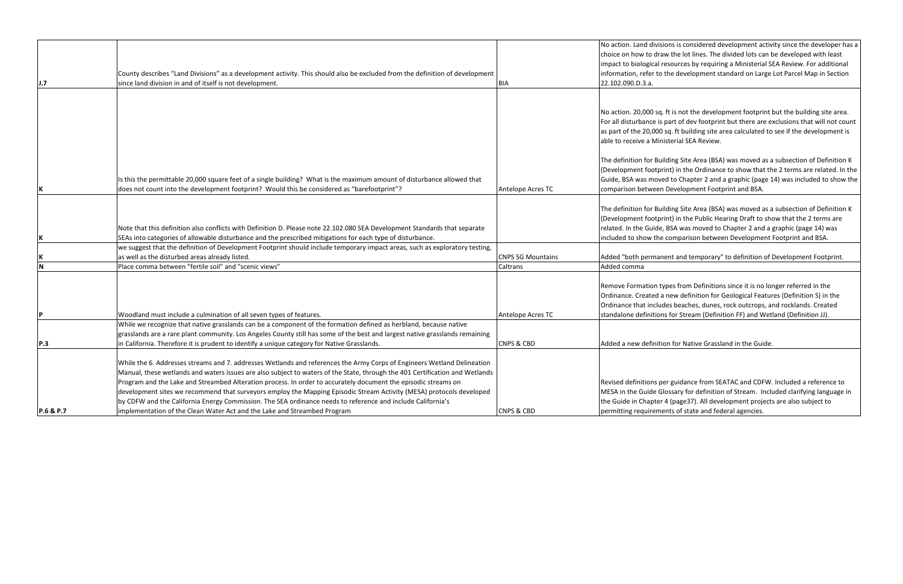| | | | |
|---|---|---|---|
| J.7 | County describes "Land Divisions" as a development activity. This should also be excluded from the definition of development since land division in and of itself is not development. | BIA | No action. Land divisions is considered development activity since the developer has a choice on how to draw the lot lines. The divided lots can be developed with least impact to biological resources by requiring a Ministerial SEA Review. For additional information, refer to the development standard on Large Lot Parcel Map in Section 22.102.090.D.3.a. |
| K | Is this the permittable 20,000 square feet of a single building? What is the maximum amount of disturbance allowed that does not count into the development footprint? Would this be considered as "barefootprint"? | Antelope Acres TC | No action. 20,000 sq. ft is not the development footprint but the building site area. For all disturbance is part of dev footprint but there are exclusions that will not count as part of the 20,000 sq. ft building site area calculated to see if the development is able to receive a Ministerial SEA Review.<br><br>The definition for Building Site Area (BSA) was moved as a subsection of Definition K (Development footprint) in the Ordinance to show that the 2 terms are related. In the Guide, BSA was moved to Chapter 2 and a graphic (page 14) was included to show the comparison between Development Footprint and BSA. |
| K | Note that this definition also conflicts with Definition D. Please note 22.102.080 SEA Development Standards that separate SEAs into categories of allowable disturbance and the prescribed mitigations for each type of disturbance. | | The definition for Building Site Area (BSA) was moved as a subsection of Definition K (Development footprint) in the Public Hearing Draft to show that the 2 terms are related. In the Guide, BSA was moved to Chapter 2 and a graphic (page 14) was included to show the comparison between Development Footprint and BSA. |
| K | we suggest that the definition of Development Footprint should include temporary impact areas, such as exploratory testing, as well as the disturbed areas already listed. | CNPS SG Mountains | Added "both permanent and temporary" to definition of Development Footprint. |
| N | Place comma between "fertile soil" and "scenic views" | Caltrans | Added comma |
| P | Woodland must include a culmination of all seven types of features. | Antelope Acres TC | Remove Formation types from Definitions since it is no longer referred in the Ordinance. Created a new definition for Geological Features (Definition S) in the Ordinance that includes beaches, dunes, rock outcrops, and rocklands. Created standalone definitions for Stream (Definition FF) and Wetland (Definition JJ). |
| P.3 | While we recognize that native grasslands can be a component of the formation defined as herbland, because native grasslands are a rare plant community. Los Angeles County still has some of the best and largest native grasslands remaining in California. Therefore it is prudent to identify a unique category for Native Grasslands. | CNPS & CBD | Added a new definition for Native Grassland in the Guide. |
| P.6 & P.7 | While the 6. Addresses streams and 7. addresses Wetlands and references the Army Corps of Engineers Wetland Delineation Manual, these wetlands and waters issues are also subject to waters of the State, through the 401 Certification and Wetlands Program and the Lake and Streambed Alteration process. In order to accurately document the episodic streams on development sites we recommend that surveyors employ the Mapping Episodic Stream Activity (MESA) protocols developed by CDFW and the California Energy Commission. The SEA ordinance needs to reference and include California's implementation of the Clean Water Act and the Lake and Streambed Program | CNPS & CBD | Revised definitions per guidance from SEATAC and CDFW. Included a reference to MESA in the Guide Glossary for definition of Stream. Included clarifying language in the Guide in Chapter 4 (page37). All development projects are also subject to permitting requirements of state and federal agencies. |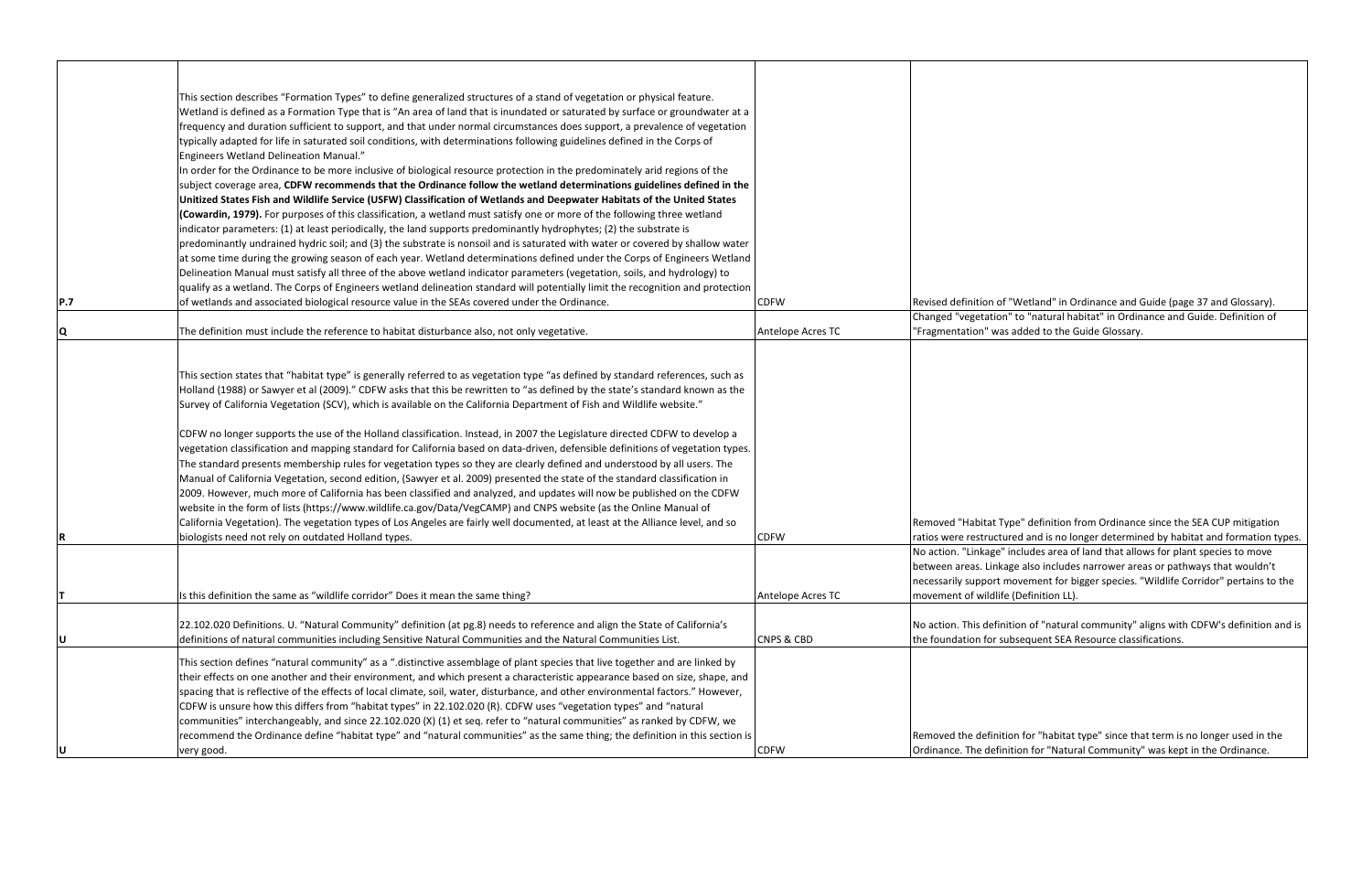| | | | |
|---|---|---|---|
| P.7 | This section describes "Formation Types" to define generalized structures of a stand of vegetation or physical feature. Wetland is defined as a Formation Type that is "An area of land that is inundated or saturated by surface or groundwater at a frequency and duration sufficient to support, and that under normal circumstances does support, a prevalence of vegetation typically adapted for life in saturated soil conditions, with determinations following guidelines defined in the Corps of Engineers Wetland Delineation Manual."<br>In order for the Ordinance to be more inclusive of biological resource protection in the predominately arid regions of the subject coverage area, **CDFW recommends that the Ordinance follow the wetland determinations guidelines defined in the Unitized States Fish and Wildlife Service (USFW) Classification of Wetlands and Deepwater Habitats of the United States (Cowardin, 1979).** For purposes of this classification, a wetland must satisfy one or more of the following three wetland indicator parameters: (1) at least periodically, the land supports predominantly hydrophytes; (2) the substrate is predominantly undrained hydric soil; and (3) the substrate is nonsoil and is saturated with water or covered by shallow water at some time during the growing season of each year. Wetland determinations defined under the Corps of Engineers Wetland Delineation Manual must satisfy all three of the above wetland indicator parameters (vegetation, soils, and hydrology) to qualify as a wetland. The Corps of Engineers wetland delineation standard will potentially limit the recognition and protection of wetlands and associated biological resource value in the SEAs covered under the Ordinance. | CDFW | Revised definition of "Wetland" in Ordinance and Guide (page 37 and Glossary). |
| Q | The definition must include the reference to habitat disturbance also, not only vegetative. | Antelope Acres TC | Changed "vegetation" to "natural habitat" in Ordinance and Guide. Definition of "Fragmentation" was added to the Guide Glossary. |
| R | This section states that "habitat type" is generally referred to as vegetation type "as defined by standard references, such as Holland (1988) or Sawyer et al (2009)." CDFW asks that this be rewritten to "as defined by the state's standard known as the Survey of California Vegetation (SCV), which is available on the California Department of Fish and Wildlife website."<br><br>CDFW no longer supports the use of the Holland classification. Instead, in 2007 the Legislature directed CDFW to develop a vegetation classification and mapping standard for California based on data-driven, defensible definitions of vegetation types. The standard presents membership rules for vegetation types so they are clearly defined and understood by all users. The Manual of California Vegetation, second edition, (Sawyer et al. 2009) presented the state of the standard classification in 2009. However, much more of California has been classified and analyzed, and updates will now be published on the CDFW website in the form of lists (https://www.wildlife.ca.gov/Data/VegCAMP) and CNPS website (as the Online Manual of California Vegetation). The vegetation types of Los Angeles are fairly well documented, at least at the Alliance level, and so biologists need not rely on outdated Holland types. | CDFW | Removed "Habitat Type" definition from Ordinance since the SEA CUP mitigation ratios were restructured and is no longer determined by habitat and formation types. |
| T | Is this definition the same as "wildlife corridor" Does it mean the same thing? | Antelope Acres TC | No action. "Linkage" includes area of land that allows for plant species to move between areas. Linkage also includes narrower areas or pathways that wouldn't necessarily support movement for bigger species. "Wildlife Corridor" pertains to the movement of wildlife (Definition LL). |
| U | 22.102.020 Definitions. U. "Natural Community" definition (at pg.8) needs to reference and align the State of California's definitions of natural communities including Sensitive Natural Communities and the Natural Communities List. | CNPS & CBD | No action. This definition of "natural community" aligns with CDFW's definition and is the foundation for subsequent SEA Resource classifications. |
| U | This section defines "natural community" as a ".distinctive assemblage of plant species that live together and are linked by their effects on one another and their environment, and which present a characteristic appearance based on size, shape, and spacing that is reflective of the effects of local climate, soil, water, disturbance, and other environmental factors." However, CDFW is unsure how this differs from "habitat types" in 22.102.020 (R). CDFW uses "vegetation types" and "natural communities" interchangeably, and since 22.102.020 (X) (1) et seq. refer to "natural communities" as ranked by CDFW, we recommend the Ordinance define "habitat type" and "natural communities" as the same thing; the definition in this section is very good. | CDFW | Removed the definition for "habitat type" since that term is no longer used in the Ordinance. The definition for "Natural Community" was kept in the Ordinance. |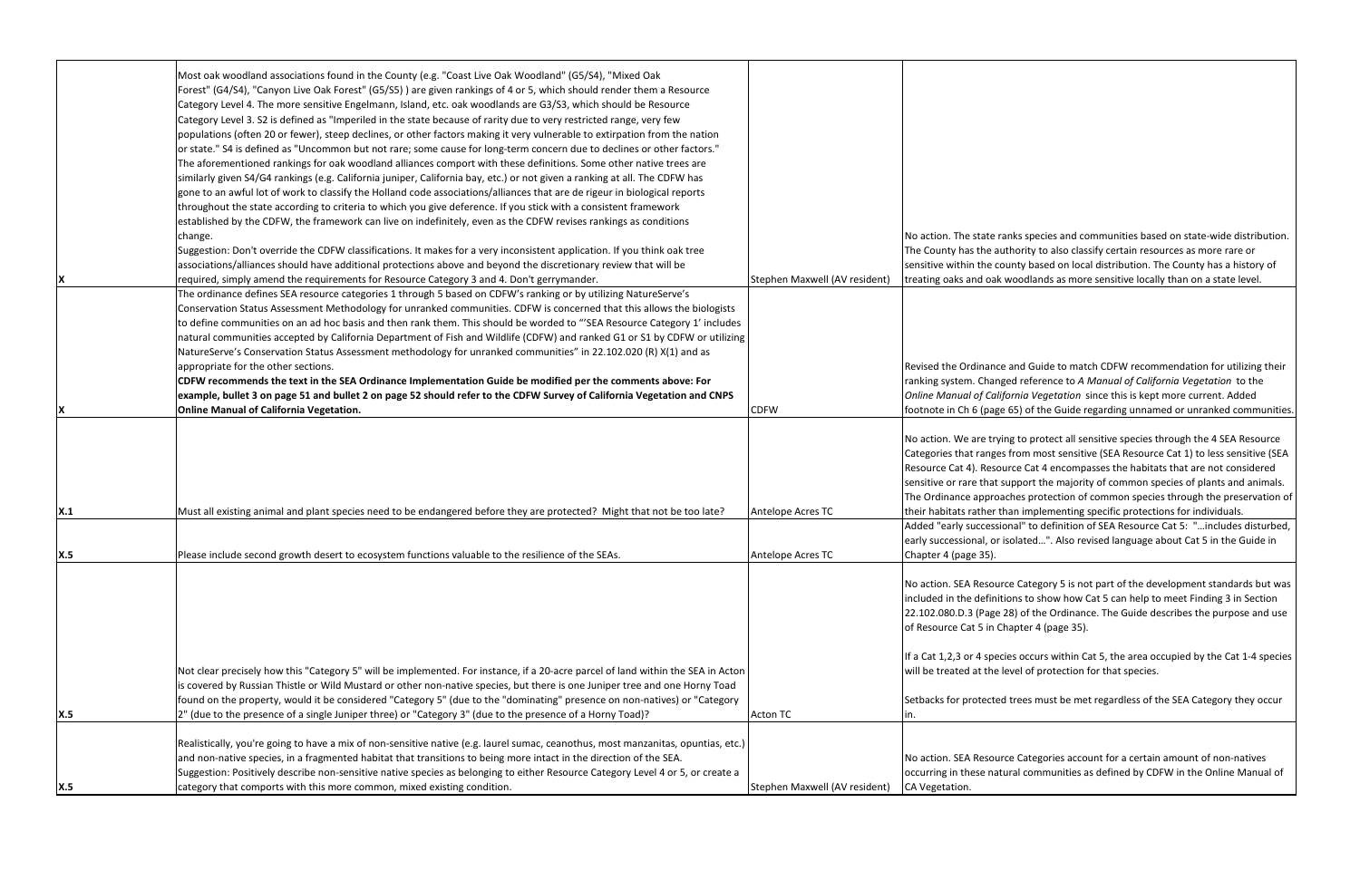| | | | |
|---|---|---|---|
| X | Most oak woodland associations found in the County (e.g. "Coast Live Oak Woodland" (G5/S4), "Mixed Oak Forest" (G4/S4), "Canyon Live Oak Forest" (G5/S5) ) are given rankings of 4 or 5, which should render them a Resource Category Level 4. The more sensitive Engelmann, Island, etc. oak woodlands are G3/S3, which should be Resource Category Level 3. S2 is defined as "Imperiled in the state because of rarity due to very restricted range, very few populations (often 20 or fewer), steep declines, or other factors making it very vulnerable to extirpation from the nation or state." S4 is defined as "Uncommon but not rare; some cause for long-term concern due to declines or other factors." The aforementioned rankings for oak woodland alliances comport with these definitions. Some other native trees are similarly given S4/G4 rankings (e.g. California juniper, California bay, etc.) or not given a ranking at all. The CDFW has gone to an awful lot of work to classify the Holland code associations/alliances that are de rigeur in biological reports throughout the state according to criteria to which you give deference. If you stick with a consistent framework established by the CDFW, the framework can live on indefinitely, even as the CDFW revises rankings as conditions change.<br>Suggestion: Don't override the CDFW classifications. It makes for a very inconsistent application. If you think oak tree associations/alliances should have additional protections above and beyond the discretionary review that will be required, simply amend the requirements for Resource Category 3 and 4. Don't gerrymander. | Stephen Maxwell (AV resident) | No action. The state ranks species and communities based on state-wide distribution. The County has the authority to also classify certain resources as more rare or sensitive within the county based on local distribution. The County has a history of treating oaks and oak woodlands as more sensitive locally than on a state level. |
| X | The ordinance defines SEA resource categories 1 through 5 based on CDFW's ranking or by utilizing NatureServe's Conservation Status Assessment Methodology for unranked communities. CDFW is concerned that this allows the biologists to define communities on an ad hoc basis and then rank them. This should be worded to "'SEA Resource Category 1' includes natural communities accepted by California Department of Fish and Wildlife (CDFW) and ranked G1 or S1 by CDFW or utilizing NatureServe's Conservation Status Assessment methodology for unranked communities" in 22.102.020 (R) X(1) and as appropriate for the other sections.<br>**CDFW recommends the text in the SEA Ordinance Implementation Guide be modified per the comments above: For example, bullet 3 on page 51 and bullet 2 on page 52 should refer to the CDFW Survey of California Vegetation and CNPS Online Manual of California Vegetation.** | CDFW | Revised the Ordinance and Guide to match CDFW recommendation for utilizing their ranking system. Changed reference to *A Manual of California Vegetation* to the *Online Manual of California Vegetation* since this is kept more current. Added footnote in Ch 6 (page 65) of the Guide regarding unnamed or unranked communities. |
| X.1 | Must all existing animal and plant species need to be endangered before they are protected? Might that not be too late? | Antelope Acres TC | No action. We are trying to protect all sensitive species through the 4 SEA Resource Categories that ranges from most sensitive (SEA Resource Cat 1) to less sensitive (SEA Resource Cat 4). Resource Cat 4 encompasses the habitats that are not considered sensitive or rare that support the majority of common species of plants and animals. The Ordinance approaches protection of common species through the preservation of their habitats rather than implementing specific protections for individuals. |
| X.5 | Please include second growth desert to ecosystem functions valuable to the resilience of the SEAs. | Antelope Acres TC | Added "early successional" to definition of SEA Resource Cat 5: "...includes disturbed, early successional, or isolated...". Also revised language about Cat 5 in the Guide in Chapter 4 (page 35). |
| X.5 | Not clear precisely how this "Category 5" will be implemented. For instance, if a 20-acre parcel of land within the SEA in Acton is covered by Russian Thistle or Wild Mustard or other non-native species, but there is one Juniper tree and one Horny Toad found on the property, would it be considered "Category 5" (due to the "dominating" presence on non-natives) or "Category 2" (due to the presence of a single Juniper three) or "Category 3" (due to the presence of a Horny Toad)? | Acton TC | No action. SEA Resource Category 5 is not part of the development standards but was included in the definitions to show how Cat 5 can help to meet Finding 3 in Section 22.102.080.D.3 (Page 28) of the Ordinance. The Guide describes the purpose and use of Resource Cat 5 in Chapter 4 (page 35).<br><br>If a Cat 1,2,3 or 4 species occurs within Cat 5, the area occupied by the Cat 1-4 species will be treated at the level of protection for that species.<br><br>Setbacks for protected trees must be met regardless of the SEA Category they occur in. |
| X.5 | Realistically, you're going to have a mix of non-sensitive native (e.g. laurel sumac, ceanothus, most manzanitas, opuntias, etc.) and non-native species, in a fragmented habitat that transitions to being more intact in the direction of the SEA.<br>Suggestion: Positively describe non-sensitive native species as belonging to either Resource Category Level 4 or 5, or create a category that comports with this more common, mixed existing condition. | Stephen Maxwell (AV resident) | No action. SEA Resource Categories account for a certain amount of non-natives occurring in these natural communities as defined by CDFW in the Online Manual of CA Vegetation. |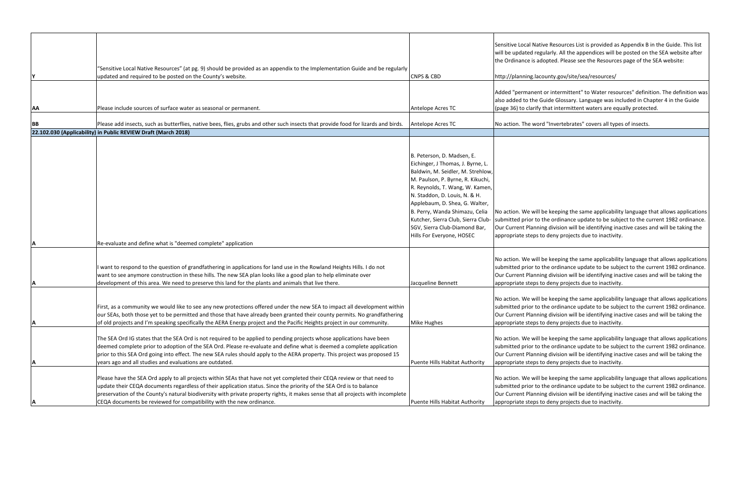| | | | |
|---|---|---|---|
| Y | "Sensitive Local Native Resources" (at pg. 9) should be provided as an appendix to the Implementation Guide and be regularly updated and required to be posted on the County's website. | CNPS & CBD | Sensitive Local Native Resources List is provided as Appendix B in the Guide. This list will be updated regularly. All the appendices will be posted on the SEA website after the Ordinance is adopted. Please see the Resources page of the SEA website: http://planning.lacounty.gov/site/sea/resources/ |
| AA | Please include sources of surface water as seasonal or permanent. | Antelope Acres TC | Added "permanent or intermittent" to Water resources" definition. The definition was also added to the Guide Glossary. Language was included in Chapter 4 in the Guide (page 36) to clarify that intermittent waters are equally protected. |
| BB | Please add insects, such as butterflies, native bees, flies, grubs and other such insects that provide food for lizards and birds. | Antelope Acres TC | No action. The word "Invertebrates" covers all types of insects. |
| **22.102.030 (Applicability) in Public REVIEW Draft (March 2018)** | | | |
| A | Re-evaluate and define what is "deemed complete" application | B. Peterson, D. Madsen, E. Eichinger, J Thomas, J. Byrne, L. Baldwin, M. Seidler, M. Strehlow, M. Paulson, P. Byrne, R. Kikuchi, R. Reynolds, T. Wang, W. Kamen, N. Staddon, D. Louis, N. & H. Applebaum, D. Shea, G. Walter, B. Perry, Wanda Shimazu, Celia Kutcher, Sierra Club, Sierra Club-SGV, Sierra Club-Diamond Bar, Hills For Everyone, HOSEC | No action. We will be keeping the same applicability language that allows applications submitted prior to the ordinance update to be subject to the current 1982 ordinance. Our Current Planning division will be identifying inactive cases and will be taking the appropriate steps to deny projects due to inactivity. |
| A | I want to respond to the question of grandfathering in applications for land use in the Rowland Heights Hills. I do not want to see anymore construction in these hills. The new SEA plan looks like a good plan to help eliminate over development of this area. We need to preserve this land for the plants and animals that live there. | Jacqueline Bennett | No action. We will be keeping the same applicability language that allows applications submitted prior to the ordinance update to be subject to the current 1982 ordinance. Our Current Planning division will be identifying inactive cases and will be taking the appropriate steps to deny projects due to inactivity. |
| A | First, as a community we would like to see any new protections offered under the new SEA to impact all development within our SEAs, both those yet to be permitted and those that have already been granted their county permits. No grandfathering of old projects and I'm speaking specifically the AERA Energy project and the Pacific Heights project in our community. | Mike Hughes | No action. We will be keeping the same applicability language that allows applications submitted prior to the ordinance update to be subject to the current 1982 ordinance. Our Current Planning division will be identifying inactive cases and will be taking the appropriate steps to deny projects due to inactivity. |
| A | The SEA Ord IG states that the SEA Ord is not required to be applied to pending projects whose applications have been deemed complete prior to adoption of the SEA Ord. Please re-evaluate and define what is deemed a complete application prior to this SEA Ord going into effect. The new SEA rules should apply to the AERA property. This project was proposed 15 years ago and all studies and evaluations are outdated. | Puente Hills Habitat Authority | No action. We will be keeping the same applicability language that allows applications submitted prior to the ordinance update to be subject to the current 1982 ordinance. Our Current Planning division will be identifying inactive cases and will be taking the appropriate steps to deny projects due to inactivity. |
| A | Please have the SEA Ord apply to all projects within SEAs that have not yet completed their CEQA review or that need to update their CEQA documents regardless of their application status. Since the priority of the SEA Ord is to balance preservation of the County's natural biodiversity with private property rights, it makes sense that all projects with incomplete CEQA documents be reviewed for compatibility with the new ordinance. | Puente Hills Habitat Authority | No action. We will be keeping the same applicability language that allows applications submitted prior to the ordinance update to be subject to the current 1982 ordinance. Our Current Planning division will be identifying inactive cases and will be taking the appropriate steps to deny projects due to inactivity. |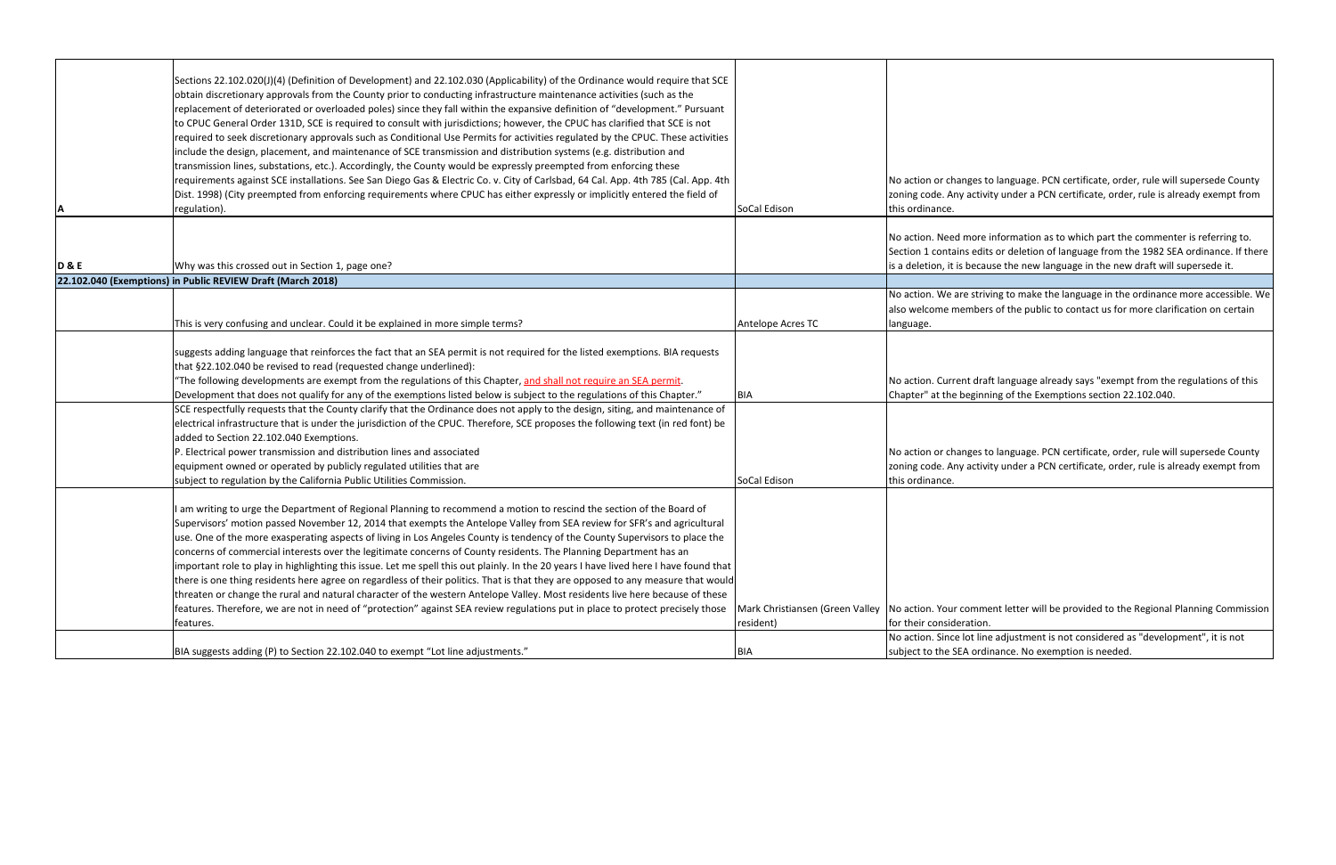| | | | |
|---|---|---|---|
| A | Sections 22.102.020(J)(4) (Definition of Development) and 22.102.030 (Applicability) of the Ordinance would require that SCE obtain discretionary approvals from the County prior to conducting infrastructure maintenance activities (such as the replacement of deteriorated or overloaded poles) since they fall within the expansive definition of "development." Pursuant to CPUC General Order 131D, SCE is required to consult with jurisdictions; however, the CPUC has clarified that SCE is not required to seek discretionary approvals such as Conditional Use Permits for activities regulated by the CPUC. These activities include the design, placement, and maintenance of SCE transmission and distribution systems (e.g. distribution and transmission lines, substations, etc.). Accordingly, the County would be expressly preempted from enforcing these requirements against SCE installations. See San Diego Gas & Electric Co. v. City of Carlsbad, 64 Cal. App. 4th 785 (Cal. App. 4th Dist. 1998) (City preempted from enforcing requirements where CPUC has either expressly or implicitly entered the field of regulation). | SoCal Edison | No action or changes to language. PCN certificate, order, rule will supersede County zoning code. Any activity under a PCN certificate, order, rule is already exempt from this ordinance. |
| D & E | Why was this crossed out in Section 1, page one? | | No action. Need more information as to which part the commenter is referring to. Section 1 contains edits or deletion of language from the 1982 SEA ordinance. If there is a deletion, it is because the new language in the new draft will supersede it. |
| **22.102.040 (Exemptions) in Public REVIEW Draft (March 2018)** | | | |
| | This is very confusing and unclear. Could it be explained in more simple terms? | Antelope Acres TC | No action. We are striving to make the language in the ordinance more accessible. We also welcome members of the public to contact us for more clarification on certain language. |
| | suggests adding language that reinforces the fact that an SEA permit is not required for the listed exemptions. BIA requests that §22.102.040 be revised to read (requested change underlined):<br>"The following developments are exempt from the regulations of this Chapter, <u>and shall not require an SEA permit</u>. Development that does not qualify for any of the exemptions listed below is subject to the regulations of this Chapter." | BIA | No action. Current draft language already says "exempt from the regulations of this Chapter" at the beginning of the Exemptions section 22.102.040. |
| | SCE respectfully requests that the County clarify that the Ordinance does not apply to the design, siting, and maintenance of electrical infrastructure that is under the jurisdiction of the CPUC. Therefore, SCE proposes the following text (in red font) be added to Section 22.102.040 Exemptions.<br>P. Electrical power transmission and distribution lines and associated equipment owned or operated by publicly regulated utilities that are subject to regulation by the California Public Utilities Commission. | SoCal Edison | No action or changes to language. PCN certificate, order, rule will supersede County zoning code. Any activity under a PCN certificate, order, rule is already exempt from this ordinance. |
| | I am writing to urge the Department of Regional Planning to recommend a motion to rescind the section of the Board of Supervisors' motion passed November 12, 2014 that exempts the Antelope Valley from SEA review for SFR's and agricultural use. One of the more exasperating aspects of living in Los Angeles County is tendency of the County Supervisors to place the concerns of commercial interests over the legitimate concerns of County residents. The Planning Department has an important role to play in highlighting this issue. Let me spell this out plainly. In the 20 years I have lived here I have found that there is one thing residents here agree on regardless of their politics. That is that they are opposed to any measure that would threaten or change the rural and natural character of the western Antelope Valley. Most residents live here because of these features. Therefore, we are not in need of "protection" against SEA review regulations put in place to protect precisely those features. | Mark Christiansen (Green Valley resident) | No action. Your comment letter will be provided to the Regional Planning Commission for their consideration. |
| | BIA suggests adding (P) to Section 22.102.040 to exempt "Lot line adjustments." | BIA | No action. Since lot line adjustment is not considered as "development", it is not subject to the SEA ordinance. No exemption is needed. |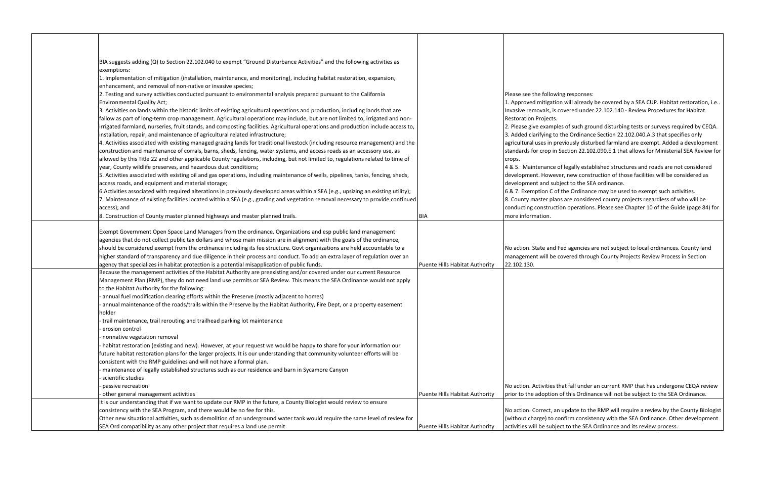| | Comment | Commenter | Response |
|---|---|---|---|
| | BIA suggests adding (Q) to Section 22.102.040 to exempt "Ground Disturbance Activities" and the following activities as exemptions:<br>1. Implementation of mitigation (installation, maintenance, and monitoring), including habitat restoration, expansion, enhancement, and removal of non-native or invasive species;<br>2. Testing and survey activities conducted pursuant to environmental analysis prepared pursuant to the California Environmental Quality Act;<br>3. Activities on lands within the historic limits of existing agricultural operations and production, including lands that are fallow as part of long-term crop management. Agricultural operations may include, but are not limited to, irrigated and non-irrigated farmland, nurseries, fruit stands, and composting facilities. Agricultural operations and production include access to, installation, repair, and maintenance of agricultural related infrastructure;<br>4. Activities associated with existing managed grazing lands for traditional livestock (including resource management) and the construction and maintenance of corrals, barns, sheds, fencing, water systems, and access roads as an accessory use, as allowed by this Title 22 and other applicable County regulations, including, but not limited to, regulations related to time of year, County wildlife preserves, and hazardous dust conditions;<br>5. Activities associated with existing oil and gas operations, including maintenance of wells, pipelines, tanks, fencing, sheds, access roads, and equipment and material storage;<br>6.Activities associated with required alterations in previously developed areas within a SEA (e.g., upsizing an existing utility);<br>7. Maintenance of existing facilities located within a SEA (e.g., grading and vegetation removal necessary to provide continued access); and<br>8. Construction of County master planned highways and master planned trails. | BIA | Please see the following responses:<br>1. Approved mitigation will already be covered by a SEA CUP. Habitat restoration, i.e.. Invasive removals, is covered under 22.102.140 - Review Procedures for Habitat Restoration Projects.<br>2. Please give examples of such ground disturbing tests or surveys required by CEQA.<br>3. Added clarifying to the Ordinance Section 22.102.040.A.3 that specifies only agricultural uses in previously disturbed farmland are exempt. Added a development standards for crop in Section 22.102.090.E.1 that allows for Ministerial SEA Review for crops.<br>4 & 5. Maintenance of legally established structures and roads are not considered development. However, new construction of those facilities will be considered as development and subject to the SEA ordinance.<br>6 & 7. Exemption C of the Ordinance may be used to exempt such activities.<br>8. County master plans are considered county projects regardless of who will be conducting construction operations. Please see Chapter 10 of the Guide (page 84) for more information. |
| | Exempt Government Open Space Land Managers from the ordinance. Organizations and esp public land management agencies that do not collect public tax dollars and whose main mission are in alignment with the goals of the ordinance, should be considered exempt from the ordinance including its fee structure. Govt organizations are held accountable to a higher standard of transparency and due diligence in their process and conduct. To add an extra layer of regulation over an agency that specializes in habitat protection is a potential misapplication of public funds. | Puente Hills Habitat Authority | No action. State and Fed agencies are not subject to local ordinances. County land management will be covered through County Projects Review Process in Section 22.102.130. |
| | Because the management activities of the Habitat Authority are preexisting and/or covered under our current Resource Management Plan (RMP), they do not need land use permits or SEA Review. This means the SEA Ordinance would not apply to the Habitat Authority for the following:<br>- annual fuel modification clearing efforts within the Preserve (mostly adjacent to homes)<br>- annual maintenance of the roads/trails within the Preserve by the Habitat Authority, Fire Dept, or a property easement holder<br>- trail maintenance, trail rerouting and trailhead parking lot maintenance<br>- erosion control<br>- nonnative vegetation removal<br>- habitat restoration (existing and new). However, at your request we would be happy to share for your information our future habitat restoration plans for the larger projects. It is our understanding that community volunteer efforts will be consistent with the RMP guidelines and will not have a formal plan.<br>- maintenance of legally established structures such as our residence and barn in Sycamore Canyon<br>- scientific studies<br>- passive recreation<br>- other general management activities | Puente Hills Habitat Authority | No action. Activities that fall under an current RMP that has undergone CEQA review prior to the adoption of this Ordinance will not be subject to the SEA Ordinance. |
| | It is our understanding that if we want to update our RMP in the future, a County Biologist would review to ensure consistency with the SEA Program, and there would be no fee for this.<br>Other new situational activities, such as demolition of an underground water tank would require the same level of review for SEA Ord compatibility as any other project that requires a land use permit | Puente Hills Habitat Authority | No action. Correct, an update to the RMP will require a review by the County Biologist (without charge) to confirm consistency with the SEA Ordinance. Other development activities will be subject to the SEA Ordinance and its review process. |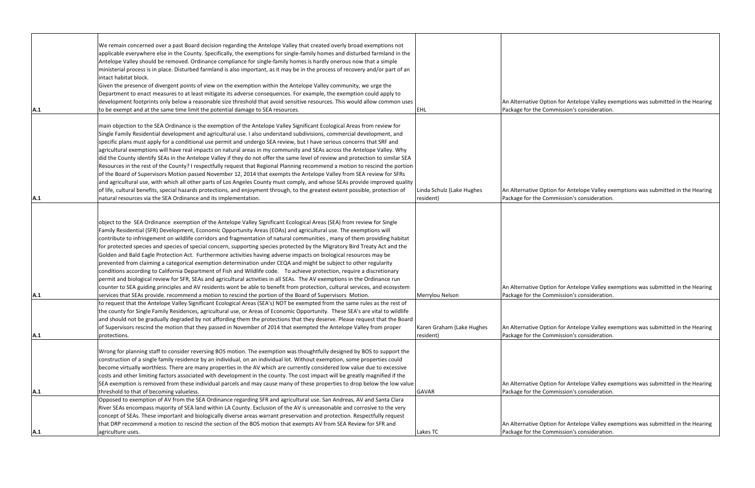| | | | |
|---|---|---|---|
| A.1 | We remain concerned over a past Board decision regarding the Antelope Valley that created overly broad exemptions not applicable everywhere else in the County. Specifically, the exemptions for single-family homes and disturbed farmland in the Antelope Valley should be removed. Ordinance compliance for single-family homes is hardly onerous now that a simple ministerial process is in place. Disturbed farmland is also important, as it may be in the process of recovery and/or part of an intact habitat block.<br>Given the presence of divergent points of view on the exemption within the Antelope Valley community, we urge the Department to enact measures to at least mitigate its adverse consequences. For example, the exemption could apply to development footprints only below a reasonable size threshold that avoid sensitive resources. This would allow common uses to be exempt and at the same time limit the potential damage to SEA resources. | EHL | An Alternative Option for Antelope Valley exemptions was submitted in the Hearing Package for the Commission's consideration. |
| A.1 | main objection to the SEA Ordinance is the exemption of the Antelope Valley Significant Ecological Areas from review for Single Family Residential development and agricultural use. I also understand subdivisions, commercial development, and specific plans must apply for a conditional use permit and undergo SEA review, but I have serious concerns that SRF and agricultural exemptions will have real impacts on natural areas in my community and SEAs across the Antelope Valley. Why did the County identify SEAs in the Antelope Valley if they do not offer the same level of review and protection to similar SEA Resources in the rest of the County? I respectfully request that Regional Planning recommend a motion to rescind the portion of the Board of Supervisors Motion passed November 12, 2014 that exempts the Antelope Valley from SEA review for SFRs and agricultural use, with which all other parts of Los Angeles County must comply, and whose SEAs provide improved quality of life, cultural benefits, special hazards protections, and enjoyment through, to the greatest extent possible, protection of natural resources via the SEA Ordinance and its implementation. | Linda Schulz (Lake Hughes resident) | An Alternative Option for Antelope Valley exemptions was submitted in the Hearing Package for the Commission's consideration. |
| A.1 | object to the SEA Ordinance exemption of the Antelope Valley Significant Ecological Areas (SEA) from review for Single Family Residential (SFR) Development, Economic Opportunity Areas (EOAs) and agricultural use. The exemptions will contribute to infringement on wildlife corridors and fragmentation of natural communities , many of them providing habitat for protected species and species of special concern, supporting species protected by the Migratory Bird Treaty Act and the Golden and Bald Eagle Protection Act. Furthermore activities having adverse impacts on biological resources may be prevented from claiming a categorical exemption determination under CEQA and might be subject to other regularity conditions according to California Department of Fish and Wildlife code. To achieve protection, require a discretionary permit and biological review for SFR, SEAs and agricultural activities in all SEAs. The AV exemptions in the Ordinance run counter to SEA guiding principles and AV residents wont be able to benefit from protection, cultural services, and ecosystem services that SEAs provide. recommend a motion to rescind the portion of the Board of Supervisors Motion. | Merrylou Nelson | An Alternative Option for Antelope Valley exemptions was submitted in the Hearing Package for the Commission's consideration. |
| A.1 | to request that the Antelope Valley Significant Ecological Areas (SEA's) NOT be exempted from the same rules as the rest of the county for Single Family Residences, agricultural use, or Areas of Economic Opportunity. These SEA's are vital to wildlife and should not be gradually degraded by not affording them the protections that they deserve. Please request that the Board of Supervisors rescind the motion that they passed in November of 2014 that exempted the Antelope Valley from proper protections. | Karen Graham (Lake Hughes resident) | An Alternative Option for Antelope Valley exemptions was submitted in the Hearing Package for the Commission's consideration. |
| A.1 | Wrong for planning staff to consider reversing BOS motion. The exemption was thoughtfully designed by BOS to support the construction of a single family residence by an individual, on an individual lot. Without exemption, some properties could become virtually worthless. There are many properties in the AV which are currently considered low value due to excessive costs and other limiting factors associated with development in the county. The cost impact will be greatly magnified if the SEA exemption is removed from these individual parcels and may cause many of these properties to drop below the low value threshold to that of becoming valueless. | GAVAR | An Alternative Option for Antelope Valley exemptions was submitted in the Hearing Package for the Commission's consideration. |
| A.1 | Opposed to exemption of AV from the SEA Ordinance regarding SFR and agricultural use. San Andreas, AV and Santa Clara River SEAs encompass majority of SEA land within LA County. Exclusion of the AV is unreasonable and corrosive to the very concept of SEAs. These important and biologically diverse areas warrant preservation and protection. Respectfully request that DRP recommend a motion to rescind the section of the BOS motion that exempts AV from SEA Review for SFR and agriculture uses. | Lakes TC | An Alternative Option for Antelope Valley exemptions was submitted in the Hearing Package for the Commission's consideration. |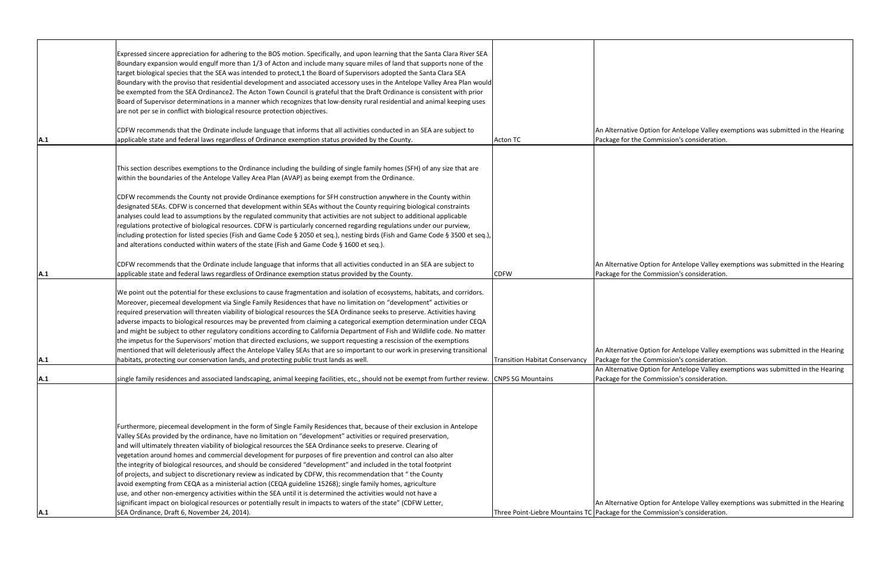| | | | |
|---|---|---|---|
| A.1 | Expressed sincere appreciation for adhering to the BOS motion. Specifically, and upon learning that the Santa Clara River SEA Boundary expansion would engulf more than 1/3 of Acton and include many square miles of land that supports none of the target biological species that the SEA was intended to protect,1 the Board of Supervisors adopted the Santa Clara SEA Boundary with the proviso that residential development and associated accessory uses in the Antelope Valley Area Plan would be exempted from the SEA Ordinance2. The Acton Town Council is grateful that the Draft Ordinance is consistent with prior Board of Supervisor determinations in a manner which recognizes that low-density rural residential and animal keeping uses are not per se in conflict with biological resource protection objectives.<br><br>CDFW recommends that the Ordinate include language that informs that all activities conducted in an SEA are subject to applicable state and federal laws regardless of Ordinance exemption status provided by the County. | Acton TC | An Alternative Option for Antelope Valley exemptions was submitted in the Hearing Package for the Commission's consideration. |
| A.1 | This section describes exemptions to the Ordinance including the building of single family homes (SFH) of any size that are within the boundaries of the Antelope Valley Area Plan (AVAP) as being exempt from the Ordinance.<br><br>CDFW recommends the County not provide Ordinance exemptions for SFH construction anywhere in the County within designated SEAs. CDFW is concerned that development within SEAs without the County requiring biological constraints analyses could lead to assumptions by the regulated community that activities are not subject to additional applicable regulations protective of biological resources. CDFW is particularly concerned regarding regulations under our purview, including protection for listed species (Fish and Game Code § 2050 et seq.), nesting birds (Fish and Game Code § 3500 et seq.), and alterations conducted within waters of the state (Fish and Game Code § 1600 et seq.).<br><br>CDFW recommends that the Ordinate include language that informs that all activities conducted in an SEA are subject to applicable state and federal laws regardless of Ordinance exemption status provided by the County. | CDFW | An Alternative Option for Antelope Valley exemptions was submitted in the Hearing Package for the Commission's consideration. |
| A.1 | We point out the potential for these exclusions to cause fragmentation and isolation of ecosystems, habitats, and corridors. Moreover, piecemeal development via Single Family Residences that have no limitation on "development" activities or required preservation will threaten viability of biological resources the SEA Ordinance seeks to preserve. Activities having adverse impacts to biological resources may be prevented from claiming a categorical exemption determination under CEQA and might be subject to other regulatory conditions according to California Department of Fish and Wildlife code. No matter the impetus for the Supervisors' motion that directed exclusions, we support requesting a rescission of the exemptions mentioned that will deleteriously affect the Antelope Valley SEAs that are so important to our work in preserving transitional habitats, protecting our conservation lands, and protecting public trust lands as well. | Transition Habitat Conservancy | An Alternative Option for Antelope Valley exemptions was submitted in the Hearing Package for the Commission's consideration. |
| A.1 | single family residences and associated landscaping, animal keeping facilities, etc., should not be exempt from further review. | CNPS SG Mountains | An Alternative Option for Antelope Valley exemptions was submitted in the Hearing Package for the Commission's consideration. |
| A.1 | Furthermore, piecemeal development in the form of Single Family Residences that, because of their exclusion in Antelope Valley SEAs provided by the ordinance, have no limitation on "development" activities or required preservation, and will ultimately threaten viability of biological resources the SEA Ordinance seeks to preserve. Clearing of vegetation around homes and commercial development for purposes of fire prevention and control can also alter the integrity of biological resources, and should be considered "development" and included in the total footprint of projects, and subject to discretionary review as indicated by CDFW, this recommendation that " the County avoid exempting from CEQA as a ministerial action (CEQA guideline 15268); single family homes, agriculture use, and other non-emergency activities within the SEA until it is determined the activities would not have a significant impact on biological resources or potentially result in impacts to waters of the state" (CDFW Letter, SEA Ordinance, Draft 6, November 24, 2014). | Three Point-Liebre Mountains TC | An Alternative Option for Antelope Valley exemptions was submitted in the Hearing Package for the Commission's consideration. |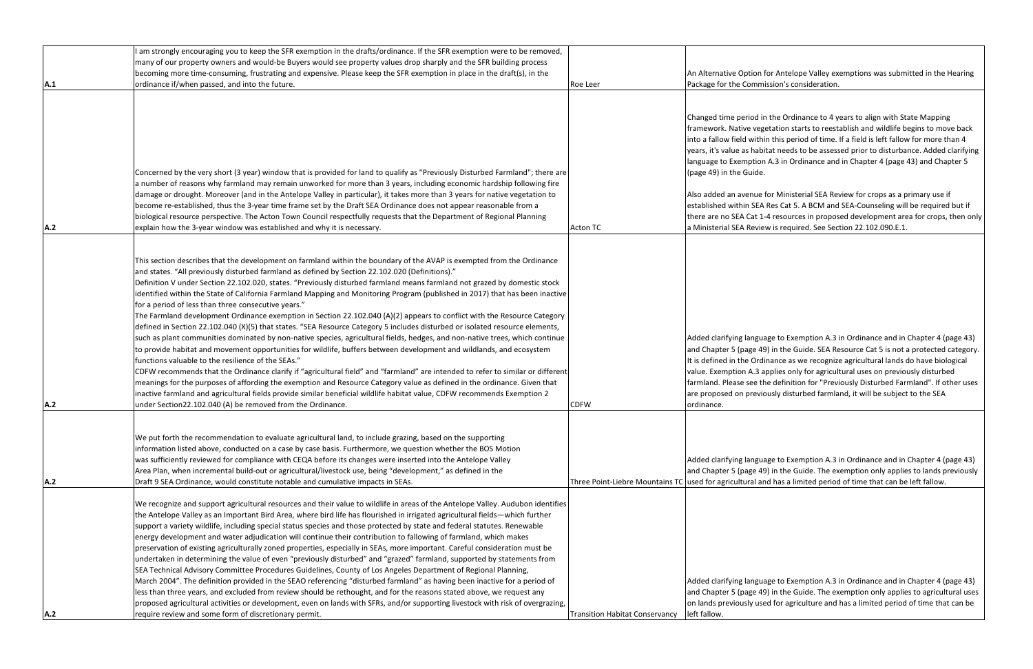| | | | |
|---|---|---|---|
| A.1 | I am strongly encouraging you to keep the SFR exemption in the drafts/ordinance. If the SFR exemption were to be removed, many of our property owners and would-be Buyers would see property values drop sharply and the SFR building process becoming more time-consuming, frustrating and expensive. Please keep the SFR exemption in place in the draft(s), in the ordinance if/when passed, and into the future. | Roe Leer | An Alternative Option for Antelope Valley exemptions was submitted in the Hearing Package for the Commission's consideration. |
| A.2 | Concerned by the very short (3 year) window that is provided for land to qualify as "Previously Disturbed Farmland"; there are a number of reasons why farmland may remain unworked for more than 3 years, including economic hardship following fire damage or drought. Moreover (and in the Antelope Valley in particular), it takes more than 3 years for native vegetation to become re-established, thus the 3-year time frame set by the Draft SEA Ordinance does not appear reasonable from a biological resource perspective. The Acton Town Council respectfully requests that the Department of Regional Planning explain how the 3-year window was established and why it is necessary. | Acton TC | Changed time period in the Ordinance to 4 years to align with State Mapping framework. Native vegetation starts to reestablish and wildlife begins to move back into a fallow field within this period of time. If a field is left fallow for more than 4 years, it's value as habitat needs to be assessed prior to disturbance. Added clarifying language to Exemption A.3 in Ordinance and in Chapter 4 (page 43) and Chapter 5 (page 49) in the Guide.<br><br>Also added an avenue for Ministerial SEA Review for crops as a primary use if established within SEA Res Cat 5. A BCM and SEA-Counseling will be required but if there are no SEA Cat 1-4 resources in proposed development area for crops, then only a Ministerial SEA Review is required. See Section 22.102.090.E.1. |
| A.2 | This section describes that the development on farmland within the boundary of the AVAP is exempted from the Ordinance and states. "All previously disturbed farmland as defined by Section 22.102.020 (Definitions)."<br>Definition V under Section 22.102.020, states. "Previously disturbed farmland means farmland not grazed by domestic stock identified within the State of California Farmland Mapping and Monitoring Program (published in 2017) that has been inactive for a period of less than three consecutive years."<br>The Farmland development Ordinance exemption in Section 22.102.040 (A)(2) appears to conflict with the Resource Category defined in Section 22.102.040 (X)(5) that states. "SEA Resource Category 5 includes disturbed or isolated resource elements, such as plant communities dominated by non-native species, agricultural fields, hedges, and non-native trees, which continue to provide habitat and movement opportunities for wildlife, buffers between development and wildlands, and ecosystem functions valuable to the resilience of the SEAs."<br>CDFW recommends that the Ordinance clarify if "agricultural field" and "farmland" are intended to refer to similar or different meanings for the purposes of affording the exemption and Resource Category value as defined in the ordinance. Given that inactive farmland and agricultural fields provide similar beneficial wildlife habitat value, CDFW recommends Exemption 2 under Section22.102.040 (A) be removed from the Ordinance. | CDFW | Added clarifying language to Exemption A.3 in Ordinance and in Chapter 4 (page 43) and Chapter 5 (page 49) in the Guide. SEA Resource Cat 5 is not a protected category. It is defined in the Ordinance as we recognize agricultural lands do have biological value. Exemption A.3 applies only for agricultural uses on previously disturbed farmland. Please see the definition for "Previously Disturbed Farmland". If other uses are proposed on previously disturbed farmland, it will be subject to the SEA ordinance. |
| A.2 | We put forth the recommendation to evaluate agricultural land, to include grazing, based on the supporting information listed above, conducted on a case by case basis. Furthermore, we question whether the BOS Motion was sufficiently reviewed for compliance with CEQA before its changes were inserted into the Antelope Valley Area Plan, when incremental build-out or agricultural/livestock use, being "development," as defined in the Draft 9 SEA Ordinance, would constitute notable and cumulative impacts in SEAs. | Three Point-Liebre Mountains TC | Added clarifying language to Exemption A.3 in Ordinance and in Chapter 4 (page 43) and Chapter 5 (page 49) in the Guide. The exemption only applies to lands previously used for agricultural and has a limited period of time that can be left fallow. |
| A.2 | We recognize and support agricultural resources and their value to wildlife in areas of the Antelope Valley. Audubon identifies the Antelope Valley as an Important Bird Area, where bird life has flourished in irrigated agricultural fields—which further support a variety wildlife, including special status species and those protected by state and federal statutes. Renewable energy development and water adjudication will continue their contribution to fallowing of farmland, which makes preservation of existing agriculturally zoned properties, especially in SEAs, more important. Careful consideration must be undertaken in determining the value of even "previously disturbed" and "grazed" farmland, supported by statements from SEA Technical Advisory Committee Procedures Guidelines, County of Los Angeles Department of Regional Planning, March 2004". The definition provided in the SEAO referencing "disturbed farmland" as having been inactive for a period of less than three years, and excluded from review should be rethought, and for the reasons stated above, we request any proposed agricultural activities or development, even on lands with SFRs, and/or supporting livestock with risk of overgrazing, require review and some form of discretionary permit. | Transition Habitat Conservancy | Added clarifying language to Exemption A.3 in Ordinance and in Chapter 4 (page 43) and Chapter 5 (page 49) in the Guide. The exemption only applies to agricultural uses on lands previously used for agriculture and has a limited period of time that can be left fallow. |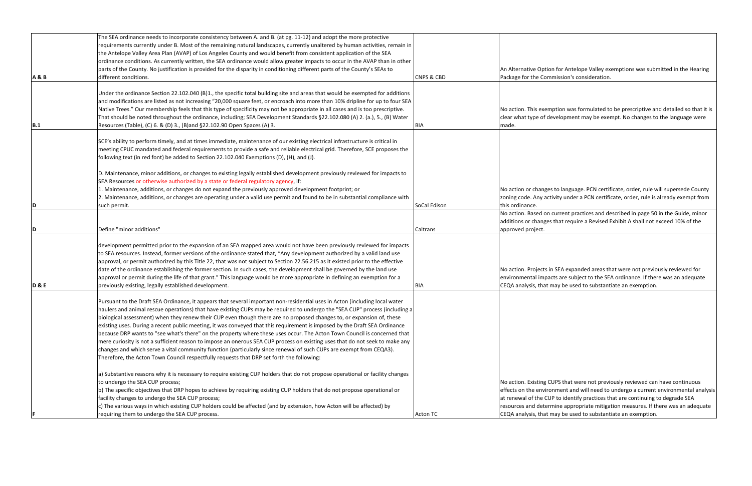| | | | |
|---|---|---|---|
| **A & B** | The SEA ordinance needs to incorporate consistency between A. and B. (at pg. 11-12) and adopt the more protective requirements currently under B. Most of the remaining natural landscapes, currently unaltered by human activities, remain in the Antelope Valley Area Plan (AVAP) of Los Angeles County and would benefit from consistent application of the SEA ordinance conditions. As currently written, the SEA ordinance would allow greater impacts to occur in the AVAP than in other parts of the County. No justification is provided for the disparity in conditioning different parts of the County's SEAs to different conditions. | CNPS & CBD | An Alternative Option for Antelope Valley exemptions was submitted in the Hearing Package for the Commission's consideration. |
| **B.1** | Under the ordinance Section 22.102.040 (B)1., the specific total building site and areas that would be exempted for additions and modifications are listed as not increasing "20,000 square feet, or encroach into more than 10% dripline for up to four SEA Native Trees." Our membership feels that this type of specificity may not be appropriate in all cases and is too prescriptive. That should be noted throughout the ordinance, including; SEA Development Standards §22.102.080 (A) 2. (a.), 5., (B) Water Resources (Table), (C) 6. & (D) 3., (B)and §22.102.90 Open Spaces (A) 3. | BIA | No action. This exemption was formulated to be prescriptive and detailed so that it is clear what type of development may be exempt. No changes to the language were made. |
| **D** | SCE's ability to perform timely, and at times immediate, maintenance of our existing electrical infrastructure is critical in meeting CPUC mandated and federal requirements to provide a safe and reliable electrical grid. Therefore, SCE proposes the following text (in red font) be added to Section 22.102.040 Exemptions (D), (H), and (J).<br><br>D. Maintenance, minor additions, or changes to existing legally established development previously reviewed for impacts to SEA Resources or otherwise authorized by a state or federal regulatory agency, if:<br>1. Maintenance, additions, or changes do not expand the previously approved development footprint; or<br>2. Maintenance, additions, or changes are operating under a valid use permit and found to be in substantial compliance with such permit. | SoCal Edison | No action or changes to language. PCN certificate, order, rule will supersede County zoning code. Any activity under a PCN certificate, order, rule is already exempt from this ordinance. |
| **D** | Define "minor additions" | Caltrans | No action. Based on current practices and described in page 50 in the Guide, minor additions or changes that require a Revised Exhibit A shall not exceed 10% of the approved project. |
| **D & E** | development permitted prior to the expansion of an SEA mapped area would not have been previously reviewed for impacts to SEA resources. Instead, former versions of the ordinance stated that, "Any development authorized by a valid land use approval, or permit authorized by this Title 22, that was not subject to Section 22.56.215 as it existed prior to the effective date of the ordinance establishing the former section. In such cases, the development shall be governed by the land use approval or permit during the life of that grant." This language would be more appropriate in defining an exemption for a previously existing, legally established development. | BIA | No action. Projects in SEA expanded areas that were not previously reviewed for environmental impacts are subject to the SEA ordinance. If there was an adequate CEQA analysis, that may be used to substantiate an exemption. |
| **F** | Pursuant to the Draft SEA Ordinance, it appears that several important non-residential uses in Acton (including local water haulers and animal rescue operations) that have existing CUPs may be required to undergo the "SEA CUP" process (including a biological assessment) when they renew their CUP even though there are no proposed changes to, or expansion of, these existing uses. During a recent public meeting, it was conveyed that this requirement is imposed by the Draft SEA Ordinance because DRP wants to "see what's there" on the property where these uses occur. The Acton Town Council is concerned that mere curiosity is not a sufficient reason to impose an onerous SEA CUP process on existing uses that do not seek to make any changes and which serve a vital community function (particularly since renewal of such CUPs are exempt from CEQA3). Therefore, the Acton Town Council respectfully requests that DRP set forth the following:<br><br>a) Substantive reasons why it is necessary to require existing CUP holders that do not propose operational or facility changes to undergo the SEA CUP process;<br>b) The specific objectives that DRP hopes to achieve by requiring existing CUP holders that do not propose operational or facility changes to undergo the SEA CUP process;<br>c) The various ways in which existing CUP holders could be affected (and by extension, how Acton will be affected) by requiring them to undergo the SEA CUP process. | Acton TC | No action. Existing CUPS that were not previously reviewed can have continuous effects on the environment and will need to undergo a current environmental analysis at renewal of the CUP to identify practices that are continuing to degrade SEA resources and determine appropriate mitigation measures. If there was an adequate CEQA analysis, that may be used to substantiate an exemption. |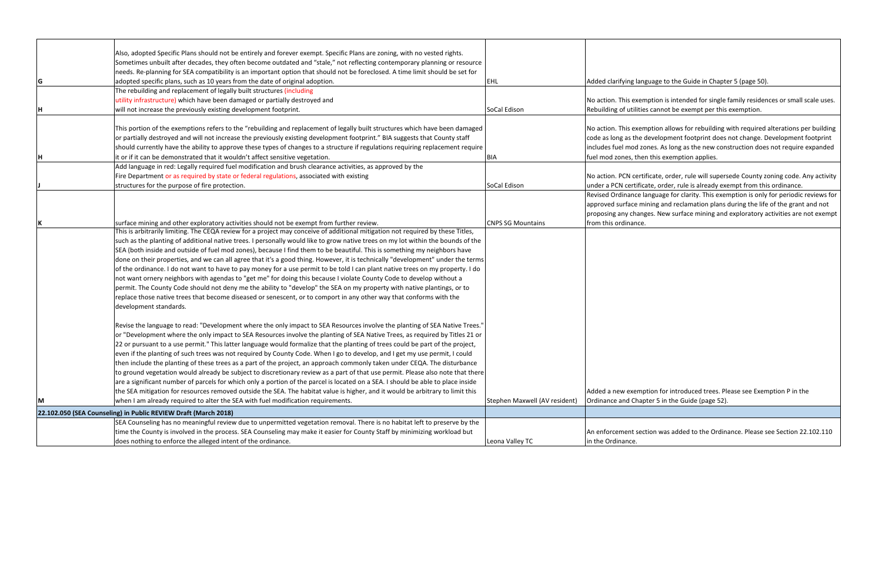| | | | |
|---|---|---|---|
| G | Also, adopted Specific Plans should not be entirely and forever exempt. Specific Plans are zoning, with no vested rights. Sometimes unbuilt after decades, they often become outdated and "stale," not reflecting contemporary planning or resource needs. Re-planning for SEA compatibility is an important option that should not be foreclosed. A time limit should be set for adopted specific plans, such as 10 years from the date of original adoption. | EHL | Added clarifying language to the Guide in Chapter 5 (page 50). |
| H | The rebuilding and replacement of legally built structures (including utility infrastructure) which have been damaged or partially destroyed and will not increase the previously existing development footprint. | SoCal Edison | No action. This exemption is intended for single family residences or small scale uses. Rebuilding of utilities cannot be exempt per this exemption. |
| H | This portion of the exemptions refers to the "rebuilding and replacement of legally built structures which have been damaged or partially destroyed and will not increase the previously existing development footprint." BIA suggests that County staff should currently have the ability to approve these types of changes to a structure if regulations requiring replacement require it or if it can be demonstrated that it wouldn't affect sensitive vegetation. | BIA | No action. This exemption allows for rebuilding with required alterations per building code as long as the development footprint does not change. Development footprint includes fuel mod zones. As long as the new construction does not require expanded fuel mod zones, then this exemption applies. |
| J | Add language in red: Legally required fuel modification and brush clearance activities, as approved by the Fire Department or as required by state or federal regulations, associated with existing structures for the purpose of fire protection. | SoCal Edison | No action. PCN certificate, order, rule will supersede County zoning code. Any activity under a PCN certificate, order, rule is already exempt from this ordinance. |
| K | surface mining and other exploratory activities should not be exempt from further review. | CNPS SG Mountains | Revised Ordinance language for clarity. This exemption is only for periodic reviews for approved surface mining and reclamation plans during the life of the grant and not proposing any changes. New surface mining and exploratory activities are not exempt from this ordinance. |
| M | This is arbitrarily limiting. The CEQA review for a project may conceive of additional mitigation not required by these Titles, such as the planting of additional native trees. I personally would like to grow native trees on my lot within the bounds of the SEA (both inside and outside of fuel mod zones), because I find them to be beautiful. This is something my neighbors have done on their properties, and we can all agree that it's a good thing. However, it is technically "development" under the terms of the ordinance. I do not want to have to pay money for a use permit to be told I can plant native trees on my property. I do not want ornery neighbors with agendas to "get me" for doing this because I violate County Code to develop without a permit. The County Code should not deny me the ability to "develop" the SEA on my property with native plantings, or to replace those native trees that become diseased or senescent, or to comport in any other way that conforms with the development standards.<br><br>Revise the language to read: "Development where the only impact to SEA Resources involve the planting of SEA Native Trees." or "Development where the only impact to SEA Resources involve the planting of SEA Native Trees, as required by Titles 21 or 22 or pursuant to a use permit." This latter language would formalize that the planting of trees could be part of the project, even if the planting of such trees was not required by County Code. When I go to develop, and I get my use permit, I could then include the planting of these trees as a part of the project, an approach commonly taken under CEQA. The disturbance to ground vegetation would already be subject to discretionary review as a part of that use permit. Please also note that there are a significant number of parcels for which only a portion of the parcel is located on a SEA. I should be able to place inside the SEA mitigation for resources removed outside the SEA. The habitat value is higher, and it would be arbitrary to limit this when I am already required to alter the SEA with fuel modification requirements. | Stephen Maxwell (AV resident) | Added a new exemption for introduced trees. Please see Exemption P in the Ordinance and Chapter 5 in the Guide (page 52). |
| **22.102.050 (SEA Counseling) in Public REVIEW Draft (March 2018)** | | | |
| | SEA Counseling has no meaningful review due to unpermitted vegetation removal. There is no habitat left to preserve by the time the County is involved in the process. SEA Counseling may make it easier for County Staff by minimizing workload but does nothing to enforce the alleged intent of the ordinance. | Leona Valley TC | An enforcement section was added to the Ordinance. Please see Section 22.102.110 in the Ordinance. |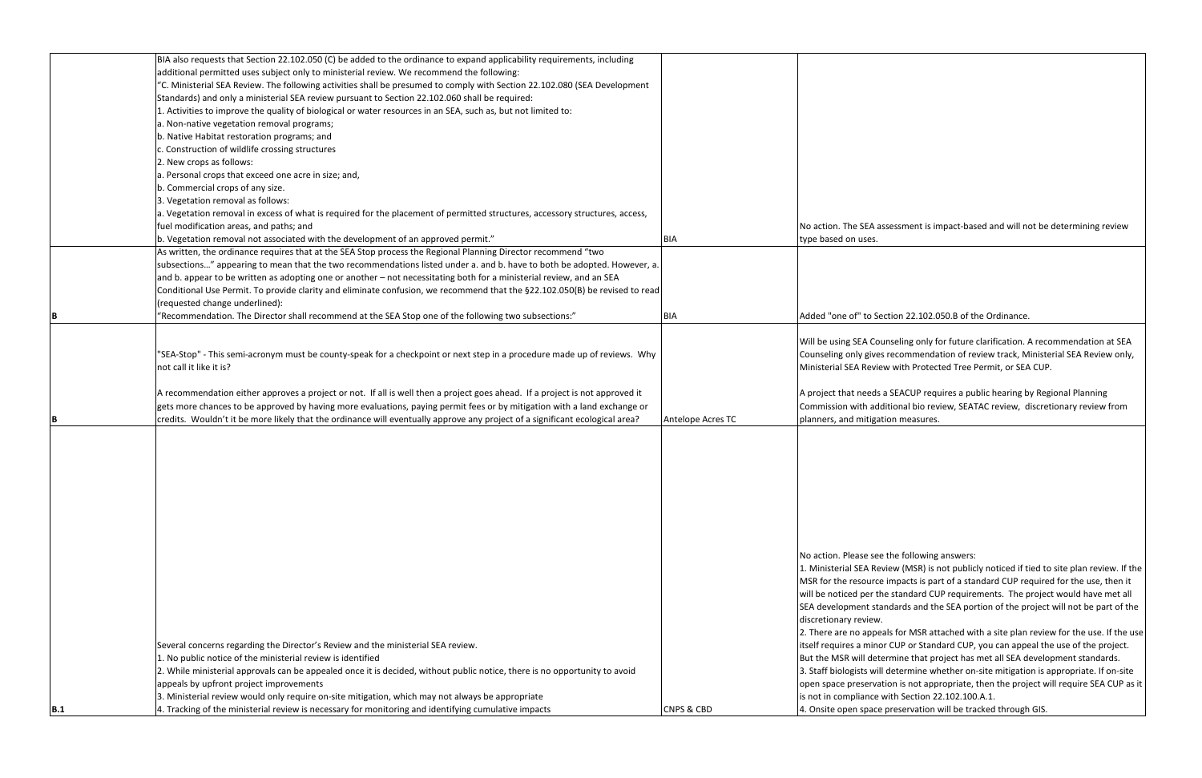| | | | |
|---|---|---|---|
| | BIA also requests that Section 22.102.050 (C) be added to the ordinance to expand applicability requirements, including additional permitted uses subject only to ministerial review. We recommend the following:<br>"C. Ministerial SEA Review. The following activities shall be presumed to comply with Section 22.102.080 (SEA Development Standards) and only a ministerial SEA review pursuant to Section 22.102.060 shall be required:<br>1. Activities to improve the quality of biological or water resources in an SEA, such as, but not limited to:<br>a. Non-native vegetation removal programs;<br>b. Native Habitat restoration programs; and<br>c. Construction of wildlife crossing structures<br>2. New crops as follows:<br>a. Personal crops that exceed one acre in size; and,<br>b. Commercial crops of any size.<br>3. Vegetation removal as follows:<br>a. Vegetation removal in excess of what is required for the placement of permitted structures, accessory structures, access, fuel modification areas, and paths; and<br>b. Vegetation removal not associated with the development of an approved permit." | BIA | No action. The SEA assessment is impact-based and will not be determining review type based on uses. |
| B | As written, the ordinance requires that at the SEA Stop process the Regional Planning Director recommend "two subsections…" appearing to mean that the two recommendations listed under a. and b. have to both be adopted. However, a. and b. appear to be written as adopting one or another – not necessitating both for a ministerial review, and an SEA Conditional Use Permit. To provide clarity and eliminate confusion, we recommend that the §22.102.050(B) be revised to read (requested change underlined):<br>"Recommendation. The Director shall recommend at the SEA Stop one of the following two subsections:" | BIA | Added "one of" to Section 22.102.050.B of the Ordinance. |
| B | "SEA-Stop" - This semi-acronym must be county-speak for a checkpoint or next step in a procedure made up of reviews. Why not call it like it is?<br><br>A recommendation either approves a project or not. If all is well then a project goes ahead. If a project is not approved it gets more chances to be approved by having more evaluations, paying permit fees or by mitigation with a land exchange or credits. Wouldn't it be more likely that the ordinance will eventually approve any project of a significant ecological area? | Antelope Acres TC | Will be using SEA Counseling only for future clarification. A recommendation at SEA Counseling only gives recommendation of review track, Ministerial SEA Review only, Ministerial SEA Review with Protected Tree Permit, or SEA CUP.<br><br>A project that needs a SEACUP requires a public hearing by Regional Planning Commission with additional bio review, SEATAC review, discretionary review from planners, and mitigation measures. |
| B.1 | Several concerns regarding the Director's Review and the ministerial SEA review.<br>1. No public notice of the ministerial review is identified<br>2. While ministerial approvals can be appealed once it is decided, without public notice, there is no opportunity to avoid appeals by upfront project improvements<br>3. Ministerial review would only require on-site mitigation, which may not always be appropriate<br>4. Tracking of the ministerial review is necessary for monitoring and identifying cumulative impacts | CNPS & CBD | No action. Please see the following answers:<br>1. Ministerial SEA Review (MSR) is not publicly noticed if tied to site plan review. If the MSR for the resource impacts is part of a standard CUP required for the use, then it will be noticed per the standard CUP requirements. The project would have met all SEA development standards and the SEA portion of the project will not be part of the discretionary review.<br>2. There are no appeals for MSR attached with a site plan review for the use. If the use itself requires a minor CUP or Standard CUP, you can appeal the use of the project. But the MSR will determine that project has met all SEA development standards.<br>3. Staff biologists will determine whether on-site mitigation is appropriate. If on-site open space preservation is not appropriate, then the project will require SEA CUP as it is not in compliance with Section 22.102.100.A.1.<br>4. Onsite open space preservation will be tracked through GIS. |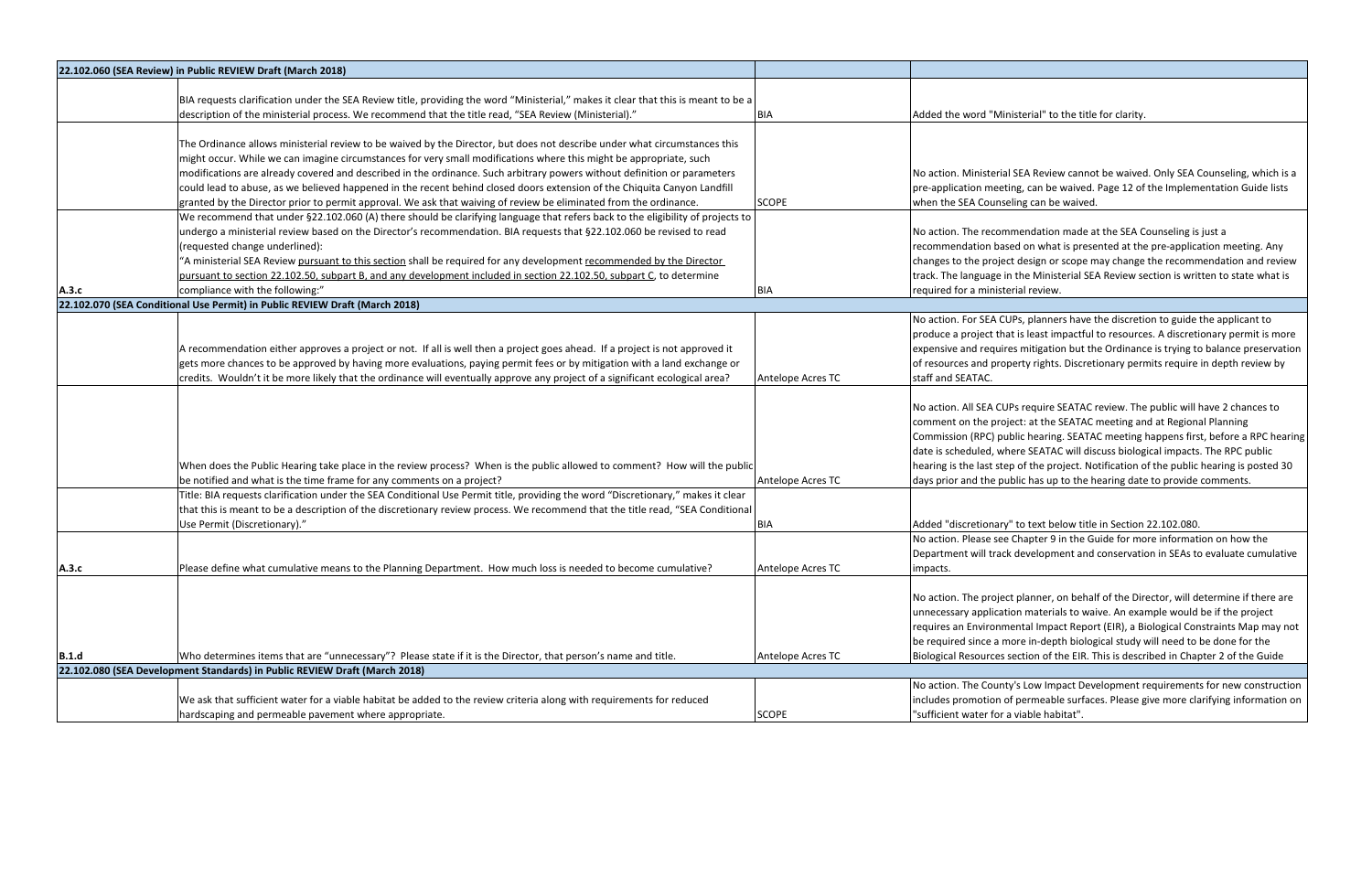| 22.102.060 (SEA Review) in Public REVIEW Draft (March 2018) | | | |
|---|---|---|---|
| | BIA requests clarification under the SEA Review title, providing the word "Ministerial," makes it clear that this is meant to be a description of the ministerial process. We recommend that the title read, "SEA Review (Ministerial)." | BIA | Added the word "Ministerial" to the title for clarity. |
| | The Ordinance allows ministerial review to be waived by the Director, but does not describe under what circumstances this might occur. While we can imagine circumstances for very small modifications where this might be appropriate, such modifications are already covered and described in the ordinance. Such arbitrary powers without definition or parameters could lead to abuse, as we believed happened in the recent behind closed doors extension of the Chiquita Canyon Landfill granted by the Director prior to permit approval. We ask that waiving of review be eliminated from the ordinance. | SCOPE | No action. Ministerial SEA Review cannot be waived. Only SEA Counseling, which is a pre-application meeting, can be waived. Page 12 of the Implementation Guide lists when the SEA Counseling can be waived. |
| A.3.c | We recommend that under §22.102.060 (A) there should be clarifying language that refers back to the eligibility of projects to undergo a ministerial review based on the Director's recommendation. BIA requests that §22.102.060 be revised to read (requested change underlined):<br>"A ministerial SEA Review pursuant to this section shall be required for any development recommended by the Director pursuant to section 22.102.50, subpart B, and any development included in section 22.102.50, subpart C, to determine compliance with the following:" | BIA | No action. The recommendation made at the SEA Counseling is just a recommendation based on what is presented at the pre-application meeting. Any changes to the project design or scope may change the recommendation and review track. The language in the Ministerial SEA Review section is written to state what is required for a ministerial review. |
| **22.102.070 (SEA Conditional Use Permit) in Public REVIEW Draft (March 2018)** | | | |
| | A recommendation either approves a project or not. If all is well then a project goes ahead. If a project is not approved it gets more chances to be approved by having more evaluations, paying permit fees or by mitigation with a land exchange or credits. Wouldn't it be more likely that the ordinance will eventually approve any project of a significant ecological area? | Antelope Acres TC | No action. For SEA CUPs, planners have the discretion to guide the applicant to produce a project that is least impactful to resources. A discretionary permit is more expensive and requires mitigation but the Ordinance is trying to balance preservation of resources and property rights. Discretionary permits require in depth review by staff and SEATAC. |
| | When does the Public Hearing take place in the review process? When is the public allowed to comment? How will the public be notified and what is the time frame for any comments on a project? | Antelope Acres TC | No action. All SEA CUPs require SEATAC review. The public will have 2 chances to comment on the project: at the SEATAC meeting and at Regional Planning Commission (RPC) public hearing. SEATAC meeting happens first, before a RPC hearing date is scheduled, where SEATAC will discuss biological impacts. The RPC public hearing is the last step of the project. Notification of the public hearing is posted 30 days prior and the public has up to the hearing date to provide comments. |
| | Title: BIA requests clarification under the SEA Conditional Use Permit title, providing the word "Discretionary," makes it clear that this is meant to be a description of the discretionary review process. We recommend that the title read, "SEA Conditional Use Permit (Discretionary)." | BIA | Added "discretionary" to text below title in Section 22.102.080. |
| A.3.c | Please define what cumulative means to the Planning Department. How much loss is needed to become cumulative? | Antelope Acres TC | No action. Please see Chapter 9 in the Guide for more information on how the Department will track development and conservation in SEAs to evaluate cumulative impacts. |
| B.1.d | Who determines items that are "unnecessary"? Please state if it is the Director, that person's name and title. | Antelope Acres TC | No action. The project planner, on behalf of the Director, will determine if there are unnecessary application materials to waive. An example would be if the project requires an Environmental Impact Report (EIR), a Biological Constraints Map may not be required since a more in-depth biological study will need to be done for the Biological Resources section of the EIR. This is described in Chapter 2 of the Guide |
| **22.102.080 (SEA Development Standards) in Public REVIEW Draft (March 2018)** | | | |
| | We ask that sufficient water for a viable habitat be added to the review criteria along with requirements for reduced hardscaping and permeable pavement where appropriate. | SCOPE | No action. The County's Low Impact Development requirements for new construction includes promotion of permeable surfaces. Please give more clarifying information on "sufficient water for a viable habitat". |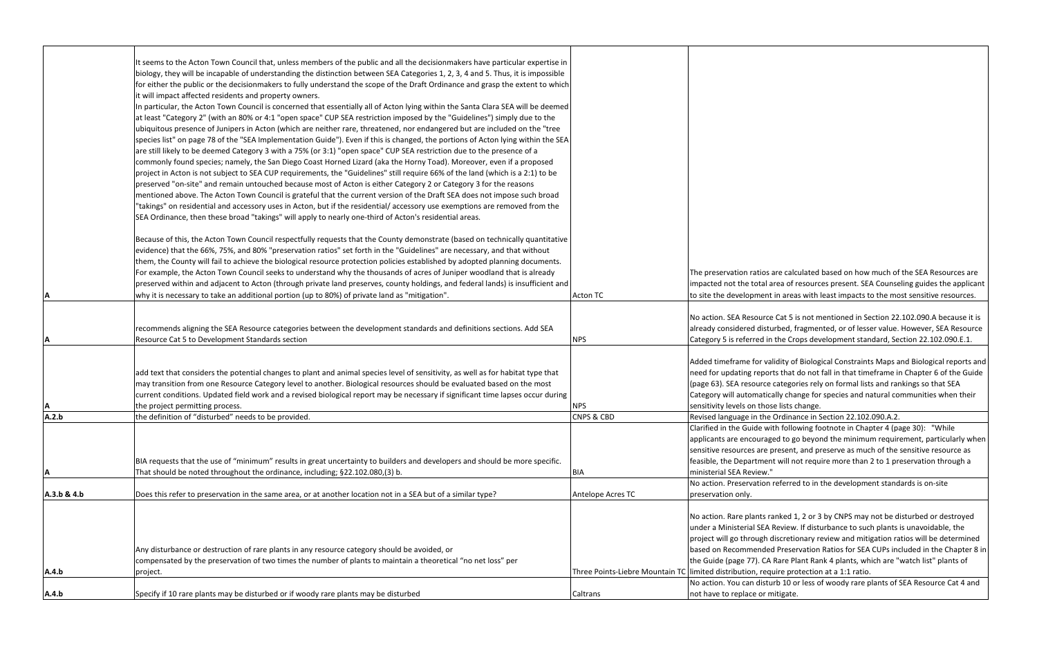| | | | |
|---|---|---|---|
| A | It seems to the Acton Town Council that, unless members of the public and all the decisionmakers have particular expertise in biology, they will be incapable of understanding the distinction between SEA Categories 1, 2, 3, 4 and 5. Thus, it is impossible for either the public or the decisionmakers to fully understand the scope of the Draft Ordinance and grasp the extent to which it will impact affected residents and property owners. In particular, the Acton Town Council is concerned that essentially all of Acton lying within the Santa Clara SEA will be deemed at least "Category 2" (with an 80% or 4:1 "open space" CUP SEA restriction imposed by the "Guidelines") simply due to the ubiquitous presence of Junipers in Acton (which are neither rare, threatened, nor endangered but are included on the "tree species list" on page 78 of the "SEA Implementation Guide"). Even if this is changed, the portions of Acton lying within the SEA are still likely to be deemed Category 3 with a 75% (or 3:1) "open space" CUP SEA restriction due to the presence of a commonly found species; namely, the San Diego Coast Horned Lizard (aka the Horny Toad). Moreover, even if a proposed project in Acton is not subject to SEA CUP requirements, the "Guidelines" still require 66% of the land (which is a 2:1) to be preserved "on-site" and remain untouched because most of Acton is either Category 2 or Category 3 for the reasons mentioned above. The Acton Town Council is grateful that the current version of the Draft SEA does not impose such broad "takings" on residential and accessory uses in Acton, but if the residential/ accessory use exemptions are removed from the SEA Ordinance, then these broad "takings" will apply to nearly one-third of Acton's residential areas.<br><br>Because of this, the Acton Town Council respectfully requests that the County demonstrate (based on technically quantitative evidence) that the 66%, 75%, and 80% "preservation ratios" set forth in the "Guidelines" are necessary, and that without them, the County will fail to achieve the biological resource protection policies established by adopted planning documents. For example, the Acton Town Council seeks to understand why the thousands of acres of Juniper woodland that is already preserved within and adjacent to Acton (through private land preserves, county holdings, and federal lands) is insufficient and why it is necessary to take an additional portion (up to 80%) of private land as "mitigation". | Acton TC | The preservation ratios are calculated based on how much of the SEA Resources are impacted not the total area of resources present. SEA Counseling guides the applicant to site the development in areas with least impacts to the most sensitive resources. |
| A | recommends aligning the SEA Resource categories between the development standards and definitions sections. Add SEA Resource Cat 5 to Development Standards section | NPS | No action. SEA Resource Cat 5 is not mentioned in Section 22.102.090.A because it is already considered disturbed, fragmented, or of lesser value. However, SEA Resource Category 5 is referred in the Crops development standard, Section 22.102.090.E.1. |
| A | add text that considers the potential changes to plant and animal species level of sensitivity, as well as for habitat type that may transition from one Resource Category level to another. Biological resources should be evaluated based on the most current conditions. Updated field work and a revised biological report may be necessary if significant time lapses occur during the project permitting process. | NPS | Added timeframe for validity of Biological Constraints Maps and Biological reports and need for updating reports that do not fall in that timeframe in Chapter 6 of the Guide (page 63). SEA resource categories rely on formal lists and rankings so that SEA Category will automatically change for species and natural communities when their sensitivity levels on those lists change. |
| A.2.b | the definition of "disturbed" needs to be provided. | CNPS & CBD | Revised language in the Ordinance in Section 22.102.090.A.2. |
| A | BIA requests that the use of "minimum" results in great uncertainty to builders and developers and should be more specific. That should be noted throughout the ordinance, including; §22.102.080,(3) b. | BIA | Clarified in the Guide with following footnote in Chapter 4 (page 30): "While applicants are encouraged to go beyond the minimum requirement, particularly when sensitive resources are present, and preserve as much of the sensitive resource as feasible, the Department will not require more than 2 to 1 preservation through a ministerial SEA Review." |
| A.3.b & 4.b | Does this refer to preservation in the same area, or at another location not in a SEA but of a similar type? | Antelope Acres TC | No action. Preservation referred to in the development standards is on-site preservation only. |
| A.4.b | Any disturbance or destruction of rare plants in any resource category should be avoided, or compensated by the preservation of two times the number of plants to maintain a theoretical "no net loss" per project. | Three Points-Liebre Mountain TC | No action. Rare plants ranked 1, 2 or 3 by CNPS may not be disturbed or destroyed under a Ministerial SEA Review. If disturbance to such plants is unavoidable, the project will go through discretionary review and mitigation ratios will be determined based on Recommended Preservation Ratios for SEA CUPs included in the Chapter 8 in the Guide (page 77). CA Rare Plant Rank 4 plants, which are "watch list" plants of limited distribution, require protection at a 1:1 ratio. |
| A.4.b | Specify if 10 rare plants may be disturbed or if woody rare plants may be disturbed | Caltrans | No action. You can disturb 10 or less of woody rare plants of SEA Resource Cat 4 and not have to replace or mitigate. |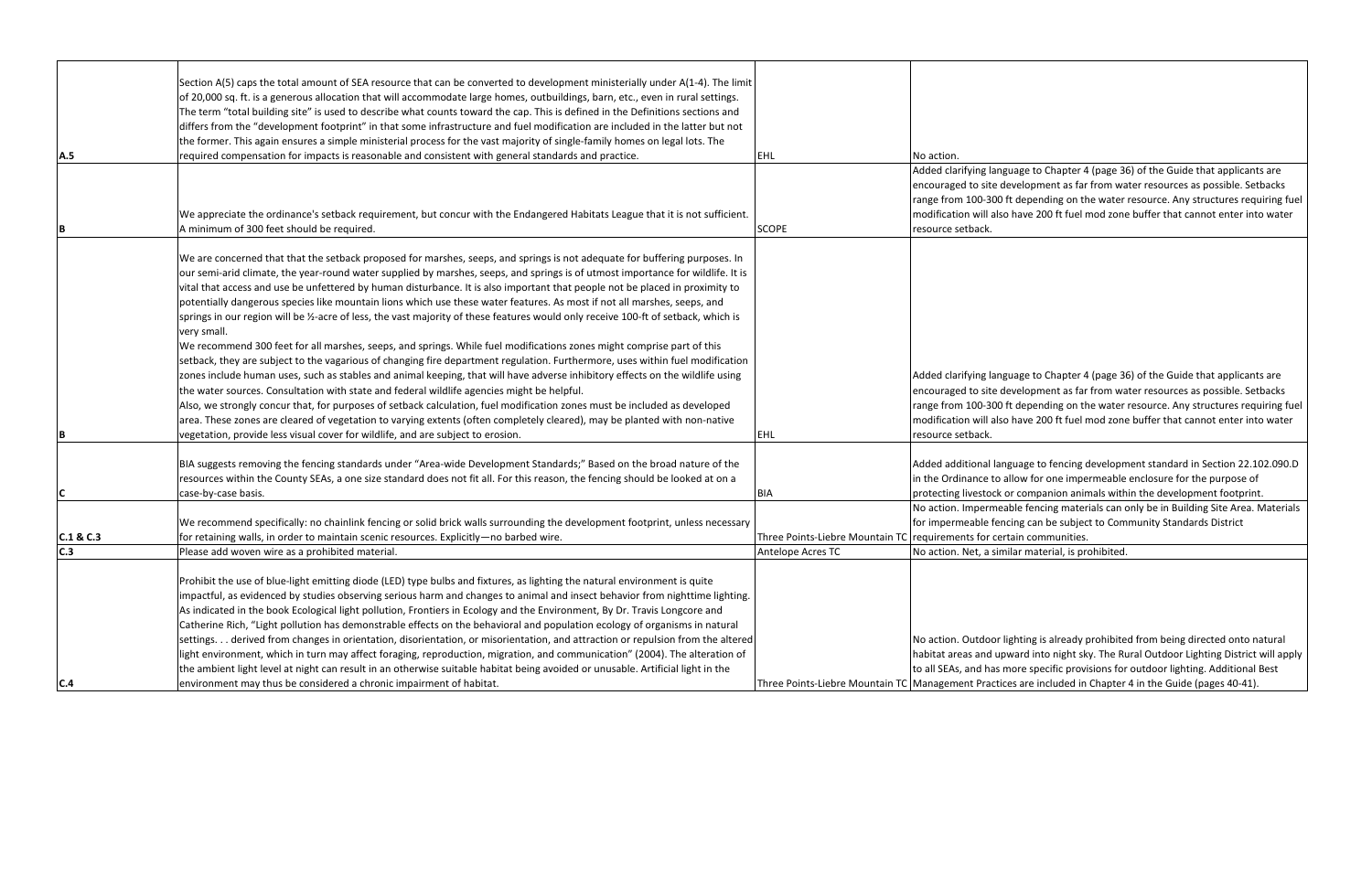| | | | |
|---|---|---|---|
| A.5 | Section A(5) caps the total amount of SEA resource that can be converted to development ministerially under A(1-4). The limit of 20,000 sq. ft. is a generous allocation that will accommodate large homes, outbuildings, barn, etc., even in rural settings. The term "total building site" is used to describe what counts toward the cap. This is defined in the Definitions sections and differs from the "development footprint" in that some infrastructure and fuel modification are included in the latter but not the former. This again ensures a simple ministerial process for the vast majority of single-family homes on legal lots. The required compensation for impacts is reasonable and consistent with general standards and practice. | EHL | No action. |
| B | We appreciate the ordinance's setback requirement, but concur with the Endangered Habitats League that it is not sufficient. A minimum of 300 feet should be required. | SCOPE | Added clarifying language to Chapter 4 (page 36) of the Guide that applicants are encouraged to site development as far from water resources as possible. Setbacks range from 100-300 ft depending on the water resource. Any structures requiring fuel modification will also have 200 ft fuel mod zone buffer that cannot enter into water resource setback. |
| B | We are concerned that that the setback proposed for marshes, seeps, and springs is not adequate for buffering purposes. In our semi-arid climate, the year-round water supplied by marshes, seeps, and springs is of utmost importance for wildlife. It is vital that access and use be unfettered by human disturbance. It is also important that people not be placed in proximity to potentially dangerous species like mountain lions which use these water features. As most if not all marshes, seeps, and springs in our region will be ½-acre of less, the vast majority of these features would only receive 100-ft of setback, which is very small.<br>We recommend 300 feet for all marshes, seeps, and springs. While fuel modifications zones might comprise part of this setback, they are subject to the vagarious of changing fire department regulation. Furthermore, uses within fuel modification zones include human uses, such as stables and animal keeping, that will have adverse inhibitory effects on the wildlife using the water sources. Consultation with state and federal wildlife agencies might be helpful.<br>Also, we strongly concur that, for purposes of setback calculation, fuel modification zones must be included as developed area. These zones are cleared of vegetation to varying extents (often completely cleared), may be planted with non-native vegetation, provide less visual cover for wildlife, and are subject to erosion. | EHL | Added clarifying language to Chapter 4 (page 36) of the Guide that applicants are encouraged to site development as far from water resources as possible. Setbacks range from 100-300 ft depending on the water resource. Any structures requiring fuel modification will also have 200 ft fuel mod zone buffer that cannot enter into water resource setback. |
| C | BIA suggests removing the fencing standards under "Area-wide Development Standards;" Based on the broad nature of the resources within the County SEAs, a one size standard does not fit all. For this reason, the fencing should be looked at on a case-by-case basis. | BIA | Added additional language to fencing development standard in Section 22.102.090.D in the Ordinance to allow for one impermeable enclosure for the purpose of protecting livestock or companion animals within the development footprint. |
| C.1 & C.3 | We recommend specifically: no chainlink fencing or solid brick walls surrounding the development footprint, unless necessary for retaining walls, in order to maintain scenic resources. Explicitly—no barbed wire. | Three Points-Liebre Mountain TC | No action. Impermeable fencing materials can only be in Building Site Area. Materials for impermeable fencing can be subject to Community Standards District requirements for certain communities. |
| C.3 | Please add woven wire as a prohibited material. | Antelope Acres TC | No action. Net, a similar material, is prohibited. |
| C.4 | Prohibit the use of blue-light emitting diode (LED) type bulbs and fixtures, as lighting the natural environment is quite impactful, as evidenced by studies observing serious harm and changes to animal and insect behavior from nighttime lighting. As indicated in the book Ecological light pollution, Frontiers in Ecology and the Environment, By Dr. Travis Longcore and Catherine Rich, "Light pollution has demonstrable effects on the behavioral and population ecology of organisms in natural settings. . . derived from changes in orientation, disorientation, or misorientation, and attraction or repulsion from the altered light environment, which in turn may affect foraging, reproduction, migration, and communication" (2004). The alteration of the ambient light level at night can result in an otherwise suitable habitat being avoided or unusable. Artificial light in the environment may thus be considered a chronic impairment of habitat. | Three Points-Liebre Mountain TC | No action. Outdoor lighting is already prohibited from being directed onto natural habitat areas and upward into night sky. The Rural Outdoor Lighting District will apply to all SEAs, and has more specific provisions for outdoor lighting. Additional Best Management Practices are included in Chapter 4 in the Guide (pages 40-41). |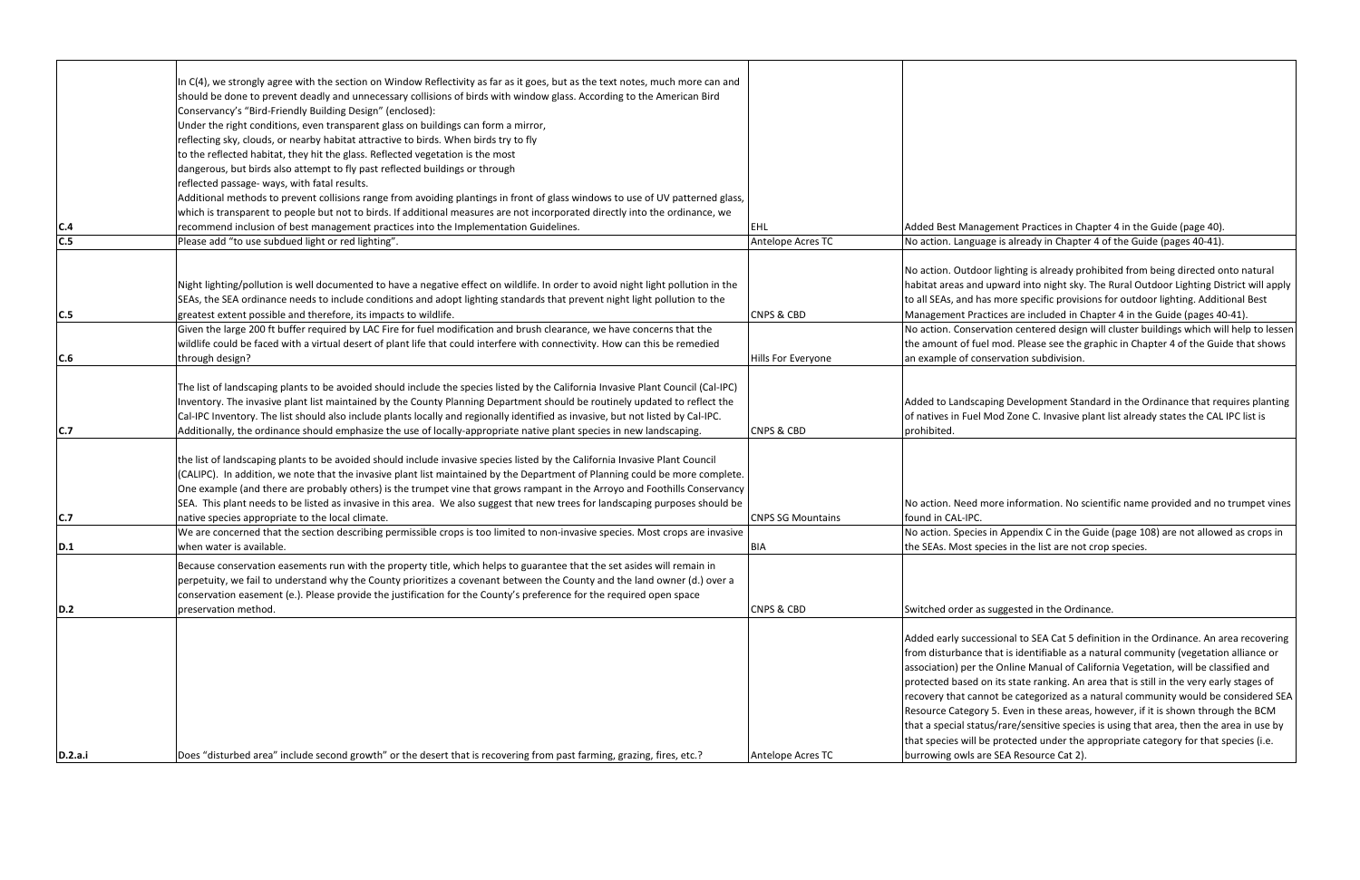| | | | |
|---|---|---|---|
| C.4 | In C(4), we strongly agree with the section on Window Reflectivity as far as it goes, but as the text notes, much more can and should be done to prevent deadly and unnecessary collisions of birds with window glass. According to the American Bird Conservancy's "Bird-Friendly Building Design" (enclosed): Under the right conditions, even transparent glass on buildings can form a mirror, reflecting sky, clouds, or nearby habitat attractive to birds. When birds try to fly to the reflected habitat, they hit the glass. Reflected vegetation is the most dangerous, but birds also attempt to fly past reflected buildings or through reflected passage- ways, with fatal results. Additional methods to prevent collisions range from avoiding plantings in front of glass windows to use of UV patterned glass, which is transparent to people but not to birds. If additional measures are not incorporated directly into the ordinance, we recommend inclusion of best management practices into the Implementation Guidelines. | EHL | Added Best Management Practices in Chapter 4 in the Guide (page 40). |
| C.5 | Please add "to use subdued light or red lighting". | Antelope Acres TC | No action. Language is already in Chapter 4 of the Guide (pages 40-41). |
| C.5 | Night lighting/pollution is well documented to have a negative effect on wildlife. In order to avoid night light pollution in the SEAs, the SEA ordinance needs to include conditions and adopt lighting standards that prevent night light pollution to the greatest extent possible and therefore, its impacts to wildlife. | CNPS & CBD | No action. Outdoor lighting is already prohibited from being directed onto natural habitat areas and upward into night sky. The Rural Outdoor Lighting District will apply to all SEAs, and has more specific provisions for outdoor lighting. Additional Best Management Practices are included in Chapter 4 in the Guide (pages 40-41). |
| C.6 | Given the large 200 ft buffer required by LAC Fire for fuel modification and brush clearance, we have concerns that the wildlife could be faced with a virtual desert of plant life that could interfere with connectivity. How can this be remedied through design? | Hills For Everyone | No action. Conservation centered design will cluster buildings which will help to lessen the amount of fuel mod. Please see the graphic in Chapter 4 of the Guide that shows an example of conservation subdivision. |
| C.7 | The list of landscaping plants to be avoided should include the species listed by the California Invasive Plant Council (Cal-IPC) Inventory. The invasive plant list maintained by the County Planning Department should be routinely updated to reflect the Cal-IPC Inventory. The list should also include plants locally and regionally identified as invasive, but not listed by Cal-IPC. Additionally, the ordinance should emphasize the use of locally-appropriate native plant species in new landscaping. | CNPS & CBD | Added to Landscaping Development Standard in the Ordinance that requires planting of natives in Fuel Mod Zone C. Invasive plant list already states the CAL IPC list is prohibited. |
| C.7 | the list of landscaping plants to be avoided should include invasive species listed by the California Invasive Plant Council (CALIPC). In addition, we note that the invasive plant list maintained by the Department of Planning could be more complete. One example (and there are probably others) is the trumpet vine that grows rampant in the Arroyo and Foothills Conservancy SEA. This plant needs to be listed as invasive in this area. We also suggest that new trees for landscaping purposes should be native species appropriate to the local climate. | CNPS SG Mountains | No action. Need more information. No scientific name provided and no trumpet vines found in CAL-IPC. |
| D.1 | We are concerned that the section describing permissible crops is too limited to non-invasive species. Most crops are invasive when water is available. | BIA | No action. Species in Appendix C in the Guide (page 108) are not allowed as crops in the SEAs. Most species in the list are not crop species. |
| D.2 | Because conservation easements run with the property title, which helps to guarantee that the set asides will remain in perpetuity, we fail to understand why the County prioritizes a covenant between the County and the land owner (d.) over a conservation easement (e.). Please provide the justification for the County's preference for the required open space preservation method. | CNPS & CBD | Switched order as suggested in the Ordinance. |
| D.2.a.i | Does "disturbed area" include second growth" or the desert that is recovering from past farming, grazing, fires, etc.? | Antelope Acres TC | Added early successional to SEA Cat 5 definition in the Ordinance. An area recovering from disturbance that is identifiable as a natural community (vegetation alliance or association) per the Online Manual of California Vegetation, will be classified and protected based on its state ranking. An area that is still in the very early stages of recovery that cannot be categorized as a natural community would be considered SEA Resource Category 5. Even in these areas, however, if it is shown through the BCM that a special status/rare/sensitive species is using that area, then the area in use by that species will be protected under the appropriate category for that species (i.e. burrowing owls are SEA Resource Cat 2). |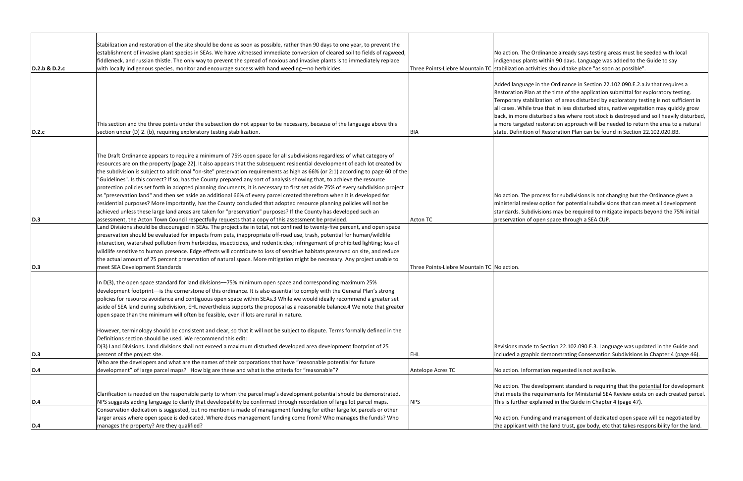| | | | |
|---|---|---|---|
| D.2.b & D.2.c | Stabilization and restoration of the site should be done as soon as possible, rather than 90 days to one year, to prevent the establishment of invasive plant species in SEAs. We have witnessed immediate conversion of cleared soil to fields of ragweed, fiddleneck, and russian thistle. The only way to prevent the spread of noxious and invasive plants is to immediately replace with locally indigenous species, monitor and encourage success with hand weeding—no herbicides. | Three Points-Liebre Mountain TC | No action. The Ordinance already says testing areas must be seeded with local indigenous plants within 90 days. Language was added to the Guide to say stabilization activities should take place "as soon as possible". |
| D.2.c | This section and the three points under the subsection do not appear to be necessary, because of the language above this section under (D) 2. (b), requiring exploratory testing stabilization. | BIA | Added language in the Ordinance in Section 22.102.090.E.2.a.iv that requires a Restoration Plan at the time of the application submittal for exploratory testing. Temporary stabilization of areas disturbed by exploratory testing is not sufficient in all cases. While true that in less disturbed sites, native vegetation may quickly grow back, in more disturbed sites where root stock is destroyed and soil heavily disturbed, a more targeted restoration approach will be needed to return the area to a natural state. Definition of Restoration Plan can be found in Section 22.102.020.BB. |
| D.3 | The Draft Ordinance appears to require a minimum of 75% open space for all subdivisions regardless of what category of resources are on the property [page 22]. It also appears that the subsequent residential development of each lot created by the subdivision is subject to additional "on-site" preservation requirements as high as 66% (or 2:1) according to page 60 of the "Guidelines". Is this correct? If so, has the County prepared any sort of analysis showing that, to achieve the resource protection policies set forth in adopted planning documents, it is necessary to first set aside 75% of every subdivision project as "preservation land" and then set aside an additional 66% of every parcel created therefrom when it is developed for residential purposes? More importantly, has the County concluded that adopted resource planning policies will not be achieved unless these large land areas are taken for "preservation" purposes? If the County has developed such an assessment, the Acton Town Council respectfully requests that a copy of this assessment be provided. | Acton TC | No action. The process for subdivisions is not changing but the Ordinance gives a ministerial review option for potential subdivisions that can meet all development standards. Subdivisions may be required to mitigate impacts beyond the 75% initial preservation of open space through a SEA CUP. |
| D.3 | Land Divisions should be discouraged in SEAs. The project site in total, not confined to twenty-five percent, and open space preservation should be evaluated for impacts from pets, inappropriate off-road use, trash, potential for human/wildlife interaction, watershed pollution from herbicides, insecticides, and rodenticides; infringement of prohibited lighting; loss of wildlife sensitive to human presence. Edge effects will contribute to loss of sensitive habitats preserved on site, and reduce the actual amount of 75 percent preservation of natural space. More mitigation might be necessary. Any project unable to meet SEA Development Standards | Three Points-Liebre Mountain TC | No action. |
| D.3 | In D(3), the open space standard for land divisions—75% minimum open space and corresponding maximum 25% development footprint—is the cornerstone of this ordinance. It is also essential to comply with the General Plan's strong policies for resource avoidance and contiguous open space within SEAs.3 While we would ideally recommend a greater set aside of SEA land during subdivision, EHL nevertheless supports the proposal as a reasonable balance.4 We note that greater open space than the minimum will often be feasible, even if lots are rural in nature.<br><br>However, terminology should be consistent and clear, so that it will not be subject to dispute. Terms formally defined in the Definitions section should be used. We recommend this edit:<br>D(3) Land Divisions. Land divisions shall not exceed a maximum ~~disturbed developed area~~ development footprint of 25 percent of the project site. | EHL | Revisions made to Section 22.102.090.E.3. Language was updated in the Guide and included a graphic demonstrating Conservation Subdivisions in Chapter 4 (page 46). |
| D.4 | Who are the developers and what are the names of their corporations that have "reasonable potential for future development" of large parcel maps? How big are these and what is the criteria for "reasonable"? | Antelope Acres TC | No action. Information requested is not available. |
| D.4 | Clarification is needed on the responsible party to whom the parcel map's development potential should be demonstrated. NPS suggests adding language to clarify that developability be confirmed through recordation of large lot parcel maps. | NPS | No action. The development standard is requiring that the potential for development that meets the requirements for Ministerial SEA Review exists on each created parcel. This is further explained in the Guide in Chapter 4 (page 47). |
| D.4 | Conservation dedication is suggested, but no mention is made of management funding for either large lot parcels or other larger areas where open space is dedicated. Where does management funding come from? Who manages the funds? Who manages the property? Are they qualified? | | No action. Funding and management of dedicated open space will be negotiated by the applicant with the land trust, gov body, etc that takes responsibility for the land. |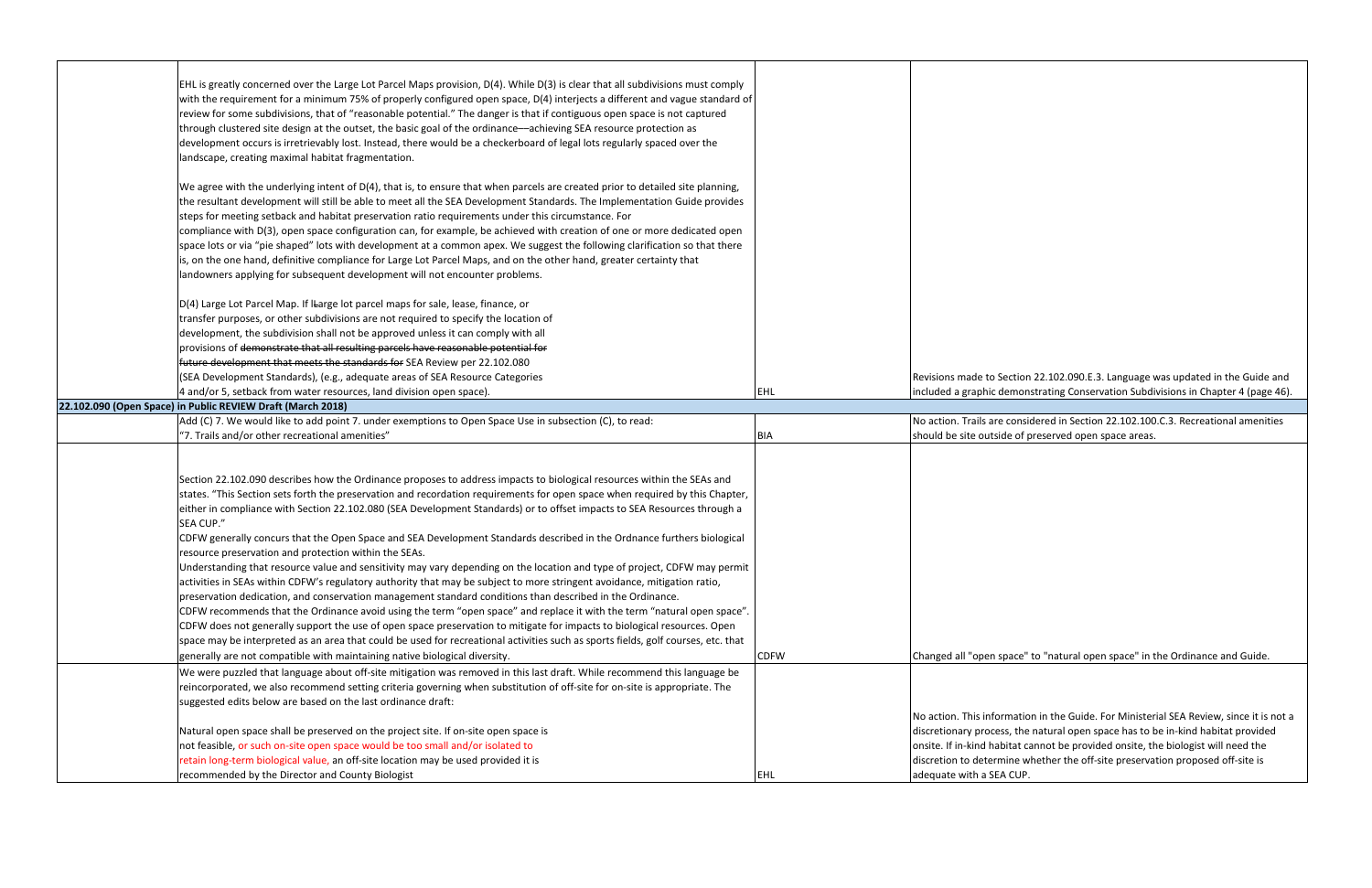| | | | |
|---|---|---|---|
| | EHL is greatly concerned over the Large Lot Parcel Maps provision, D(4). While D(3) is clear that all subdivisions must comply with the requirement for a minimum 75% of properly configured open space, D(4) interjects a different and vague standard of review for some subdivisions, that of "reasonable potential." The danger is that if contiguous open space is not captured through clustered site design at the outset, the basic goal of the ordinance—achieving SEA resource protection as development occurs is irretrievably lost. Instead, there would be a checkerboard of legal lots regularly spaced over the landscape, creating maximal habitat fragmentation.<br><br>We agree with the underlying intent of D(4), that is, to ensure that when parcels are created prior to detailed site planning, the resultant development will still be able to meet all the SEA Development Standards. The Implementation Guide provides steps for meeting setback and habitat preservation ratio requirements under this circumstance. For compliance with D(3), open space configuration can, for example, be achieved with creation of one or more dedicated open space lots or via "pie shaped" lots with development at a common apex. We suggest the following clarification so that there is, on the one hand, definitive compliance for Large Lot Parcel Maps, and on the other hand, greater certainty that landowners applying for subsequent development will not encounter problems.<br><br>D(4) Large Lot Parcel Map. If lLarge lot parcel maps for sale, lease, finance, or transfer purposes, or other subdivisions are not required to specify the location of development, the subdivision shall not be approved unless it can comply with all provisions of ~~demonstrate that all resulting parcels have reasonable potential for future development that meets the standards for~~ SEA Review per 22.102.080 (SEA Development Standards), (e.g., adequate areas of SEA Resource Categories 4 and/or 5, setback from water resources, land division open space). | EHL | Revisions made to Section 22.102.090.E.3. Language was updated in the Guide and included a graphic demonstrating Conservation Subdivisions in Chapter 4 (page 46). |
| **22.102.090 (Open Space) in Public REVIEW Draft (March 2018)** | | | |
| | Add (C) 7. We would like to add point 7. under exemptions to Open Space Use in subsection (C), to read:<br>"7. Trails and/or other recreational amenities" | BIA | No action. Trails are considered in Section 22.102.100.C.3. Recreational amenities should be site outside of preserved open space areas. |
| | Section 22.102.090 describes how the Ordinance proposes to address impacts to biological resources within the SEAs and states. "This Section sets forth the preservation and recordation requirements for open space when required by this Chapter, either in compliance with Section 22.102.080 (SEA Development Standards) or to offset impacts to SEA Resources through a SEA CUP."<br>CDFW generally concurs that the Open Space and SEA Development Standards described in the Ordnance furthers biological resource preservation and protection within the SEAs.<br>Understanding that resource value and sensitivity may vary depending on the location and type of project, CDFW may permit activities in SEAs within CDFW's regulatory authority that may be subject to more stringent avoidance, mitigation ratio, preservation dedication, and conservation management standard conditions than described in the Ordinance.<br>CDFW recommends that the Ordinance avoid using the term "open space" and replace it with the term "natural open space".<br>CDFW does not generally support the use of open space preservation to mitigate for impacts to biological resources. Open space may be interpreted as an area that could be used for recreational activities such as sports fields, golf courses, etc. that generally are not compatible with maintaining native biological diversity. | CDFW | Changed all "open space" to "natural open space" in the Ordinance and Guide. |
| | We were puzzled that language about off-site mitigation was removed in this last draft. While recommend this language be reincorporated, we also recommend setting criteria governing when substitution of off-site for on-site is appropriate. The suggested edits below are based on the last ordinance draft:<br><br>Natural open space shall be preserved on the project site. If on-site open space is not feasible, or such on-site open space would be too small and/or isolated to retain long-term biological value, an off-site location may be used provided it is recommended by the Director and County Biologist | EHL | No action. This information in the Guide. For Ministerial SEA Review, since it is not a discretionary process, the natural open space has to be in-kind habitat provided onsite. If in-kind habitat cannot be provided onsite, the biologist will need the discretion to determine whether the off-site preservation proposed off-site is adequate with a SEA CUP. |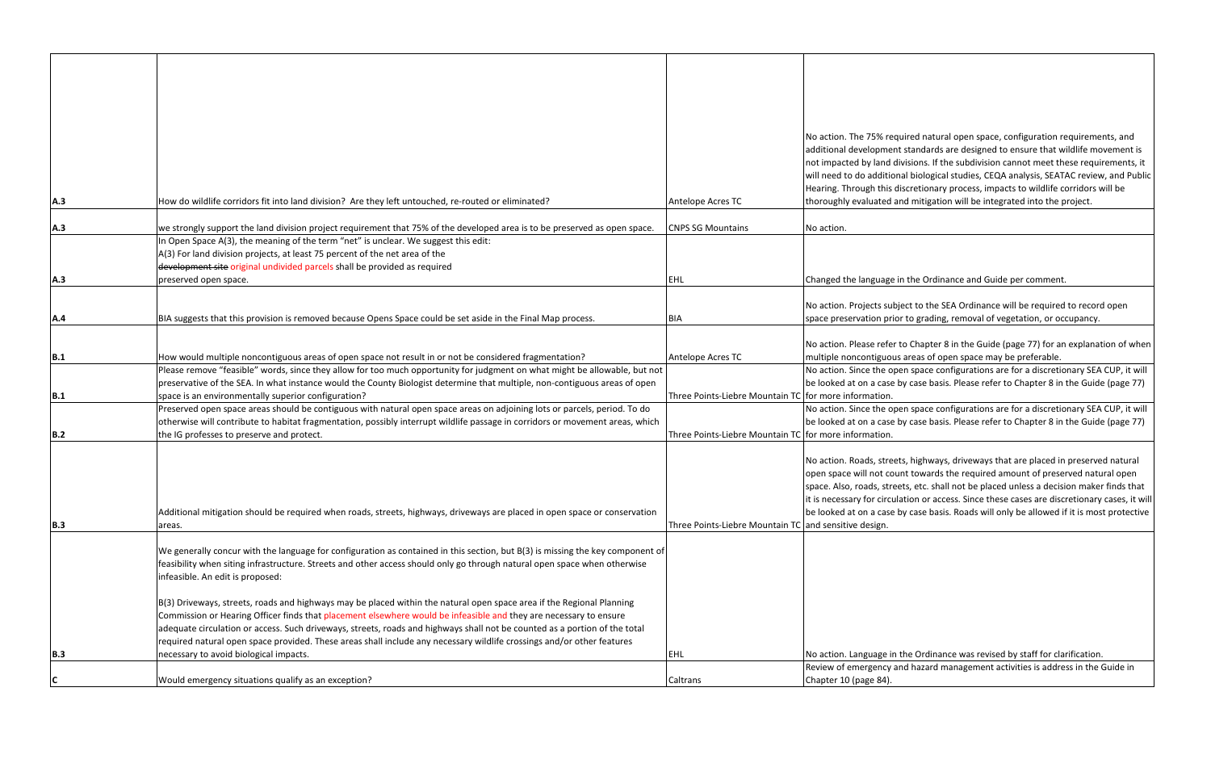| | | | |
|---|---|---|---|
| A.3 | How do wildlife corridors fit into land division? Are they left untouched, re-routed or eliminated? | Antelope Acres TC | No action. The 75% required natural open space, configuration requirements, and additional development standards are designed to ensure that wildlife movement is not impacted by land divisions. If the subdivision cannot meet these requirements, it will need to do additional biological studies, CEQA analysis, SEATAC review, and Public Hearing. Through this discretionary process, impacts to wildlife corridors will be thoroughly evaluated and mitigation will be integrated into the project. |
| A.3 | we strongly support the land division project requirement that 75% of the developed area is to be preserved as open space. | CNPS SG Mountains | No action. |
| A.3 | In Open Space A(3), the meaning of the term "net" is unclear. We suggest this edit:<br>A(3) For land division projects, at least 75 percent of the net area of the ~~development site~~ original undivided parcels shall be provided as required preserved open space. | EHL | Changed the language in the Ordinance and Guide per comment. |
| A.4 | BIA suggests that this provision is removed because Opens Space could be set aside in the Final Map process. | BIA | No action. Projects subject to the SEA Ordinance will be required to record open space preservation prior to grading, removal of vegetation, or occupancy. |
| B.1 | How would multiple noncontiguous areas of open space not result in or not be considered fragmentation? | Antelope Acres TC | No action. Please refer to Chapter 8 in the Guide (page 77) for an explanation of when multiple noncontiguous areas of open space may be preferable. |
| B.1 | Please remove "feasible" words, since they allow for too much opportunity for judgment on what might be allowable, but not preservative of the SEA. In what instance would the County Biologist determine that multiple, non-contiguous areas of open space is an environmentally superior configuration? | Three Points-Liebre Mountain TC | No action. Since the open space configurations are for a discretionary SEA CUP, it will be looked at on a case by case basis. Please refer to Chapter 8 in the Guide (page 77) for more information. |
| B.2 | Preserved open space areas should be contiguous with natural open space areas on adjoining lots or parcels, period. To do otherwise will contribute to habitat fragmentation, possibly interrupt wildlife passage in corridors or movement areas, which the IG professes to preserve and protect. | Three Points-Liebre Mountain TC | No action. Since the open space configurations are for a discretionary SEA CUP, it will be looked at on a case by case basis. Please refer to Chapter 8 in the Guide (page 77) for more information. |
| B.3 | Additional mitigation should be required when roads, streets, highways, driveways are placed in open space or conservation areas. | Three Points-Liebre Mountain TC | No action. Roads, streets, highways, driveways that are placed in preserved natural open space will not count towards the required amount of preserved natural open space. Also, roads, streets, etc. shall not be placed unless a decision maker finds that it is necessary for circulation or access. Since these cases are discretionary cases, it will be looked at on a case by case basis. Roads will only be allowed if it is most protective and sensitive design. |
| B.3 | We generally concur with the language for configuration as contained in this section, but B(3) is missing the key component of feasibility when siting infrastructure. Streets and other access should only go through natural open space when otherwise infeasible. An edit is proposed:<br><br>B(3) Driveways, streets, roads and highways may be placed within the natural open space area if the Regional Planning Commission or Hearing Officer finds that placement elsewhere would be infeasible and they are necessary to ensure adequate circulation or access. Such driveways, streets, roads and highways shall not be counted as a portion of the total required natural open space provided. These areas shall include any necessary wildlife crossings and/or other features necessary to avoid biological impacts. | EHL | No action. Language in the Ordinance was revised by staff for clarification. |
| C | Would emergency situations qualify as an exception? | Caltrans | Review of emergency and hazard management activities is address in the Guide in Chapter 10 (page 84). |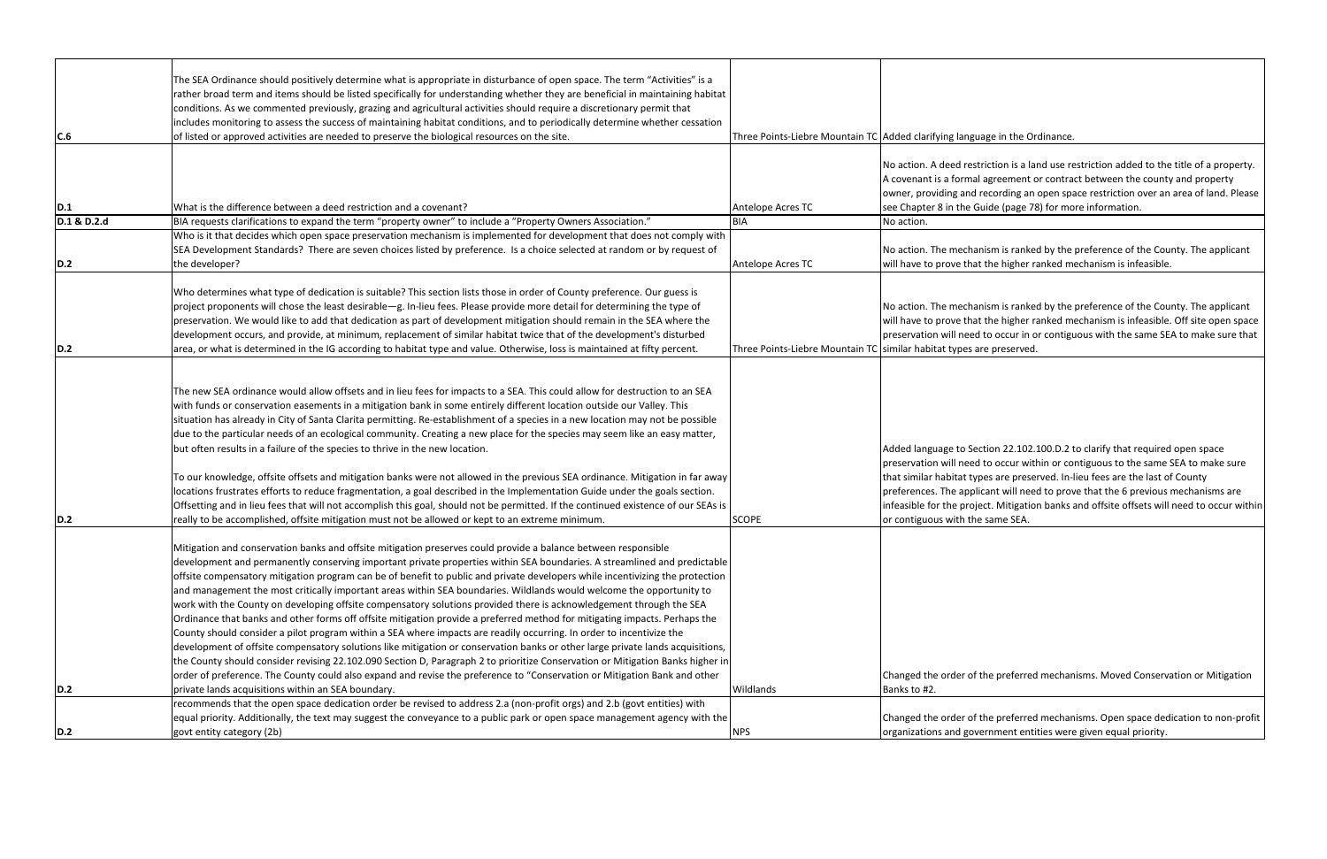| | | | |
|---|---|---|---|
| C.6 | The SEA Ordinance should positively determine what is appropriate in disturbance of open space. The term "Activities" is a rather broad term and items should be listed specifically for understanding whether they are beneficial in maintaining habitat conditions. As we commented previously, grazing and agricultural activities should require a discretionary permit that includes monitoring to assess the success of maintaining habitat conditions, and to periodically determine whether cessation of listed or approved activities are needed to preserve the biological resources on the site. | Three Points-Liebre Mountain TC | Added clarifying language in the Ordinance. |
| D.1 | What is the difference between a deed restriction and a covenant? | Antelope Acres TC | No action. A deed restriction is a land use restriction added to the title of a property. A covenant is a formal agreement or contract between the county and property owner, providing and recording an open space restriction over an area of land. Please see Chapter 8 in the Guide (page 78) for more information. |
| D.1 & D.2.d | BIA requests clarifications to expand the term "property owner" to include a "Property Owners Association." | BIA | No action. |
| D.2 | Who is it that decides which open space preservation mechanism is implemented for development that does not comply with SEA Development Standards? There are seven choices listed by preference. Is a choice selected at random or by request of the developer? | Antelope Acres TC | No action. The mechanism is ranked by the preference of the County. The applicant will have to prove that the higher ranked mechanism is infeasible. |
| D.2 | Who determines what type of dedication is suitable? This section lists those in order of County preference. Our guess is project proponents will chose the least desirable—g. In-lieu fees. Please provide more detail for determining the type of preservation. We would like to add that dedication as part of development mitigation should remain in the SEA where the development occurs, and provide, at minimum, replacement of similar habitat twice that of the development's disturbed area, or what is determined in the IG according to habitat type and value. Otherwise, loss is maintained at fifty percent. | Three Points-Liebre Mountain TC | No action. The mechanism is ranked by the preference of the County. The applicant will have to prove that the higher ranked mechanism is infeasible. Off site open space preservation will need to occur in or contiguous with the same SEA to make sure that similar habitat types are preserved. |
| D.2 | The new SEA ordinance would allow offsets and in lieu fees for impacts to a SEA. This could allow for destruction to an SEA with funds or conservation easements in a mitigation bank in some entirely different location outside our Valley. This situation has already in City of Santa Clarita permitting. Re-establishment of a species in a new location may not be possible due to the particular needs of an ecological community. Creating a new place for the species may seem like an easy matter, but often results in a failure of the species to thrive in the new location.<br><br>To our knowledge, offsite offsets and mitigation banks were not allowed in the previous SEA ordinance. Mitigation in far away locations frustrates efforts to reduce fragmentation, a goal described in the Implementation Guide under the goals section. Offsetting and in lieu fees that will not accomplish this goal, should not be permitted. If the continued existence of our SEAs is really to be accomplished, offsite mitigation must not be allowed or kept to an extreme minimum. | SCOPE | Added language to Section 22.102.100.D.2 to clarify that required open space preservation will need to occur within or contiguous to the same SEA to make sure that similar habitat types are preserved. In-lieu fees are the last of County preferences. The applicant will need to prove that the 6 previous mechanisms are infeasible for the project. Mitigation banks and offsite offsets will need to occur within or contiguous with the same SEA. |
| D.2 | Mitigation and conservation banks and offsite mitigation preserves could provide a balance between responsible development and permanently conserving important private properties within SEA boundaries. A streamlined and predictable offsite compensatory mitigation program can be of benefit to public and private developers while incentivizing the protection and management the most critically important areas within SEA boundaries. Wildlands would welcome the opportunity to work with the County on developing offsite compensatory solutions provided there is acknowledgement through the SEA Ordinance that banks and other forms off offsite mitigation provide a preferred method for mitigating impacts. Perhaps the County should consider a pilot program within a SEA where impacts are readily occurring. In order to incentivize the development of offsite compensatory solutions like mitigation or conservation banks or other large private lands acquisitions, the County should consider revising 22.102.090 Section D, Paragraph 2 to prioritize Conservation or Mitigation Banks higher in order of preference. The County could also expand and revise the preference to "Conservation or Mitigation Bank and other private lands acquisitions within an SEA boundary. | Wildlands | Changed the order of the preferred mechanisms. Moved Conservation or Mitigation Banks to #2. |
| D.2 | recommends that the open space dedication order be revised to address 2.a (non-profit orgs) and 2.b (govt entities) with equal priority. Additionally, the text may suggest the conveyance to a public park or open space management agency with the govt entity category (2b) | NPS | Changed the order of the preferred mechanisms. Open space dedication to non-profit organizations and government entities were given equal priority. |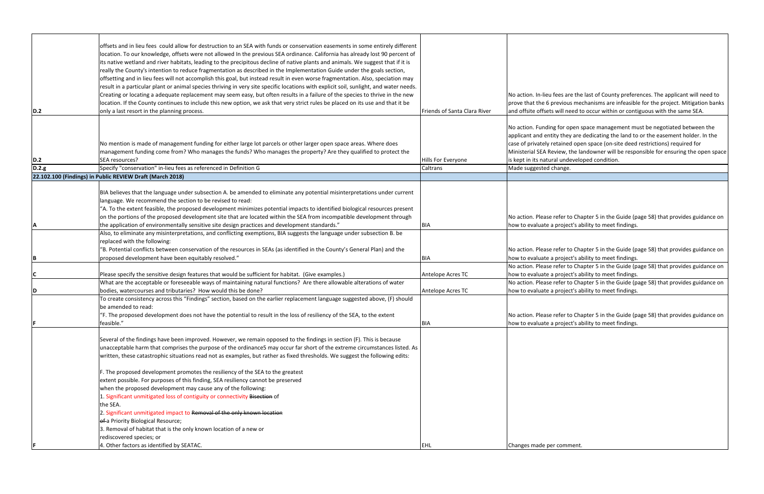| | | | |
|---|---|---|---|
| D.2 | offsets and in lieu fees could allow for destruction to an SEA with funds or conservation easements in some entirely different location. To our knowledge, offsets were not allowed In the previous SEA ordinance. California has already lost 90 percent of its native wetland and river habitats, leading to the precipitous decline of native plants and animals. We suggest that if it is really the County's intention to reduce fragmentation as described in the Implementation Guide under the goals section, offsetting and in lieu fees will not accomplish this goal, but instead result in even worse fragmentation. Also, speciation may result in a particular plant or animal species thriving in very site specific locations with explicit soil, sunlight, and water needs. Creating or locating a adequate replacement may seem easy, but often results in a failure of the species to thrive in the new location. If the County continues to include this new option, we ask that very strict rules be placed on its use and that it be only a last resort in the planning process. | Friends of Santa Clara River | No action. In-lieu fees are the last of County preferences. The applicant will need to prove that the 6 previous mechanisms are infeasible for the project. Mitigation banks and offsite offsets will need to occur within or contiguous with the same SEA. |
| D.2 | No mention is made of management funding for either large lot parcels or other larger open space areas. Where does management funding come from? Who manages the funds? Who manages the property? Are they qualified to protect the SEA resources? | Hills For Everyone | No action. Funding for open space management must be negotiated between the applicant and entity they are dedicating the land to or the easement holder. In the case of privately retained open space (on-site deed restrictions) required for Ministerial SEA Review, the landowner will be responsible for ensuring the open space is kept in its natural undeveloped condition. |
| D.2.g | Specify "conservation" in-lieu fees as referenced in Definition G | Caltrans | Made suggested change. |
| **22.102.100 (Findings) in Public REVIEW Draft (March 2018)** | | | |
| A | BIA believes that the language under subsection A. be amended to eliminate any potential misinterpretations under current language. We recommend the section to be revised to read:<br>"A. To the extent feasible, the proposed development minimizes potential impacts to identified biological resources present on the portions of the proposed development site that are located within the SEA from incompatible development through the application of environmentally sensitive site design practices and development standards." | BIA | No action. Please refer to Chapter 5 in the Guide (page 58) that provides guidance on how to evaluate a project's ability to meet findings. |
| B | Also, to eliminate any misinterpretations, and conflicting exemptions, BIA suggests the language under subsection B. be replaced with the following:<br>"B. Potential conflicts between conservation of the resources in SEAs (as identified in the County's General Plan) and the proposed development have been equitably resolved." | BIA | No action. Please refer to Chapter 5 in the Guide (page 58) that provides guidance on how to evaluate a project's ability to meet findings. |
| C | Please specify the sensitive design features that would be sufficient for habitat. (Give examples.) | Antelope Acres TC | No action. Please refer to Chapter 5 in the Guide (page 58) that provides guidance on how to evaluate a project's ability to meet findings. |
| D | What are the acceptable or foreseeable ways of maintaining natural functions? Are there allowable alterations of water bodies, watercourses and tributaries? How would this be done? | Antelope Acres TC | No action. Please refer to Chapter 5 in the Guide (page 58) that provides guidance on how to evaluate a project's ability to meet findings. |
| F | To create consistency across this "Findings" section, based on the earlier replacement language suggested above, (F) should be amended to read:<br>"F. The proposed development does not have the potential to result in the loss of resiliency of the SEA, to the extent feasible." | BIA | No action. Please refer to Chapter 5 in the Guide (page 58) that provides guidance on how to evaluate a project's ability to meet findings. |
| F | Several of the findings have been improved. However, we remain opposed to the findings in section (F). This is because unacceptable harm that comprises the purpose of the ordinance5 may occur far short of the extreme circumstances listed. As written, these catastrophic situations read not as examples, but rather as fixed thresholds. We suggest the following edits:<br><br>F. The proposed development promotes the resiliency of the SEA to the greatest extent possible. For purposes of this finding, SEA resiliency cannot be preserved when the proposed development may cause any of the following:<br>1. Significant unmitigated loss of contiguity or connectivity ~~Bisection~~ of the SEA.<br>2. Significant unmitigated impact to ~~Removal of the only known location of~~ a Priority Biological Resource;<br>3. Removal of habitat that is the only known location of a new or rediscovered species; or<br>4. Other factors as identified by SEATAC. | EHL | Changes made per comment. |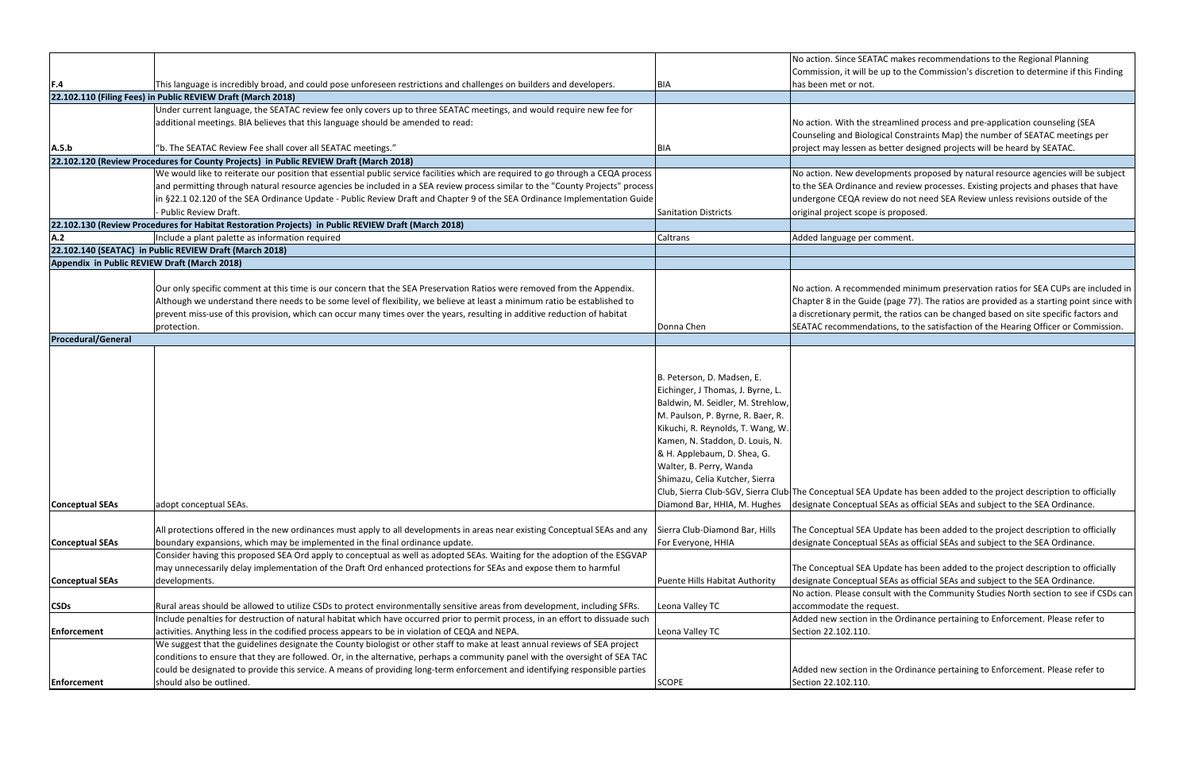| | | | |
|---|---|---|---|
| F.4 | This language is incredibly broad, and could pose unforeseen restrictions and challenges on builders and developers. | BIA | No action. Since SEATAC makes recommendations to the Regional Planning Commission, it will be up to the Commission's discretion to determine if this Finding has been met or not. |
| **22.102.110 (Filing Fees) in Public REVIEW Draft (March 2018)** | | | |
| A.5.b | Under current language, the SEATAC review fee only covers up to three SEATAC meetings, and would require new fee for additional meetings. BIA believes that this language should be amended to read: "b. The SEATAC Review Fee shall cover all SEATAC meetings." | BIA | No action. With the streamlined process and pre-application counseling (SEA Counseling and Biological Constraints Map) the number of SEATAC meetings per project may lessen as better designed projects will be heard by SEATAC. |
| **22.102.120 (Review Procedures for County Projects) in Public REVIEW Draft (March 2018)** | | | |
| | We would like to reiterate our position that essential public service facilities which are required to go through a CEQA process and permitting through natural resource agencies be included in a SEA review process similar to the "County Projects" process in §22.1 02.120 of the SEA Ordinance Update - Public Review Draft and Chapter 9 of the SEA Ordinance Implementation Guide - Public Review Draft. | Sanitation Districts | No action. New developments proposed by natural resource agencies will be subject to the SEA Ordinance and review processes. Existing projects and phases that have undergone CEQA review do not need SEA Review unless revisions outside of the original project scope is proposed. |
| **22.102.130 (Review Procedures for Habitat Restoration Projects) in Public REVIEW Draft (March 2018)** | | | |
| A.2 | Include a plant palette as information required | Caltrans | Added language per comment. |
| **22.102.140 (SEATAC) in Public REVIEW Draft (March 2018)** | | | |
| **Appendix in Public REVIEW Draft (March 2018)** | | | |
| | Our only specific comment at this time is our concern that the SEA Preservation Ratios were removed from the Appendix. Although we understand there needs to be some level of flexibility, we believe at least a minimum ratio be established to prevent miss-use of this provision, which can occur many times over the years, resulting in additive reduction of habitat protection. | Donna Chen | No action. A recommended minimum preservation ratios for SEA CUPs are included in Chapter 8 in the Guide (page 77). The ratios are provided as a starting point since with a discretionary permit, the ratios can be changed based on site specific factors and SEATAC recommendations, to the satisfaction of the Hearing Officer or Commission. |
| **Procedural/General** | | | |
| Conceptual SEAs | adopt conceptual SEAs. | B. Peterson, D. Madsen, E. Eichinger, J Thomas, J. Byrne, L. Baldwin, M. Seidler, M. Strehlow, M. Paulson, P. Byrne, R. Baer, R. Kikuchi, R. Reynolds, T. Wang, W. Kamen, N. Staddon, D. Louis, N. & H. Applebaum, D. Shea, G. Walter, B. Perry, Wanda Shimazu, Celia Kutcher, Sierra Club, Sierra Club-SGV, Sierra Club Diamond Bar, HHIA, M. Hughes | The Conceptual SEA Update has been added to the project description to officially designate Conceptual SEAs as official SEAs and subject to the SEA Ordinance. |
| Conceptual SEAs | All protections offered in the new ordinances must apply to all developments in areas near existing Conceptual SEAs and any boundary expansions, which may be implemented in the final ordinance update. | Sierra Club-Diamond Bar, Hills For Everyone, HHIA | The Conceptual SEA Update has been added to the project description to officially designate Conceptual SEAs as official SEAs and subject to the SEA Ordinance. |
| Conceptual SEAs | Consider having this proposed SEA Ord apply to conceptual as well as adopted SEAs. Waiting for the adoption of the ESGVAP may unnecessarily delay implementation of the Draft Ord enhanced protections for SEAs and expose them to harmful developments. | Puente Hills Habitat Authority | The Conceptual SEA Update has been added to the project description to officially designate Conceptual SEAs as official SEAs and subject to the SEA Ordinance. |
| CSDs | Rural areas should be allowed to utilize CSDs to protect environmentally sensitive areas from development, including SFRs. | Leona Valley TC | No action. Please consult with the Community Studies North section to see if CSDs can accommodate the request. |
| Enforcement | Include penalties for destruction of natural habitat which have occurred prior to permit process, in an effort to dissuade such activities. Anything less in the codified process appears to be in violation of CEQA and NEPA. | Leona Valley TC | Added new section in the Ordinance pertaining to Enforcement. Please refer to Section 22.102.110. |
| Enforcement | We suggest that the guidelines designate the County biologist or other staff to make at least annual reviews of SEA project conditions to ensure that they are followed. Or, in the alternative, perhaps a community panel with the oversight of SEA TAC could be designated to provide this service. A means of providing long-term enforcement and identifying responsible parties should also be outlined. | SCOPE | Added new section in the Ordinance pertaining to Enforcement. Please refer to Section 22.102.110. |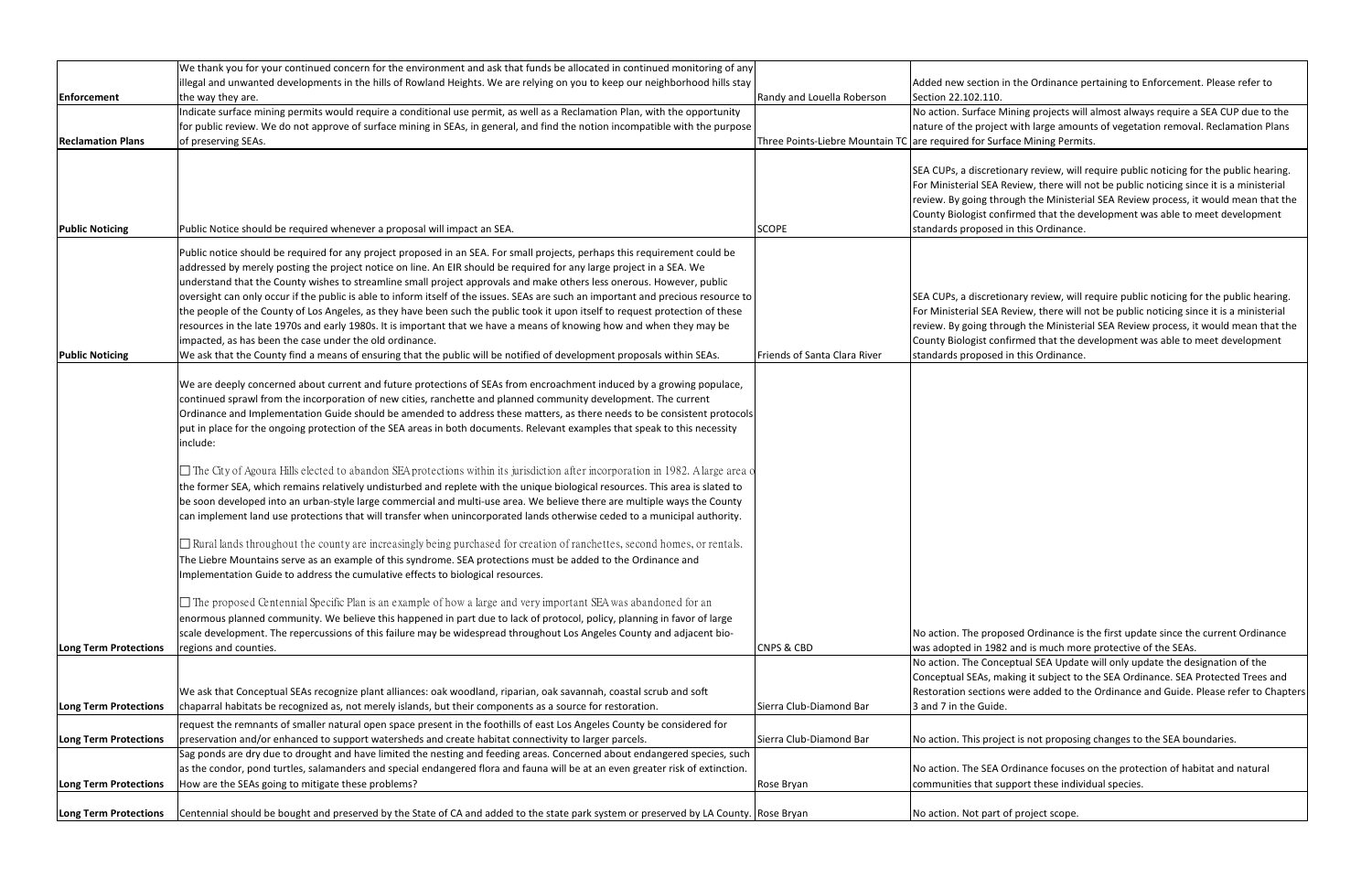| | | | |
|---|---|---|---|
| **Enforcement** | We thank you for your continued concern for the environment and ask that funds be allocated in continued monitoring of any illegal and unwanted developments in the hills of Rowland Heights. We are relying on you to keep our neighborhood hills stay the way they are. | Randy and Louella Roberson | Added new section in the Ordinance pertaining to Enforcement. Please refer to Section 22.102.110. |
| **Reclamation Plans** | Indicate surface mining permits would require a conditional use permit, as well as a Reclamation Plan, with the opportunity for public review. We do not approve of surface mining in SEAs, in general, and find the notion incompatible with the purpose of preserving SEAs. | Three Points-Liebre Mountain TC | No action. Surface Mining projects will almost always require a SEA CUP due to the nature of the project with large amounts of vegetation removal. Reclamation Plans are required for Surface Mining Permits. |
| **Public Noticing** | Public Notice should be required whenever a proposal will impact an SEA. | SCOPE | SEA CUPs, a discretionary review, will require public noticing for the public hearing. For Ministerial SEA Review, there will not be public noticing since it is a ministerial review. By going through the Ministerial SEA Review process, it would mean that the County Biologist confirmed that the development was able to meet development standards proposed in this Ordinance. |
| **Public Noticing** | Public notice should be required for any project proposed in an SEA. For small projects, perhaps this requirement could be addressed by merely posting the project notice on line. An EIR should be required for any large project in a SEA. We understand that the County wishes to streamline small project approvals and make others less onerous. However, public oversight can only occur if the public is able to inform itself of the issues. SEAs are such an important and precious resource to the people of the County of Los Angeles, as they have been such the public took it upon itself to request protection of these resources in the late 1970s and early 1980s. It is important that we have a means of knowing how and when they may be impacted, as has been the case under the old ordinance.<br>We ask that the County find a means of ensuring that the public will be notified of development proposals within SEAs. | Friends of Santa Clara River | SEA CUPs, a discretionary review, will require public noticing for the public hearing. For Ministerial SEA Review, there will not be public noticing since it is a ministerial review. By going through the Ministerial SEA Review process, it would mean that the County Biologist confirmed that the development was able to meet development standards proposed in this Ordinance. |
| **Long Term Protections** | We are deeply concerned about current and future protections of SEAs from encroachment induced by a growing populace, continued sprawl from the incorporation of new cities, ranchette and planned community development. The current Ordinance and Implementation Guide should be amended to address these matters, as there needs to be consistent protocols put in place for the ongoing protection of the SEA areas in both documents. Relevant examples that speak to this necessity include:<br>☐ The City of Agoura Hills elected to abandon SEA protections within its jurisdiction after incorporation in 1982. A large area o the former SEA, which remains relatively undisturbed and replete with the unique biological resources. This area is slated to be soon developed into an urban-style large commercial and multi-use area. We believe there are multiple ways the County can implement land use protections that will transfer when unincorporated lands otherwise ceded to a municipal authority.<br>☐ Rural lands throughout the county are increasingly being purchased for creation of ranchettes, second homes, or rentals. The Liebre Mountains serve as an example of this syndrome. SEA protections must be added to the Ordinance and Implementation Guide to address the cumulative effects to biological resources.<br>☐ The proposed Centennial Specific Plan is an example of how a large and very important SEA was abandoned for an enormous planned community. We believe this happened in part due to lack of protocol, policy, planning in favor of large scale development. The repercussions of this failure may be widespread throughout Los Angeles County and adjacent bio-regions and counties. | CNPS & CBD | No action. The proposed Ordinance is the first update since the current Ordinance was adopted in 1982 and is much more protective of the SEAs. |
| **Long Term Protections** | We ask that Conceptual SEAs recognize plant alliances: oak woodland, riparian, oak savannah, coastal scrub and soft chaparral habitats be recognized as, not merely islands, but their components as a source for restoration. | Sierra Club-Diamond Bar | No action. The Conceptual SEA Update will only update the designation of the Conceptual SEAs, making it subject to the SEA Ordinance. SEA Protected Trees and Restoration sections were added to the Ordinance and Guide. Please refer to Chapters 3 and 7 in the Guide. |
| **Long Term Protections** | request the remnants of smaller natural open space present in the foothills of east Los Angeles County be considered for preservation and/or enhanced to support watersheds and create habitat connectivity to larger parcels. | Sierra Club-Diamond Bar | No action. This project is not proposing changes to the SEA boundaries. |
| **Long Term Protections** | Sag ponds are dry due to drought and have limited the nesting and feeding areas. Concerned about endangered species, such as the condor, pond turtles, salamanders and special endangered flora and fauna will be at an even greater risk of extinction. How are the SEAs going to mitigate these problems? | Rose Bryan | No action. The SEA Ordinance focuses on the protection of habitat and natural communities that support these individual species. |
| **Long Term Protections** | Centennial should be bought and preserved by the State of CA and added to the state park system or preserved by LA County. | Rose Bryan | No action. Not part of project scope. |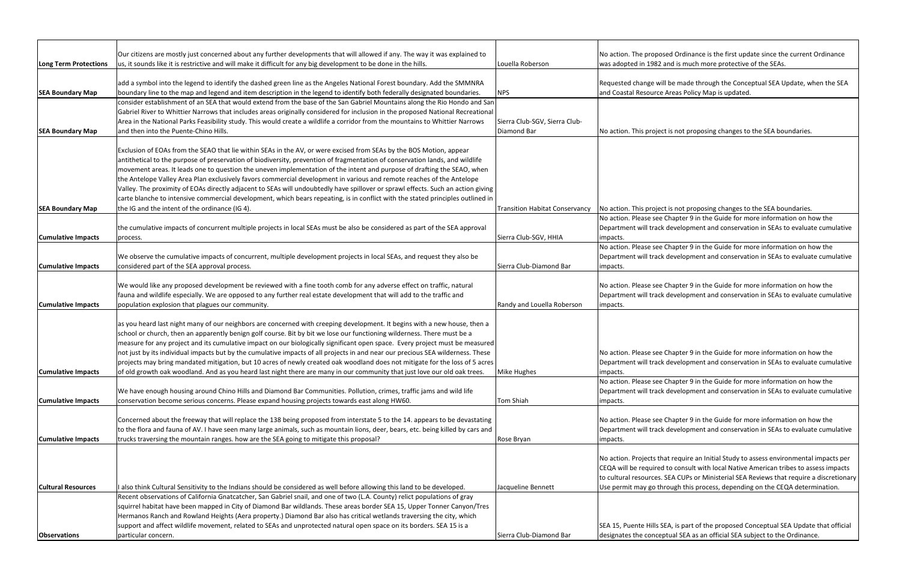| | | | |
|---|---|---|---|
| **Long Term Protections** | Our citizens are mostly just concerned about any further developments that will allowed if any. The way it was explained to us, it sounds like it is restrictive and will make it difficult for any big development to be done in the hills. | Louella Roberson | No action. The proposed Ordinance is the first update since the current Ordinance was adopted in 1982 and is much more protective of the SEAs. |
| **SEA Boundary Map** | add a symbol into the legend to identify the dashed green line as the Angeles National Forest boundary. Add the SMMNRA boundary line to the map and legend and item description in the legend to identify both federally designated boundaries. | NPS | Requested change will be made through the Conceptual SEA Update, when the SEA and Coastal Resource Areas Policy Map is updated. |
| **SEA Boundary Map** | consider establishment of an SEA that would extend from the base of the San Gabriel Mountains along the Rio Hondo and San Gabriel River to Whittier Narrows that includes areas originally considered for inclusion in the proposed National Recreational Area in the National Parks Feasibility study. This would create a wildlife a corridor from the mountains to Whittier Narrows and then into the Puente-Chino Hills. | Sierra Club-SGV, Sierra Club-Diamond Bar | No action. This project is not proposing changes to the SEA boundaries. |
| **SEA Boundary Map** | Exclusion of EOAs from the SEAO that lie within SEAs in the AV, or were excised from SEAs by the BOS Motion, appear antithetical to the purpose of preservation of biodiversity, prevention of fragmentation of conservation lands, and wildlife movement areas. It leads one to question the uneven implementation of the intent and purpose of drafting the SEAO, when the Antelope Valley Area Plan exclusively favors commercial development in various and remote reaches of the Antelope Valley. The proximity of EOAs directly adjacent to SEAs will undoubtedly have spillover or sprawl effects. Such an action giving carte blanche to intensive commercial development, which bears repeating, is in conflict with the stated principles outlined in the IG and the intent of the ordinance (IG 4). | Transition Habitat Conservancy | No action. This project is not proposing changes to the SEA boundaries. |
| **Cumulative Impacts** | the cumulative impacts of concurrent multiple projects in local SEAs must be also be considered as part of the SEA approval process. | Sierra Club-SGV, HHIA | No action. Please see Chapter 9 in the Guide for more information on how the Department will track development and conservation in SEAs to evaluate cumulative impacts. |
| **Cumulative Impacts** | We observe the cumulative impacts of concurrent, multiple development projects in local SEAs, and request they also be considered part of the SEA approval process. | Sierra Club-Diamond Bar | No action. Please see Chapter 9 in the Guide for more information on how the Department will track development and conservation in SEAs to evaluate cumulative impacts. |
| **Cumulative Impacts** | We would like any proposed development be reviewed with a fine tooth comb for any adverse effect on traffic, natural fauna and wildlife especially. We are opposed to any further real estate development that will add to the traffic and population explosion that plagues our community. | Randy and Louella Roberson | No action. Please see Chapter 9 in the Guide for more information on how the Department will track development and conservation in SEAs to evaluate cumulative impacts. |
| **Cumulative Impacts** | as you heard last night many of our neighbors are concerned with creeping development. It begins with a new house, then a school or church, then an apparently benign golf course. Bit by bit we lose our functioning wilderness. There must be a measure for any project and its cumulative impact on our biologically significant open space. Every project must be measured not just by its individual impacts but by the cumulative impacts of all projects in and near our precious SEA wilderness. These projects may bring mandated mitigation, but 10 acres of newly created oak woodland does not mitigate for the loss of 5 acres of old growth oak woodland. And as you heard last night there are many in our community that just love our old oak trees. | Mike Hughes | No action. Please see Chapter 9 in the Guide for more information on how the Department will track development and conservation in SEAs to evaluate cumulative impacts. |
| **Cumulative Impacts** | We have enough housing around Chino Hills and Diamond Bar Communities. Pollution, crimes, traffic jams and wild life conservation become serious concerns. Please expand housing projects towards east along HW60. | Tom Shiah | No action. Please see Chapter 9 in the Guide for more information on how the Department will track development and conservation in SEAs to evaluate cumulative impacts. |
| **Cumulative Impacts** | Concerned about the freeway that will replace the 138 being proposed from interstate 5 to the 14. appears to be devastating to the flora and fauna of AV. I have seen many large animals, such as mountain lions, deer, bears, etc. being killed by cars and trucks traversing the mountain ranges. how are the SEA going to mitigate this proposal? | Rose Bryan | No action. Please see Chapter 9 in the Guide for more information on how the Department will track development and conservation in SEAs to evaluate cumulative impacts. |
| **Cultural Resources** | I also think Cultural Sensitivity to the Indians should be considered as well before allowing this land to be developed. | Jacqueline Bennett | No action. Projects that require an Initial Study to assess environmental impacts per CEQA will be required to consult with local Native American tribes to assess impacts to cultural resources. SEA CUPs or Ministerial SEA Reviews that require a discretionary Use permit may go through this process, depending on the CEQA determination. |
| **Observations** | Recent observations of California Gnatcatcher, San Gabriel snail, and one of two (L.A. County) relict populations of gray squirrel habitat have been mapped in City of Diamond Bar wildlands. These areas border SEA 15, Upper Tonner Canyon/Tres Hermanos Ranch and Rowland Heights (Aera property.) Diamond Bar also has critical wetlands traversing the city, which support and affect wildlife movement, related to SEAs and unprotected natural open space on its borders. SEA 15 is a particular concern. | Sierra Club-Diamond Bar | SEA 15, Puente Hills SEA, is part of the proposed Conceptual SEA Update that official designates the conceptual SEA as an official SEA subject to the Ordinance. |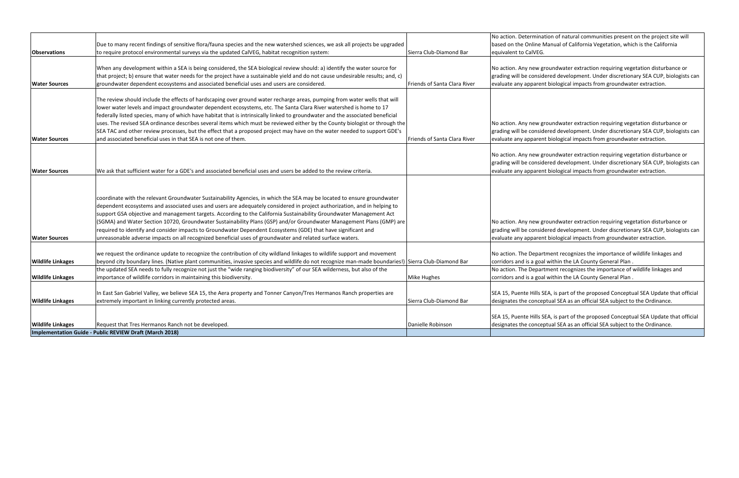| | | | |
|---|---|---|---|
| **Observations** | Due to many recent findings of sensitive flora/fauna species and the new watershed sciences, we ask all projects be upgraded to require protocol environmental surveys via the updated CalVEG, habitat recognition system: | Sierra Club-Diamond Bar | No action. Determination of natural communities present on the project site will based on the Online Manual of California Vegetation, which is the California equivalent to CalVEG. |
| **Water Sources** | When any development within a SEA is being considered, the SEA biological review should: a) identify the water source for that project; b) ensure that water needs for the project have a sustainable yield and do not cause undesirable results; and, c) groundwater dependent ecosystems and associated beneficial uses and users are considered. | Friends of Santa Clara River | No action. Any new groundwater extraction requiring vegetation disturbance or grading will be considered development. Under discretionary SEA CUP, biologists can evaluate any apparent biological impacts from groundwater extraction. |
| **Water Sources** | The review should include the effects of hardscaping over ground water recharge areas, pumping from water wells that will lower water levels and impact groundwater dependent ecosystems, etc. The Santa Clara River watershed is home to 17 federally listed species, many of which have habitat that is intrinsically linked to groundwater and the associated beneficial uses. The revised SEA ordinance describes several items which must be reviewed either by the County biologist or through the SEA TAC and other review processes, but the effect that a proposed project may have on the water needed to support GDE's and associated beneficial uses in that SEA is not one of them. | Friends of Santa Clara River | No action. Any new groundwater extraction requiring vegetation disturbance or grading will be considered development. Under discretionary SEA CUP, biologists can evaluate any apparent biological impacts from groundwater extraction. |
| **Water Sources** | We ask that sufficient water for a GDE's and associated beneficial uses and users be added to the review criteria. | | No action. Any new groundwater extraction requiring vegetation disturbance or grading will be considered development. Under discretionary SEA CUP, biologists can evaluate any apparent biological impacts from groundwater extraction. |
| **Water Sources** | coordinate with the relevant Groundwater Sustainability Agencies, in which the SEA may be located to ensure groundwater dependent ecosystems and associated uses and users are adequately considered in project authorization, and in helping to support GSA objective and management targets. According to the California Sustainability Groundwater Management Act (SGMA) and Water Section 10720, Groundwater Sustainability Plans (GSP) and/or Groundwater Management Plans (GMP) are required to identify and consider impacts to Groundwater Dependent Ecosystems (GDE) that have significant and unreasonable adverse impacts on all recognized beneficial uses of groundwater and related surface waters. | | No action. Any new groundwater extraction requiring vegetation disturbance or grading will be considered development. Under discretionary SEA CUP, biologists can evaluate any apparent biological impacts from groundwater extraction. |
| **Wildlife Linkages** | we request the ordinance update to recognize the contribution of city wildland linkages to wildlife support and movement beyond city boundary lines. (Native plant communities, invasive species and wildlife do not recognize man-made boundaries!) | Sierra Club-Diamond Bar | No action. The Department recognizes the importance of wildlife linkages and corridors and is a goal within the LA County General Plan . |
| **Wildlife Linkages** | the updated SEA needs to fully recognize not just the "wide ranging biodiversity" of our SEA wilderness, but also of the importance of wildlife corridors in maintaining this biodiversity. | Mike Hughes | No action. The Department recognizes the importance of wildlife linkages and corridors and is a goal within the LA County General Plan . |
| **Wildlife Linkages** | In East San Gabriel Valley, we believe SEA 15, the Aera property and Tonner Canyon/Tres Hermanos Ranch properties are extremely important in linking currently protected areas. | Sierra Club-Diamond Bar | SEA 15, Puente Hills SEA, is part of the proposed Conceptual SEA Update that official designates the conceptual SEA as an official SEA subject to the Ordinance. |
| **Wildlife Linkages** | Request that Tres Hermanos Ranch not be developed. | Danielle Robinson | SEA 15, Puente Hills SEA, is part of the proposed Conceptual SEA Update that official designates the conceptual SEA as an official SEA subject to the Ordinance. |
| **Implementation Guide - Public REVIEW Draft (March 2018)** | | | |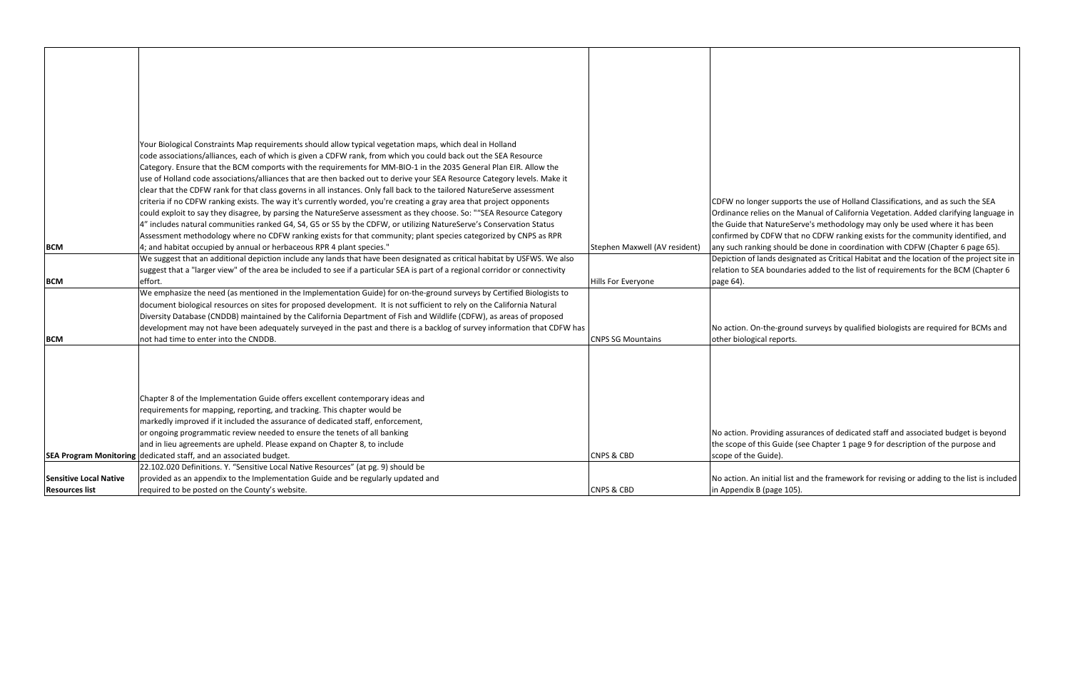| | | | |
|---|---|---|---|
| BCM | Your Biological Constraints Map requirements should allow typical vegetation maps, which deal in Holland code associations/alliances, each of which is given a CDFW rank, from which you could back out the SEA Resource Category. Ensure that the BCM comports with the requirements for MM-BIO-1 in the 2035 General Plan EIR. Allow the use of Holland code associations/alliances that are then backed out to derive your SEA Resource Category levels. Make it clear that the CDFW rank for that class governs in all instances. Only fall back to the tailored NatureServe assessment criteria if no CDFW ranking exists. The way it's currently worded, you're creating a gray area that project opponents could exploit to say they disagree, by parsing the NatureServe assessment as they choose. So: ""SEA Resource Category 4" includes natural communities ranked G4, S4, G5 or S5 by the CDFW, or utilizing NatureServe's Conservation Status Assessment methodology where no CDFW ranking exists for that community; plant species categorized by CNPS as RPR 4; and habitat occupied by annual or herbaceous RPR 4 plant species." | Stephen Maxwell (AV resident) | CDFW no longer supports the use of Holland Classifications, and as such the SEA Ordinance relies on the Manual of California Vegetation. Added clarifying language in the Guide that NatureServe's methodology may only be used where it has been confirmed by CDFW that no CDFW ranking exists for the community identified, and any such ranking should be done in coordination with CDFW (Chapter 6 page 65). |
| BCM | We suggest that an additional depiction include any lands that have been designated as critical habitat by USFWS. We also suggest that a "larger view" of the area be included to see if a particular SEA is part of a regional corridor or connectivity effort. | Hills For Everyone | Depiction of lands designated as Critical Habitat and the location of the project site in relation to SEA boundaries added to the list of requirements for the BCM (Chapter 6 page 64). |
| BCM | We emphasize the need (as mentioned in the Implementation Guide) for on-the-ground surveys by Certified Biologists to document biological resources on sites for proposed development. It is not sufficient to rely on the California Natural Diversity Database (CNDDB) maintained by the California Department of Fish and Wildlife (CDFW), as areas of proposed development may not have been adequately surveyed in the past and there is a backlog of survey information that CDFW has not had time to enter into the CNDDB. | CNPS SG Mountains | No action. On-the-ground surveys by qualified biologists are required for BCMs and other biological reports. |
| SEA Program Monitoring | Chapter 8 of the Implementation Guide offers excellent contemporary ideas and requirements for mapping, reporting, and tracking. This chapter would be markedly improved if it included the assurance of dedicated staff, enforcement, or ongoing programmatic review needed to ensure the tenets of all banking and in lieu agreements are upheld. Please expand on Chapter 8, to include dedicated staff, and an associated budget. | CNPS & CBD | No action. Providing assurances of dedicated staff and associated budget is beyond the scope of this Guide (see Chapter 1 page 9 for description of the purpose and scope of the Guide). |
| Sensitive Local Native Resources list | 22.102.020 Definitions. Y. "Sensitive Local Native Resources" (at pg. 9) should be provided as an appendix to the Implementation Guide and be regularly updated and required to be posted on the County's website. | CNPS & CBD | No action. An initial list and the framework for revising or adding to the list is included in Appendix B (page 105). |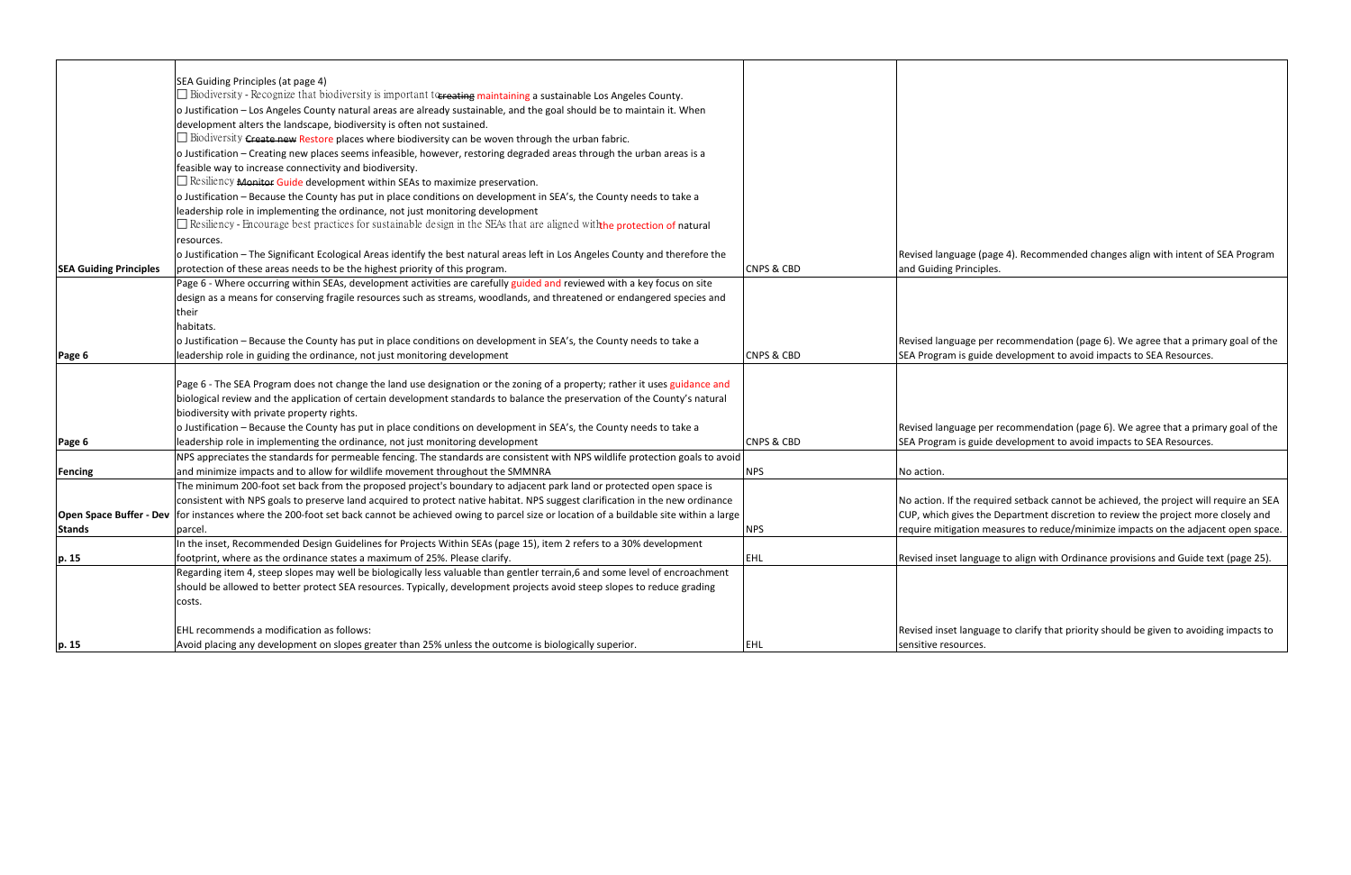| | | | |
|---|---|---|---|
| **SEA Guiding Principles** | SEA Guiding Principles (at page 4)<br>☐ Biodiversity - Recognize that biodiversity is important to ~~creating~~ maintaining a sustainable Los Angeles County.<br>o Justification – Los Angeles County natural areas are already sustainable, and the goal should be to maintain it. When development alters the landscape, biodiversity is often not sustained.<br>☐ Biodiversity ~~Create new~~ Restore places where biodiversity can be woven through the urban fabric.<br>o Justification – Creating new places seems infeasible, however, restoring degraded areas through the urban areas is a feasible way to increase connectivity and biodiversity.<br>☐ Resiliency ~~Monitor~~ Guide development within SEAs to maximize preservation.<br>o Justification – Because the County has put in place conditions on development in SEA's, the County needs to take a leadership role in implementing the ordinance, not just monitoring development<br>☐ Resiliency - Encourage best practices for sustainable design in the SEAs that are aligned with the protection of natural resources.<br>o Justification – The Significant Ecological Areas identify the best natural areas left in Los Angeles County and therefore the protection of these areas needs to be the highest priority of this program. | CNPS & CBD | Revised language (page 4). Recommended changes align with intent of SEA Program and Guiding Principles. |
| **Page 6** | Page 6 - Where occurring within SEAs, development activities are carefully guided and reviewed with a key focus on site design as a means for conserving fragile resources such as streams, woodlands, and threatened or endangered species and their habitats.<br>o Justification – Because the County has put in place conditions on development in SEA's, the County needs to take a leadership role in guiding the ordinance, not just monitoring development | CNPS & CBD | Revised language per recommendation (page 6). We agree that a primary goal of the SEA Program is guide development to avoid impacts to SEA Resources. |
| **Page 6** | Page 6 - The SEA Program does not change the land use designation or the zoning of a property; rather it uses guidance and biological review and the application of certain development standards to balance the preservation of the County's natural biodiversity with private property rights.<br>o Justification – Because the County has put in place conditions on development in SEA's, the County needs to take a leadership role in implementing the ordinance, not just monitoring development | CNPS & CBD | Revised language per recommendation (page 6). We agree that a primary goal of the SEA Program is guide development to avoid impacts to SEA Resources. |
| **Fencing** | NPS appreciates the standards for permeable fencing. The standards are consistent with NPS wildlife protection goals to avoid and minimize impacts and to allow for wildlife movement throughout the SMMNRA | NPS | No action. |
| **Open Space Buffer - Dev Stands** | The minimum 200-foot set back from the proposed project's boundary to adjacent park land or protected open space is consistent with NPS goals to preserve land acquired to protect native habitat. NPS suggest clarification in the new ordinance for instances where the 200-foot set back cannot be achieved owing to parcel size or location of a buildable site within a large parcel. | NPS | No action. If the required setback cannot be achieved, the project will require an SEA CUP, which gives the Department discretion to review the project more closely and require mitigation measures to reduce/minimize impacts on the adjacent open space. |
| **p. 15** | In the inset, Recommended Design Guidelines for Projects Within SEAs (page 15), item 2 refers to a 30% development footprint, where as the ordinance states a maximum of 25%. Please clarify. | EHL | Revised inset language to align with Ordinance provisions and Guide text (page 25). |
| **p. 15** | Regarding item 4, steep slopes may well be biologically less valuable than gentler terrain,6 and some level of encroachment should be allowed to better protect SEA resources. Typically, development projects avoid steep slopes to reduce grading costs.<br><br>EHL recommends a modification as follows:<br>Avoid placing any development on slopes greater than 25% unless the outcome is biologically superior. | EHL | Revised inset language to clarify that priority should be given to avoiding impacts to sensitive resources. |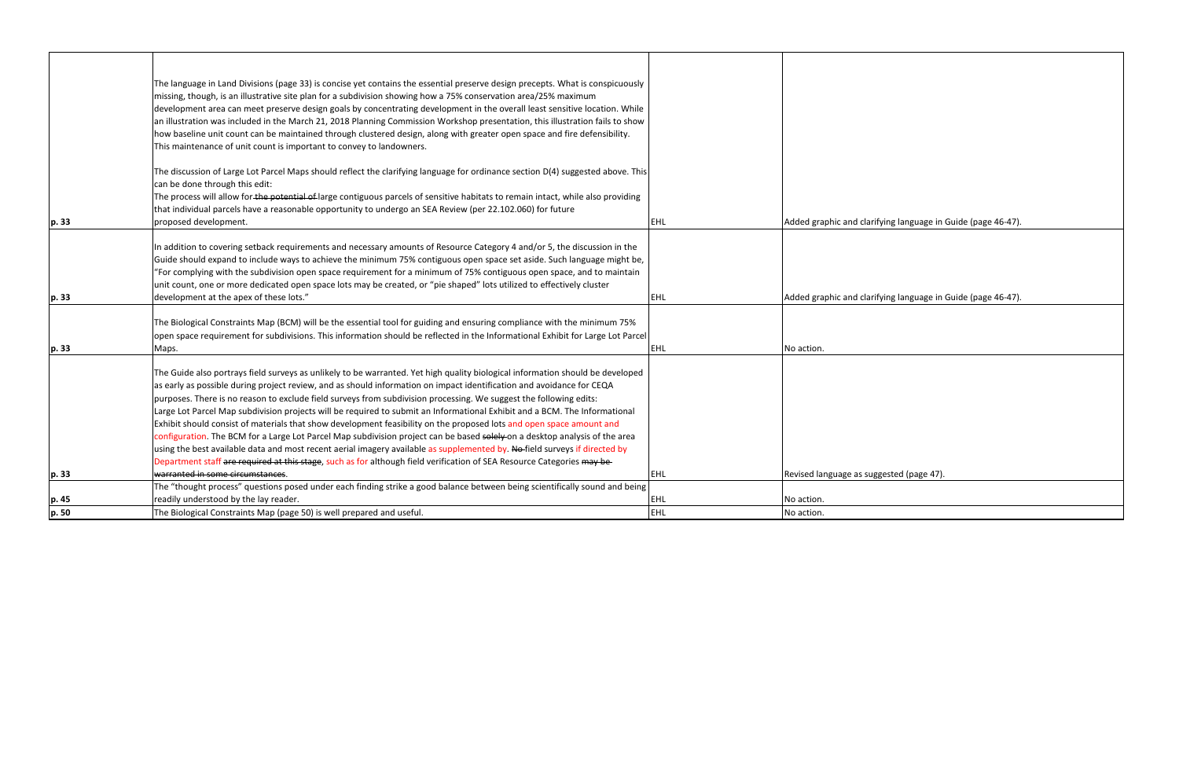| | | | |
|---|---|---|---|
| p. 33 | The language in Land Divisions (page 33) is concise yet contains the essential preserve design precepts. What is conspicuously missing, though, is an illustrative site plan for a subdivision showing how a 75% conservation area/25% maximum development area can meet preserve design goals by concentrating development in the overall least sensitive location. While an illustration was included in the March 21, 2018 Planning Commission Workshop presentation, this illustration fails to show how baseline unit count can be maintained through clustered design, along with greater open space and fire defensibility. This maintenance of unit count is important to convey to landowners.<br><br>The discussion of Large Lot Parcel Maps should reflect the clarifying language for ordinance section D(4) suggested above. This can be done through this edit:<br>The process will allow for ~~the potential of~~ large contiguous parcels of sensitive habitats to remain intact, while also providing that individual parcels have a reasonable opportunity to undergo an SEA Review (per 22.102.060) for future proposed development. | EHL | Added graphic and clarifying language in Guide (page 46-47). |
| p. 33 | In addition to covering setback requirements and necessary amounts of Resource Category 4 and/or 5, the discussion in the Guide should expand to include ways to achieve the minimum 75% contiguous open space set aside. Such language might be, "For complying with the subdivision open space requirement for a minimum of 75% contiguous open space, and to maintain unit count, one or more dedicated open space lots may be created, or "pie shaped" lots utilized to effectively cluster development at the apex of these lots." | EHL | Added graphic and clarifying language in Guide (page 46-47). |
| p. 33 | The Biological Constraints Map (BCM) will be the essential tool for guiding and ensuring compliance with the minimum 75% open space requirement for subdivisions. This information should be reflected in the Informational Exhibit for Large Lot Parcel Maps. | EHL | No action. |
| p. 33 | The Guide also portrays field surveys as unlikely to be warranted. Yet high quality biological information should be developed as early as possible during project review, and as should information on impact identification and avoidance for CEQA purposes. There is no reason to exclude field surveys from subdivision processing. We suggest the following edits:<br>Large Lot Parcel Map subdivision projects will be required to submit an Informational Exhibit and a BCM. The Informational Exhibit should consist of materials that show development feasibility on the proposed lots and open space amount and configuration. The BCM for a Large Lot Parcel Map subdivision project can be based ~~solely~~ on a desktop analysis of the area using the best available data and most recent aerial imagery available as supplemented by. ~~No~~ field surveys if directed by Department staff ~~are required at this stage~~, such as for ~~although~~ field verification of SEA Resource Categories ~~may be warranted in some circumstances~~. | EHL | Revised language as suggested (page 47). |
| p. 45 | The "thought process" questions posed under each finding strike a good balance between being scientifically sound and being readily understood by the lay reader. | EHL | No action. |
| p. 50 | The Biological Constraints Map (page 50) is well prepared and useful. | EHL | No action. |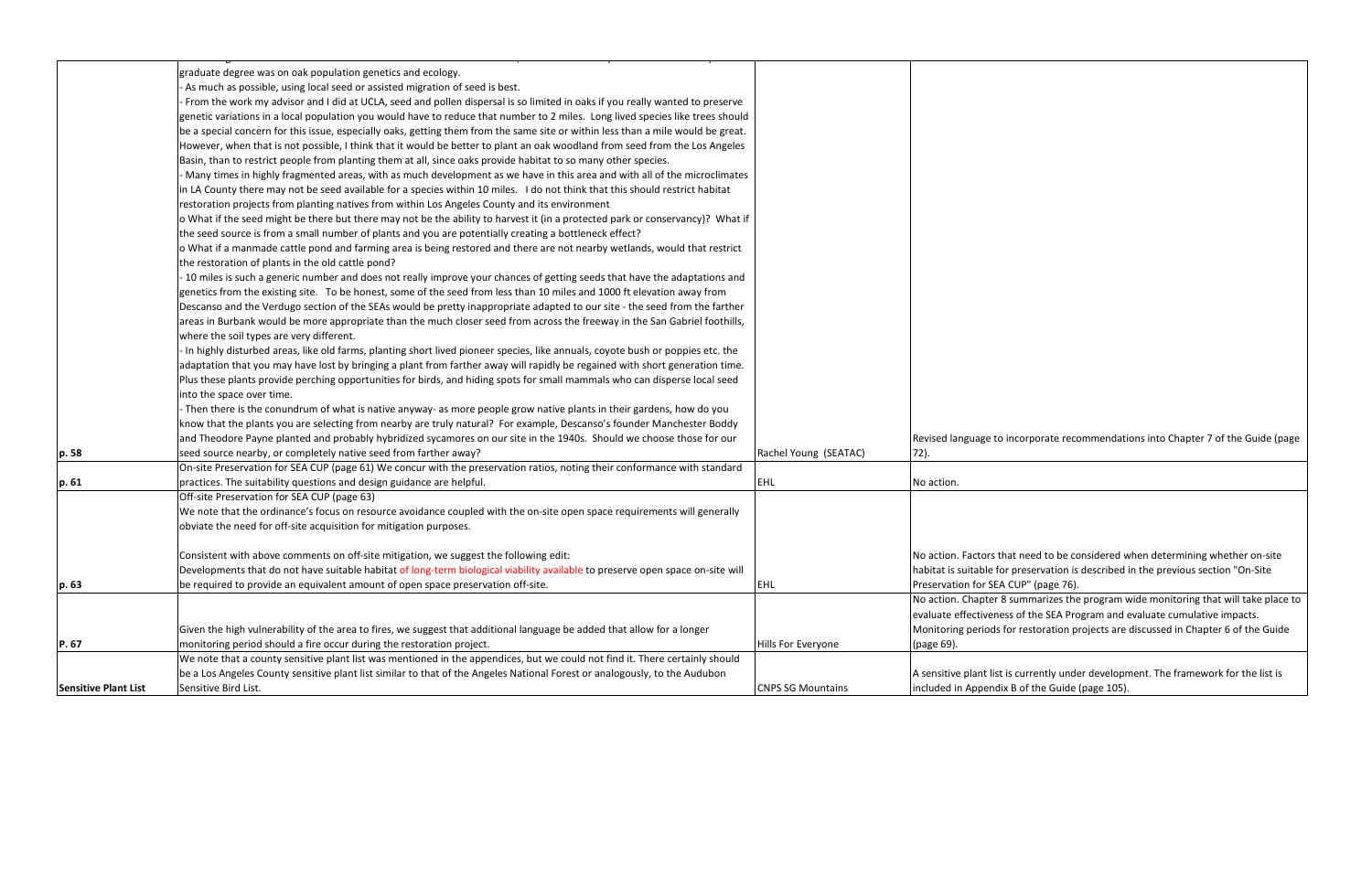| | | | |
|---|---|---|---|
| p. 58 | graduate degree was on oak population genetics and ecology.<br>- As much as possible, using local seed or assisted migration of seed is best.<br>- From the work my advisor and I did at UCLA, seed and pollen dispersal is so limited in oaks if you really wanted to preserve genetic variations in a local population you would have to reduce that number to 2 miles. Long lived species like trees should be a special concern for this issue, especially oaks, getting them from the same site or within less than a mile would be great. However, when that is not possible, I think that it would be better to plant an oak woodland from seed from the Los Angeles Basin, than to restrict people from planting them at all, since oaks provide habitat to so many other species.<br>- Many times in highly fragmented areas, with as much development as we have in this area and with all of the microclimates in LA County there may not be seed available for a species within 10 miles. I do not think that this should restrict habitat restoration projects from planting natives from within Los Angeles County and its environment<br>o What if the seed might be there but there may not be the ability to harvest it (in a protected park or conservancy)? What if the seed source is from a small number of plants and you are potentially creating a bottleneck effect?<br>o What if a manmade cattle pond and farming area is being restored and there are not nearby wetlands, would that restrict the restoration of plants in the old cattle pond?<br>- 10 miles is such a generic number and does not really improve your chances of getting seeds that have the adaptations and genetics from the existing site. To be honest, some of the seed from less than 10 miles and 1000 ft elevation away from Descanso and the Verdugo section of the SEAs would be pretty inappropriate adapted to our site - the seed from the farther areas in Burbank would be more appropriate than the much closer seed from across the freeway in the San Gabriel foothills, where the soil types are very different.<br>- In highly disturbed areas, like old farms, planting short lived pioneer species, like annuals, coyote bush or poppies etc. the adaptation that you may have lost by bringing a plant from farther away will rapidly be regained with short generation time. Plus these plants provide perching opportunities for birds, and hiding spots for small mammals who can disperse local seed into the space over time.<br>- Then there is the conundrum of what is native anyway- as more people grow native plants in their gardens, how do you know that the plants you are selecting from nearby are truly natural? For example, Descanso's founder Manchester Boddy and Theodore Payne planted and probably hybridized sycamores on our site in the 1940s. Should we choose those for our seed source nearby, or completely native seed from farther away? | Rachel Young (SEATAC) | Revised language to incorporate recommendations into Chapter 7 of the Guide (page 72). |
| p. 61 | On-site Preservation for SEA CUP (page 61) We concur with the preservation ratios, noting their conformance with standard practices. The suitability questions and design guidance are helpful. | EHL | No action. |
| p. 63 | Off-site Preservation for SEA CUP (page 63)<br>We note that the ordinance's focus on resource avoidance coupled with the on-site open space requirements will generally obviate the need for off-site acquisition for mitigation purposes.<br><br>Consistent with above comments on off-site mitigation, we suggest the following edit:<br>Developments that do not have suitable habitat of long-term biological viability available to preserve open space on-site will be required to provide an equivalent amount of open space preservation off-site. | EHL | No action. Factors that need to be considered when determining whether on-site habitat is suitable for preservation is described in the previous section "On-Site Preservation for SEA CUP" (page 76). |
| P. 67 | Given the high vulnerability of the area to fires, we suggest that additional language be added that allow for a longer monitoring period should a fire occur during the restoration project. | Hills For Everyone | No action. Chapter 8 summarizes the program wide monitoring that will take place to evaluate effectiveness of the SEA Program and evaluate cumulative impacts. Monitoring periods for restoration projects are discussed in Chapter 6 of the Guide (page 69). |
| **Sensitive Plant List** | We note that a county sensitive plant list was mentioned in the appendices, but we could not find it. There certainly should be a Los Angeles County sensitive plant list similar to that of the Angeles National Forest or analogously, to the Audubon Sensitive Bird List. | CNPS SG Mountains | A sensitive plant list is currently under development. The framework for the list is included in Appendix B of the Guide (page 105). |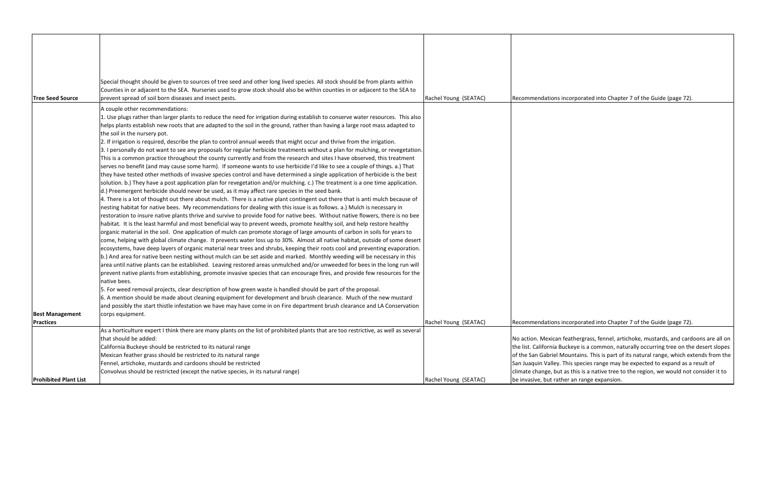| | | | |
|---|---|---|---|
| **Tree Seed Source** | Special thought should be given to sources of tree seed and other long lived species. All stock should be from plants within Counties in or adjacent to the SEA. Nurseries used to grow stock should also be within counties in or adjacent to the SEA to prevent spread of soil born diseases and insect pests. | Rachel Young (SEATAC) | Recommendations incorporated into Chapter 7 of the Guide (page 72). |
| **Best Management Practices** | A couple other recommendations:<br>1. Use plugs rather than larger plants to reduce the need for irrigation during establish to conserve water resources. This also helps plants establish new roots that are adapted to the soil in the ground, rather than having a large root mass adapted to the soil in the nursery pot.<br>2. If irrigation is required, describe the plan to control annual weeds that might occur and thrive from the irrigation.<br>3. I personally do not want to see any proposals for regular herbicide treatments without a plan for mulching, or revegetation. This is a common practice throughout the county currently and from the research and sites I have observed, this treatment serves no benefit (and may cause some harm). If someone wants to use herbicide I'd like to see a couple of things. a.) That they have tested other methods of invasive species control and have determined a single application of herbicide is the best solution. b.) They have a post application plan for revegetation and/or mulching. c.) The treatment is a one time application. d.) Preemergent herbicide should never be used, as it may affect rare species in the seed bank.<br>4. There is a lot of thought out there about mulch. There is a native plant contingent out there that is anti mulch because of nesting habitat for native bees. My recommendations for dealing with this issue is as follows. a.) Mulch is necessary in restoration to insure native plants thrive and survive to provide food for native bees. Without native flowers, there is no bee habitat. It is the least harmful and most beneficial way to prevent weeds, promote healthy soil, and help restore healthy organic material in the soil. One application of mulch can promote storage of large amounts of carbon in soils for years to come, helping with global climate change. It prevents water loss up to 30%. Almost all native habitat, outside of some desert ecosystems, have deep layers of organic material near trees and shrubs, keeping their roots cool and preventing evaporation. b.) And area for native been nesting without mulch can be set aside and marked. Monthly weeding will be necessary in this area until native plants can be established. Leaving restored areas unmulched and/or unweeded for bees in the long run will prevent native plants from establishing, promote invasive species that can encourage fires, and provide few resources for the native bees.<br>5. For weed removal projects, clear description of how green waste is handled should be part of the proposal.<br>6. A mention should be made about cleaning equipment for development and brush clearance. Much of the new mustard and possibly the start thistle infestation we have may have come in on Fire department brush clearance and LA Conservation corps equipment. | Rachel Young (SEATAC) | Recommendations incorporated into Chapter 7 of the Guide (page 72). |
| **Prohibited Plant List** | As a horticulture expert I think there are many plants on the list of prohibited plants that are too restrictive, as well as several that should be added:<br>California Buckeye should be restricted to its natural range<br>Mexican feather grass should be restricted to its natural range<br>Fennel, artichoke, mustards and cardoons should be restricted<br>Convolvus should be restricted (except the native species, in its natural range) | Rachel Young (SEATAC) | No action. Mexican feathergrass, fennel, artichoke, mustards, and cardoons are all on the list. California Buckeye is a common, naturally occurring tree on the desert slopes of the San Gabriel Mountains. This is part of its natural range, which extends from the San Juaquin Valley. This species range may be expected to expand as a result of climate change, but as this is a native tree to the region, we would not consider it to be invasive, but rather an range expansion. |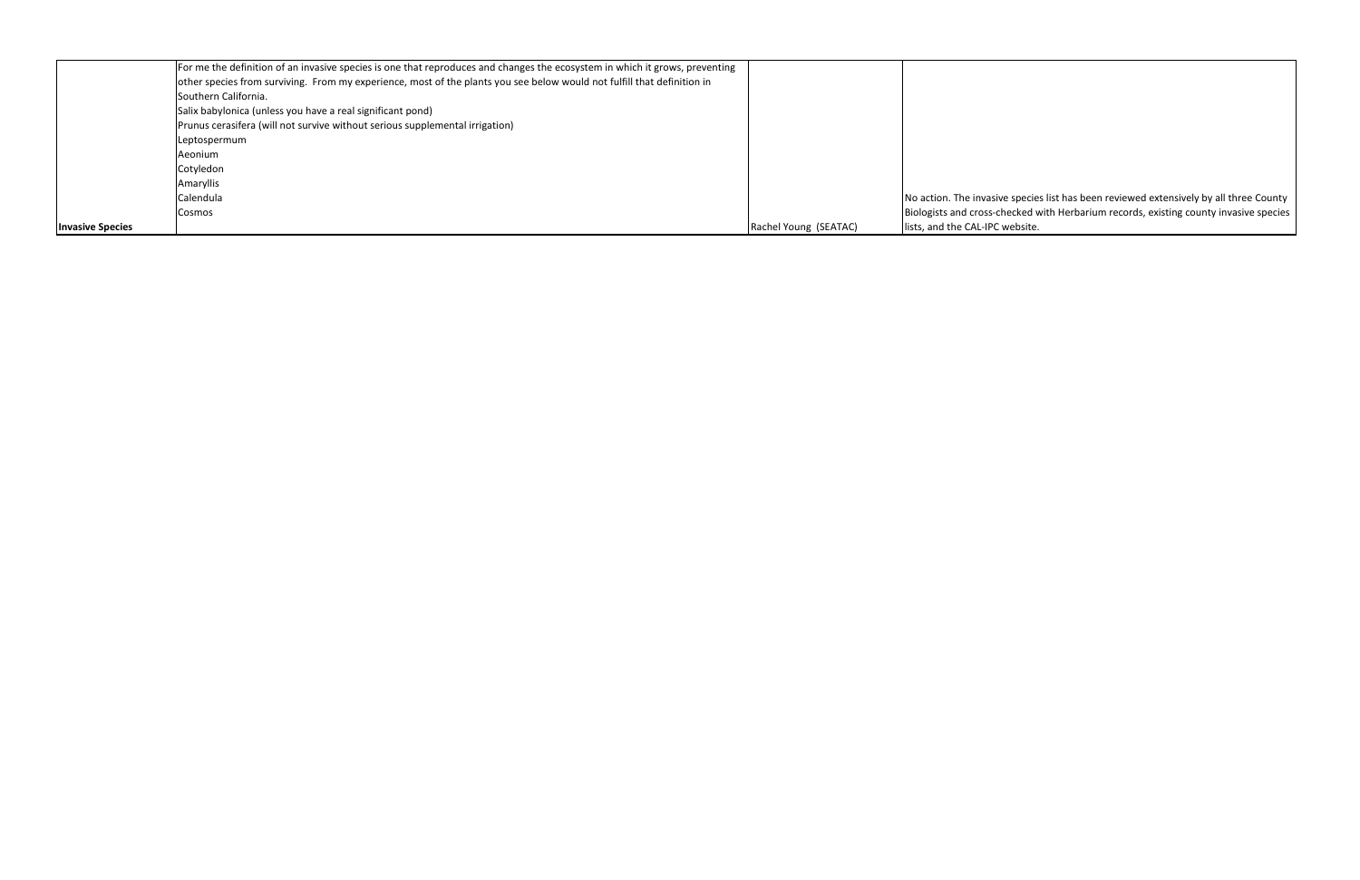| | | | |
|---|---|---|---|
| **Invasive Species** | For me the definition of an invasive species is one that reproduces and changes the ecosystem in which it grows, preventing other species from surviving. From my experience, most of the plants you see below would not fulfill that definition in Southern California.<br>Salix babylonica (unless you have a real significant pond)<br>Prunus cerasifera (will not survive without serious supplemental irrigation)<br>Leptospermum<br>Aeonium<br>Cotyledon<br>Amaryllis<br>Calendula<br>Cosmos | Rachel Young (SEATAC) | No action. The invasive species list has been reviewed extensively by all three County Biologists and cross-checked with Herbarium records, existing county invasive species lists, and the CAL-IPC website. |